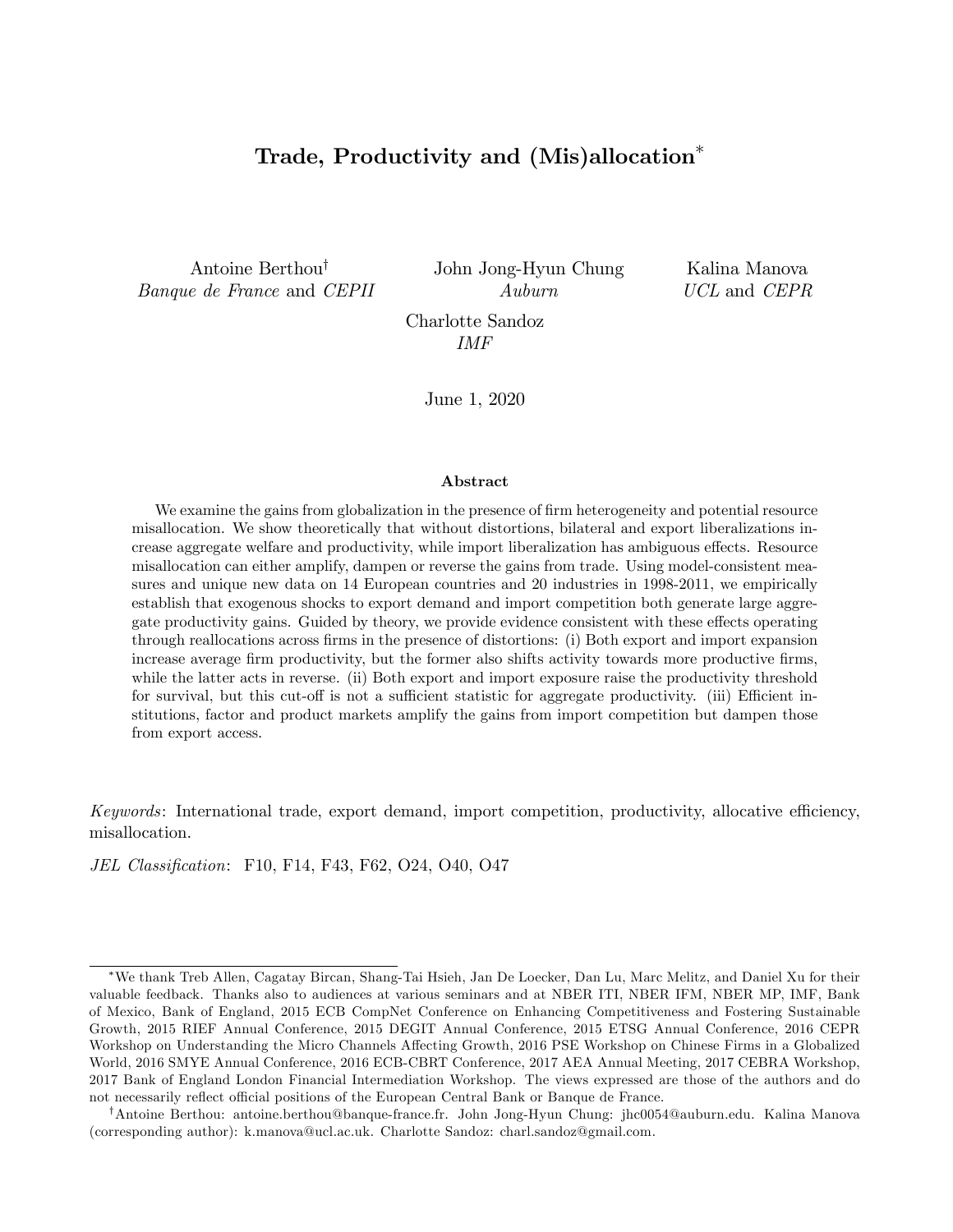# Trade, Productivity and (Mis)allocation[*]

Antoine Berthou[†]
*Banque de France* and *CEPII*

John Jong-Hyun Chung
*Auburn*

Kalina Manova
*UCL* and *CEPR*

Charlotte Sandoz
*IMF*

June 1, 2020

### Abstract

We examine the gains from globalization in the presence of firm heterogeneity and potential resource misallocation. We show theoretically that without distortions, bilateral and export liberalizations increase aggregate welfare and productivity, while import liberalization has ambiguous effects. Resource misallocation can either amplify, dampen or reverse the gains from trade. Using model-consistent measures and unique new data on 14 European countries and 20 industries in 1998-2011, we empirically establish that exogenous shocks to export demand and import competition both generate large aggregate productivity gains. Guided by theory, we provide evidence consistent with these effects operating through reallocations across firms in the presence of distortions: (i) Both export and import expansion increase average firm productivity, but the former also shifts activity towards more productive firms, while the latter acts in reverse. (ii) Both export and import exposure raise the productivity threshold for survival, but this cut-off is not a sufficient statistic for aggregate productivity. (iii) Efficient institutions, factor and product markets amplify the gains from import competition but dampen those from export access.

*Keywords*: International trade, export demand, import competition, productivity, allocative efficiency, misallocation.

*JEL Classification*: F10, F14, F43, F62, O24, O40, O47

---

[*] We thank Treb Allen, Cagatay Bircan, Shang-Tai Hsieh, Jan De Loecker, Dan Lu, Marc Melitz, and Daniel Xu for their valuable feedback. Thanks also to audiences at various seminars and at NBER ITI, NBER IFM, NBER MP, IMF, Bank of Mexico, Bank of England, 2015 ECB CompNet Conference on Enhancing Competitiveness and Fostering Sustainable Growth, 2015 RIEF Annual Conference, 2015 DEGIT Annual Conference, 2015 ETSG Annual Conference, 2016 CEPR Workshop on Understanding the Micro Channels Affecting Growth, 2016 PSE Workshop on Chinese Firms in a Globalized World, 2016 SMYE Annual Conference, 2016 ECB-CBRT Conference, 2017 AEA Annual Meeting, 2017 CEBRA Workshop, 2017 Bank of England London Financial Intermediation Workshop. The views expressed are those of the authors and do not necessarily reflect official positions of the European Central Bank or Banque de France.

[†] Antoine Berthou: antoine.berthou@banque-france.fr. John Jong-Hyun Chung: jhc0054@auburn.edu. Kalina Manova (corresponding author): k.manova@ucl.ac.uk. Charlotte Sandoz: charl.sandoz@gmail.com.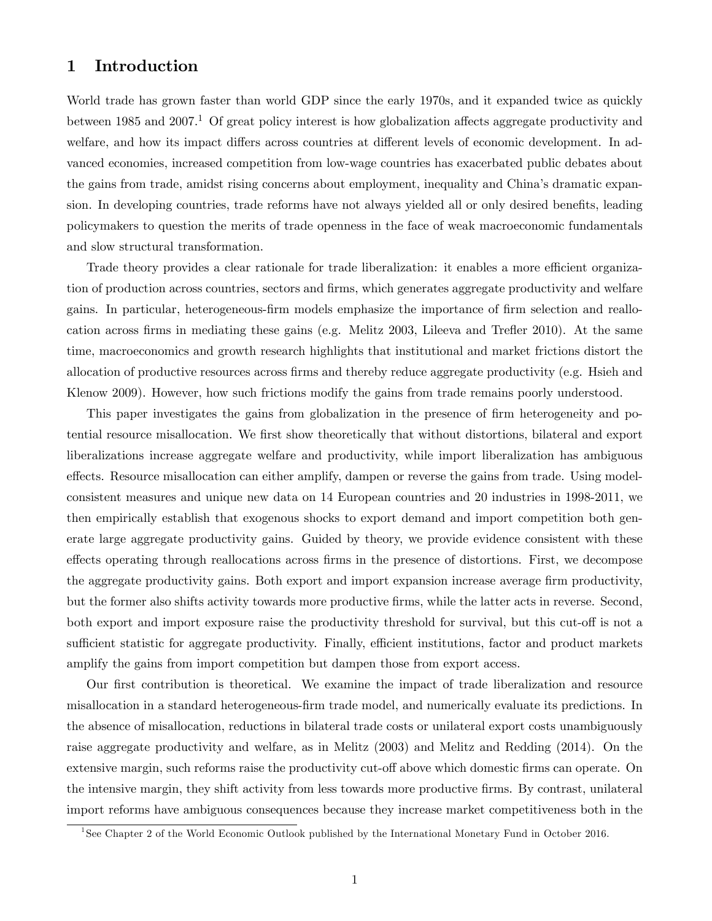# 1 Introduction

World trade has grown faster than world GDP since the early 1970s, and it expanded twice as quickly between 1985 and 2007.[1] Of great policy interest is how globalization affects aggregate productivity and welfare, and how its impact differs across countries at different levels of economic development. In advanced economies, increased competition from low-wage countries has exacerbated public debates about the gains from trade, amidst rising concerns about employment, inequality and China's dramatic expansion. In developing countries, trade reforms have not always yielded all or only desired benefits, leading policymakers to question the merits of trade openness in the face of weak macroeconomic fundamentals and slow structural transformation.

Trade theory provides a clear rationale for trade liberalization: it enables a more efficient organization of production across countries, sectors and firms, which generates aggregate productivity and welfare gains. In particular, heterogeneous-firm models emphasize the importance of firm selection and reallocation across firms in mediating these gains (e.g. Melitz 2003, Lileeva and Trefler 2010). At the same time, macroeconomics and growth research highlights that institutional and market frictions distort the allocation of productive resources across firms and thereby reduce aggregate productivity (e.g. Hsieh and Klenow 2009). However, how such frictions modify the gains from trade remains poorly understood.

This paper investigates the gains from globalization in the presence of firm heterogeneity and potential resource misallocation. We first show theoretically that without distortions, bilateral and export liberalizations increase aggregate welfare and productivity, while import liberalization has ambiguous effects. Resource misallocation can either amplify, dampen or reverse the gains from trade. Using model-consistent measures and unique new data on 14 European countries and 20 industries in 1998-2011, we then empirically establish that exogenous shocks to export demand and import competition both generate large aggregate productivity gains. Guided by theory, we provide evidence consistent with these effects operating through reallocations across firms in the presence of distortions. First, we decompose the aggregate productivity gains. Both export and import expansion increase average firm productivity, but the former also shifts activity towards more productive firms, while the latter acts in reverse. Second, both export and import exposure raise the productivity threshold for survival, but this cut-off is not a sufficient statistic for aggregate productivity. Finally, efficient institutions, factor and product markets amplify the gains from import competition but dampen those from export access.

Our first contribution is theoretical. We examine the impact of trade liberalization and resource misallocation in a standard heterogeneous-firm trade model, and numerically evaluate its predictions. In the absence of misallocation, reductions in bilateral trade costs or unilateral export costs unambiguously raise aggregate productivity and welfare, as in Melitz (2003) and Melitz and Redding (2014). On the extensive margin, such reforms raise the productivity cut-off above which domestic firms can operate. On the intensive margin, they shift activity from less towards more productive firms. By contrast, unilateral import reforms have ambiguous consequences because they increase market competitiveness both in the

[1] See Chapter 2 of the World Economic Outlook published by the International Monetary Fund in October 2016.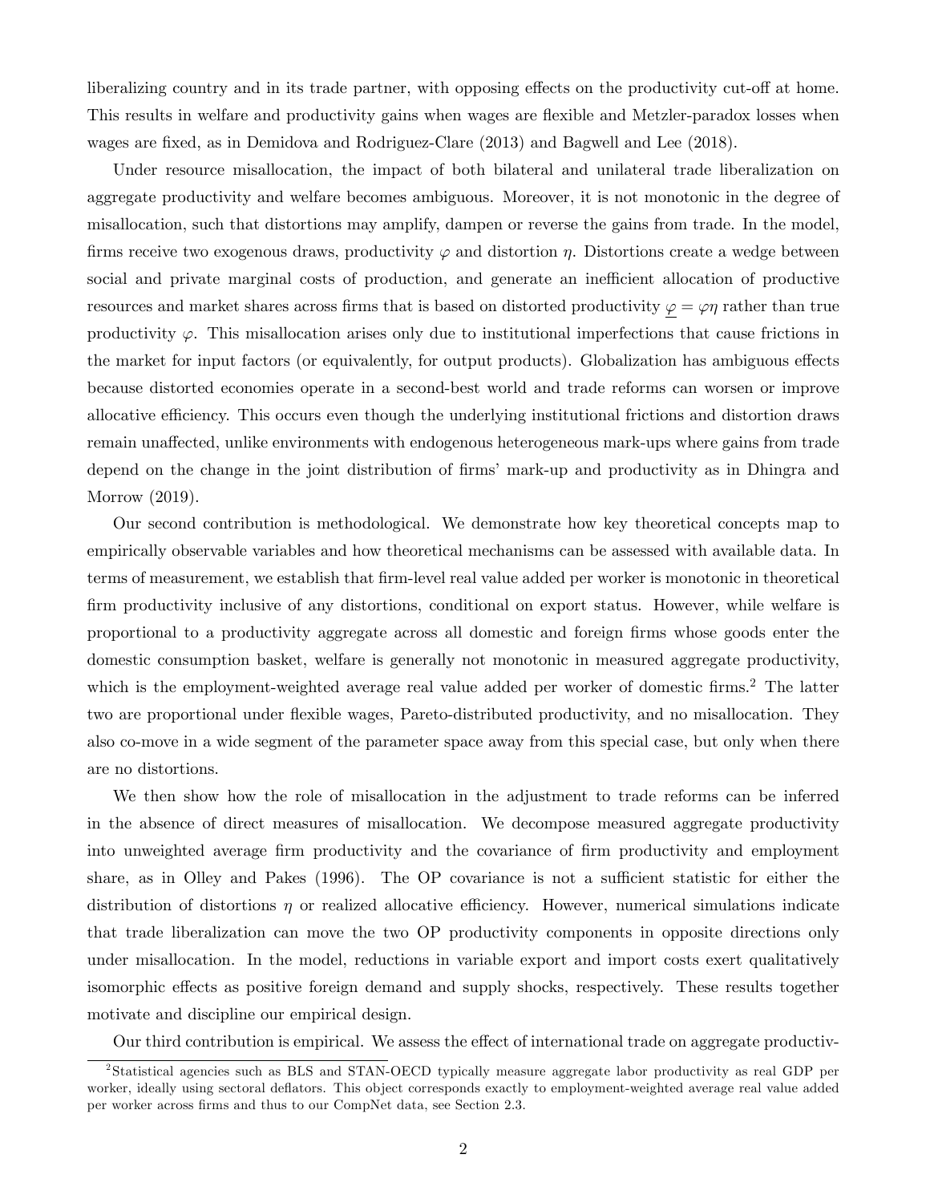liberalizing country and in its trade partner, with opposing effects on the productivity cut-off at home. This results in welfare and productivity gains when wages are flexible and Metzler-paradox losses when wages are fixed, as in Demidova and Rodriguez-Clare (2013) and Bagwell and Lee (2018).

Under resource misallocation, the impact of both bilateral and unilateral trade liberalization on aggregate productivity and welfare becomes ambiguous. Moreover, it is not monotonic in the degree of misallocation, such that distortions may amplify, dampen or reverse the gains from trade. In the model, firms receive two exogenous draws, productivity $\varphi$ and distortion $\eta$. Distortions create a wedge between social and private marginal costs of production, and generate an inefficient allocation of productive resources and market shares across firms that is based on distorted productivity $\underline{\varphi} = \varphi\eta$ rather than true productivity $\varphi$. This misallocation arises only due to institutional imperfections that cause frictions in the market for input factors (or equivalently, for output products). Globalization has ambiguous effects because distorted economies operate in a second-best world and trade reforms can worsen or improve allocative efficiency. This occurs even though the underlying institutional frictions and distortion draws remain unaffected, unlike environments with endogenous heterogeneous mark-ups where gains from trade depend on the change in the joint distribution of firms' mark-up and productivity as in Dhingra and Morrow (2019).

Our second contribution is methodological. We demonstrate how key theoretical concepts map to empirically observable variables and how theoretical mechanisms can be assessed with available data. In terms of measurement, we establish that firm-level real value added per worker is monotonic in theoretical firm productivity inclusive of any distortions, conditional on export status. However, while welfare is proportional to a productivity aggregate across all domestic and foreign firms whose goods enter the domestic consumption basket, welfare is generally not monotonic in measured aggregate productivity, which is the employment-weighted average real value added per worker of domestic firms.[2] The latter two are proportional under flexible wages, Pareto-distributed productivity, and no misallocation. They also co-move in a wide segment of the parameter space away from this special case, but only when there are no distortions.

We then show how the role of misallocation in the adjustment to trade reforms can be inferred in the absence of direct measures of misallocation. We decompose measured aggregate productivity into unweighted average firm productivity and the covariance of firm productivity and employment share, as in Olley and Pakes (1996). The OP covariance is not a sufficient statistic for either the distribution of distortions $\eta$ or realized allocative efficiency. However, numerical simulations indicate that trade liberalization can move the two OP productivity components in opposite directions only under misallocation. In the model, reductions in variable export and import costs exert qualitatively isomorphic effects as positive foreign demand and supply shocks, respectively. These results together motivate and discipline our empirical design.

Our third contribution is empirical. We assess the effect of international trade on aggregate productiv-

[2] Statistical agencies such as BLS and STAN-OECD typically measure aggregate labor productivity as real GDP per worker, ideally using sectoral deflators. This object corresponds exactly to employment-weighted average real value added per worker across firms and thus to our CompNet data, see Section 2.3.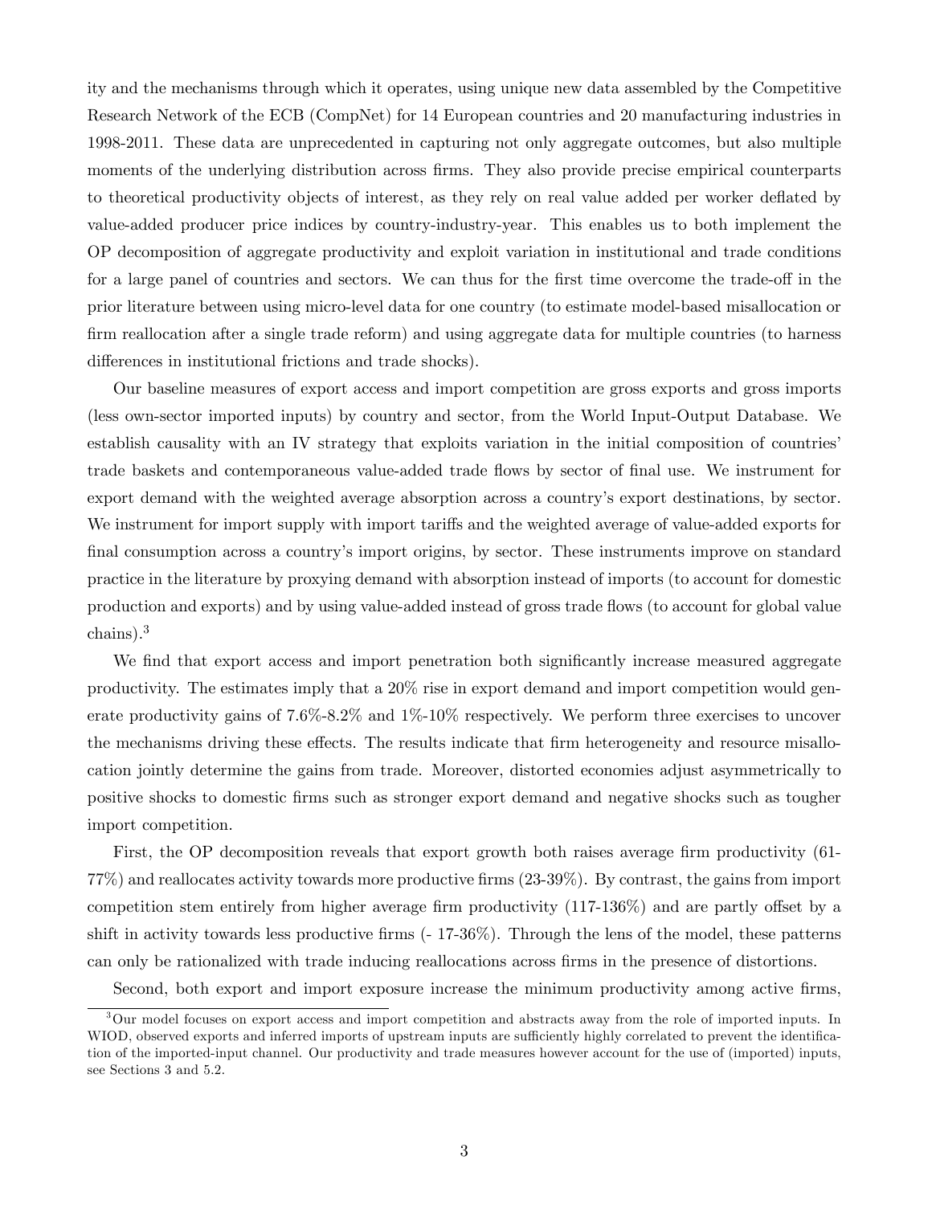ity and the mechanisms through which it operates, using unique new data assembled by the Competitive Research Network of the ECB (CompNet) for 14 European countries and 20 manufacturing industries in 1998-2011. These data are unprecedented in capturing not only aggregate outcomes, but also multiple moments of the underlying distribution across firms. They also provide precise empirical counterparts to theoretical productivity objects of interest, as they rely on real value added per worker deflated by value-added producer price indices by country-industry-year. This enables us to both implement the OP decomposition of aggregate productivity and exploit variation in institutional and trade conditions for a large panel of countries and sectors. We can thus for the first time overcome the trade-off in the prior literature between using micro-level data for one country (to estimate model-based misallocation or firm reallocation after a single trade reform) and using aggregate data for multiple countries (to harness differences in institutional frictions and trade shocks).

Our baseline measures of export access and import competition are gross exports and gross imports (less own-sector imported inputs) by country and sector, from the World Input-Output Database. We establish causality with an IV strategy that exploits variation in the initial composition of countries' trade baskets and contemporaneous value-added trade flows by sector of final use. We instrument for export demand with the weighted average absorption across a country's export destinations, by sector. We instrument for import supply with import tariffs and the weighted average of value-added exports for final consumption across a country's import origins, by sector. These instruments improve on standard practice in the literature by proxying demand with absorption instead of imports (to account for domestic production and exports) and by using value-added instead of gross trade flows (to account for global value chains).[3]

We find that export access and import penetration both significantly increase measured aggregate productivity. The estimates imply that a 20% rise in export demand and import competition would generate productivity gains of 7.6%-8.2% and 1%-10% respectively. We perform three exercises to uncover the mechanisms driving these effects. The results indicate that firm heterogeneity and resource misallocation jointly determine the gains from trade. Moreover, distorted economies adjust asymmetrically to positive shocks to domestic firms such as stronger export demand and negative shocks such as tougher import competition.

First, the OP decomposition reveals that export growth both raises average firm productivity (61-77%) and reallocates activity towards more productive firms (23-39%). By contrast, the gains from import competition stem entirely from higher average firm productivity (117-136%) and are partly offset by a shift in activity towards less productive firms (- 17-36%). Through the lens of the model, these patterns can only be rationalized with trade inducing reallocations across firms in the presence of distortions.

Second, both export and import exposure increase the minimum productivity among active firms,

[3] Our model focuses on export access and import competition and abstracts away from the role of imported inputs. In WIOD, observed exports and inferred imports of upstream inputs are sufficiently highly correlated to prevent the identification of the imported-input channel. Our productivity and trade measures however account for the use of (imported) inputs, see Sections 3 and 5.2.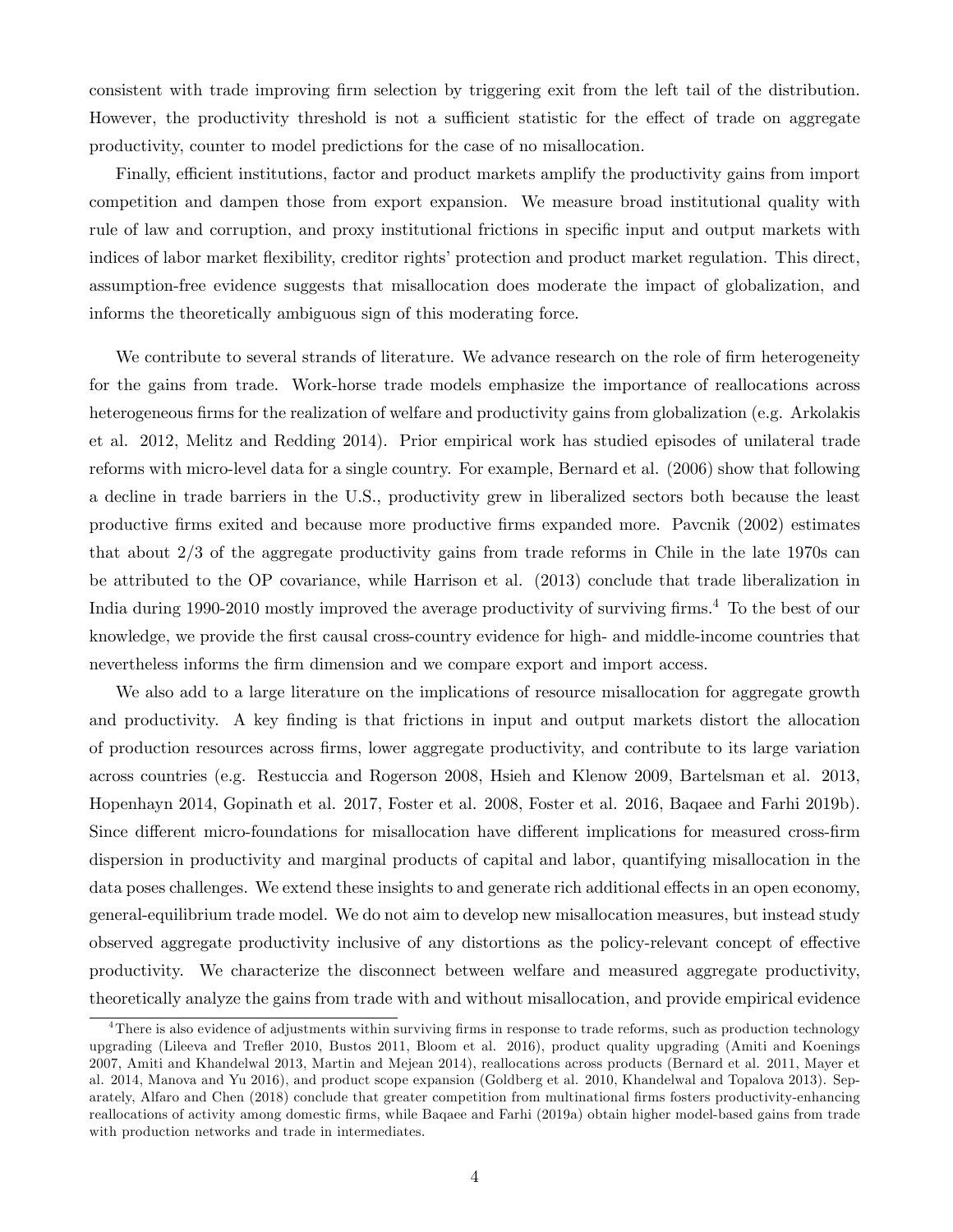consistent with trade improving firm selection by triggering exit from the left tail of the distribution. However, the productivity threshold is not a sufficient statistic for the effect of trade on aggregate productivity, counter to model predictions for the case of no misallocation.

Finally, efficient institutions, factor and product markets amplify the productivity gains from import competition and dampen those from export expansion. We measure broad institutional quality with rule of law and corruption, and proxy institutional frictions in specific input and output markets with indices of labor market flexibility, creditor rights' protection and product market regulation. This direct, assumption-free evidence suggests that misallocation does moderate the impact of globalization, and informs the theoretically ambiguous sign of this moderating force.

We contribute to several strands of literature. We advance research on the role of firm heterogeneity for the gains from trade. Work-horse trade models emphasize the importance of reallocations across heterogeneous firms for the realization of welfare and productivity gains from globalization (e.g. Arkolakis et al. 2012, Melitz and Redding 2014). Prior empirical work has studied episodes of unilateral trade reforms with micro-level data for a single country. For example, Bernard et al. (2006) show that following a decline in trade barriers in the U.S., productivity grew in liberalized sectors both because the least productive firms exited and because more productive firms expanded more. Pavcnik (2002) estimates that about 2/3 of the aggregate productivity gains from trade reforms in Chile in the late 1970s can be attributed to the OP covariance, while Harrison et al. (2013) conclude that trade liberalization in India during 1990-2010 mostly improved the average productivity of surviving firms.[4] To the best of our knowledge, we provide the first causal cross-country evidence for high- and middle-income countries that nevertheless informs the firm dimension and we compare export and import access.

We also add to a large literature on the implications of resource misallocation for aggregate growth and productivity. A key finding is that frictions in input and output markets distort the allocation of production resources across firms, lower aggregate productivity, and contribute to its large variation across countries (e.g. Restuccia and Rogerson 2008, Hsieh and Klenow 2009, Bartelsman et al. 2013, Hopenhayn 2014, Gopinath et al. 2017, Foster et al. 2008, Foster et al. 2016, Baqaee and Farhi 2019b). Since different micro-foundations for misallocation have different implications for measured cross-firm dispersion in productivity and marginal products of capital and labor, quantifying misallocation in the data poses challenges. We extend these insights to and generate rich additional effects in an open economy, general-equilibrium trade model. We do not aim to develop new misallocation measures, but instead study observed aggregate productivity inclusive of any distortions as the policy-relevant concept of effective productivity. We characterize the disconnect between welfare and measured aggregate productivity, theoretically analyze the gains from trade with and without misallocation, and provide empirical evidence

[4] There is also evidence of adjustments within surviving firms in response to trade reforms, such as production technology upgrading (Lileeva and Trefler 2010, Bustos 2011, Bloom et al. 2016), product quality upgrading (Amiti and Koenings 2007, Amiti and Khandelwal 2013, Martin and Mejean 2014), reallocations across products (Bernard et al. 2011, Mayer et al. 2014, Manova and Yu 2016), and product scope expansion (Goldberg et al. 2010, Khandelwal and Topalova 2013). Separately, Alfaro and Chen (2018) conclude that greater competition from multinational firms fosters productivity-enhancing reallocations of activity among domestic firms, while Baqaee and Farhi (2019a) obtain higher model-based gains from trade with production networks and trade in intermediates.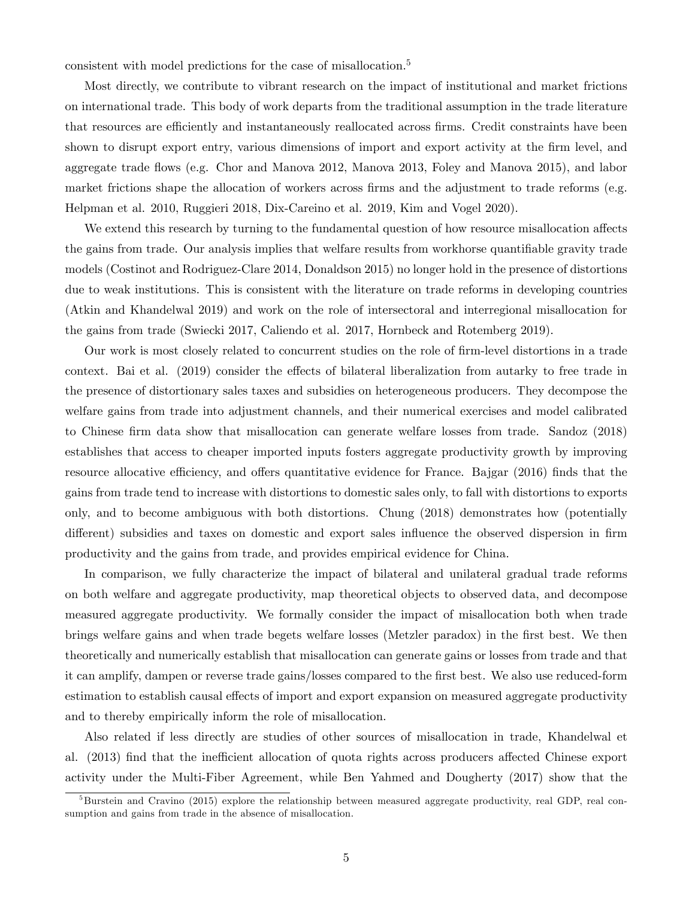consistent with model predictions for the case of misallocation.[5]

Most directly, we contribute to vibrant research on the impact of institutional and market frictions on international trade. This body of work departs from the traditional assumption in the trade literature that resources are efficiently and instantaneously reallocated across firms. Credit constraints have been shown to disrupt export entry, various dimensions of import and export activity at the firm level, and aggregate trade flows (e.g. Chor and Manova 2012, Manova 2013, Foley and Manova 2015), and labor market frictions shape the allocation of workers across firms and the adjustment to trade reforms (e.g. Helpman et al. 2010, Ruggieri 2018, Dix-Careino et al. 2019, Kim and Vogel 2020).

We extend this research by turning to the fundamental question of how resource misallocation affects the gains from trade. Our analysis implies that welfare results from workhorse quantifiable gravity trade models (Costinot and Rodriguez-Clare 2014, Donaldson 2015) no longer hold in the presence of distortions due to weak institutions. This is consistent with the literature on trade reforms in developing countries (Atkin and Khandelwal 2019) and work on the role of intersectoral and interregional misallocation for the gains from trade (Swiecki 2017, Caliendo et al. 2017, Hornbeck and Rotemberg 2019).

Our work is most closely related to concurrent studies on the role of firm-level distortions in a trade context. Bai et al. (2019) consider the effects of bilateral liberalization from autarky to free trade in the presence of distortionary sales taxes and subsidies on heterogeneous producers. They decompose the welfare gains from trade into adjustment channels, and their numerical exercises and model calibrated to Chinese firm data show that misallocation can generate welfare losses from trade. Sandoz (2018) establishes that access to cheaper imported inputs fosters aggregate productivity growth by improving resource allocative efficiency, and offers quantitative evidence for France. Bajgar (2016) finds that the gains from trade tend to increase with distortions to domestic sales only, to fall with distortions to exports only, and to become ambiguous with both distortions. Chung (2018) demonstrates how (potentially different) subsidies and taxes on domestic and export sales influence the observed dispersion in firm productivity and the gains from trade, and provides empirical evidence for China.

In comparison, we fully characterize the impact of bilateral and unilateral gradual trade reforms on both welfare and aggregate productivity, map theoretical objects to observed data, and decompose measured aggregate productivity. We formally consider the impact of misallocation both when trade brings welfare gains and when trade begets welfare losses (Metzler paradox) in the first best. We then theoretically and numerically establish that misallocation can generate gains or losses from trade and that it can amplify, dampen or reverse trade gains/losses compared to the first best. We also use reduced-form estimation to establish causal effects of import and export expansion on measured aggregate productivity and to thereby empirically inform the role of misallocation.

Also related if less directly are studies of other sources of misallocation in trade, Khandelwal et al. (2013) find that the inefficient allocation of quota rights across producers affected Chinese export activity under the Multi-Fiber Agreement, while Ben Yahmed and Dougherty (2017) show that the

[5] Burstein and Cravino (2015) explore the relationship between measured aggregate productivity, real GDP, real consumption and gains from trade in the absence of misallocation.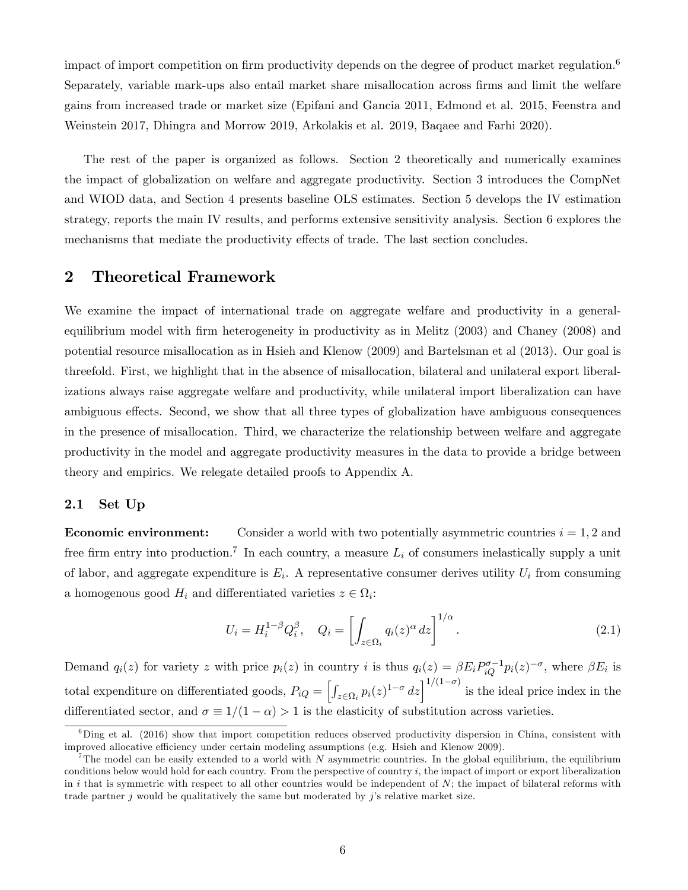impact of import competition on firm productivity depends on the degree of product market regulation.[6] Separately, variable mark-ups also entail market share misallocation across firms and limit the welfare gains from increased trade or market size (Epifani and Gancia 2011, Edmond et al. 2015, Feenstra and Weinstein 2017, Dhingra and Morrow 2019, Arkolakis et al. 2019, Baqaee and Farhi 2020).

The rest of the paper is organized as follows. Section 2 theoretically and numerically examines the impact of globalization on welfare and aggregate productivity. Section 3 introduces the CompNet and WIOD data, and Section 4 presents baseline OLS estimates. Section 5 develops the IV estimation strategy, reports the main IV results, and performs extensive sensitivity analysis. Section 6 explores the mechanisms that mediate the productivity effects of trade. The last section concludes.

## 2 Theoretical Framework

We examine the impact of international trade on aggregate welfare and productivity in a general-equilibrium model with firm heterogeneity in productivity as in Melitz (2003) and Chaney (2008) and potential resource misallocation as in Hsieh and Klenow (2009) and Bartelsman et al (2013). Our goal is threefold. First, we highlight that in the absence of misallocation, bilateral and unilateral export liberalizations always raise aggregate welfare and productivity, while unilateral import liberalization can have ambiguous effects. Second, we show that all three types of globalization have ambiguous consequences in the presence of misallocation. Third, we characterize the relationship between welfare and aggregate productivity in the model and aggregate productivity measures in the data to provide a bridge between theory and empirics. We relegate detailed proofs to Appendix A.

### 2.1 Set Up

**Economic environment:** Consider a world with two potentially asymmetric countries $i = 1, 2$ and free firm entry into production.[7] In each country, a measure $L_i$ of consumers inelastically supply a unit of labor, and aggregate expenditure is $E_i$. A representative consumer derives utility $U_i$ from consuming a homogenous good $H_i$ and differentiated varieties $z \in \Omega_i$:

$$U_i = H_i^{1-\beta} Q_i^{\beta}, \quad Q_i = \left[ \int_{z \in \Omega_i} q_i(z)^{\alpha} \, dz \right]^{1/\alpha}. \tag{2.1}$$

Demand $q_i(z)$ for variety $z$ with price $p_i(z)$ in country $i$ is thus $q_i(z) = \beta E_i P_{iQ}^{\sigma-1} p_i(z)^{-\sigma}$, where $\beta E_i$ is total expenditure on differentiated goods, $P_{iQ} = \left[ \int_{z \in \Omega_i} p_i(z)^{1-\sigma} \, dz \right]^{1/(1-\sigma)}$ is the ideal price index in the differentiated sector, and $\sigma \equiv 1/(1-\alpha) > 1$ is the elasticity of substitution across varieties.

[6] Ding et al. (2016) show that import competition reduces observed productivity dispersion in China, consistent with improved allocative efficiency under certain modeling assumptions (e.g. Hsieh and Klenow 2009).

[7] The model can be easily extended to a world with $N$ asymmetric countries. In the global equilibrium, the equilibrium conditions below would hold for each country. From the perspective of country $i$, the impact of import or export liberalization in $i$ that is symmetric with respect to all other countries would be independent of $N$; the impact of bilateral reforms with trade partner $j$ would be qualitatively the same but moderated by $j$'s relative market size.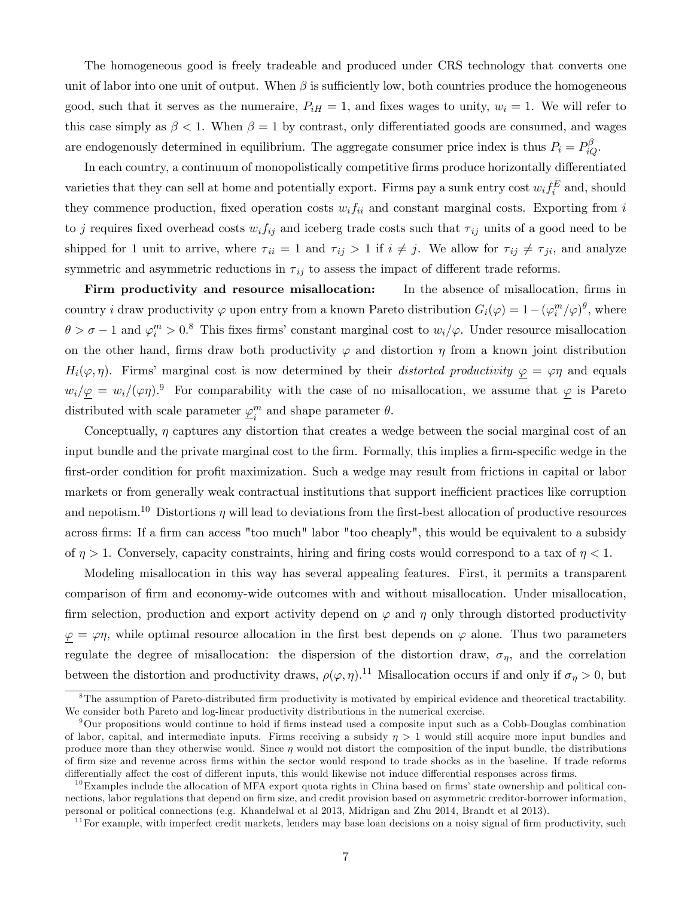The homogeneous good is freely tradeable and produced under CRS technology that converts one unit of labor into one unit of output. When $\beta$ is sufficiently low, both countries produce the homogeneous good, such that it serves as the numeraire, $P_{iH} = 1$, and fixes wages to unity, $w_i = 1$. We will refer to this case simply as $\beta < 1$. When $\beta = 1$ by contrast, only differentiated goods are consumed, and wages are endogenously determined in equilibrium. The aggregate consumer price index is thus $P_i = P_{iQ}^{\beta}$.

In each country, a continuum of monopolistically competitive firms produce horizontally differentiated varieties that they can sell at home and potentially export. Firms pay a sunk entry cost $w_i f_i^E$ and, should they commence production, fixed operation costs $w_i f_{ii}$ and constant marginal costs. Exporting from $i$ to $j$ requires fixed overhead costs $w_i f_{ij}$ and iceberg trade costs such that $\tau_{ij}$ units of a good need to be shipped for 1 unit to arrive, where $\tau_{ii} = 1$ and $\tau_{ij} > 1$ if $i \neq j$. We allow for $\tau_{ij} \neq \tau_{ji}$, and analyze symmetric and asymmetric reductions in $\tau_{ij}$ to assess the impact of different trade reforms.

**Firm productivity and resource misallocation:** In the absence of misallocation, firms in country $i$ draw productivity $\varphi$ upon entry from a known Pareto distribution $G_i(\varphi) = 1 - (\varphi_i^m/\varphi)^{\theta}$, where $\theta > \sigma - 1$ and $\varphi_i^m > 0$.[8] This fixes firms' constant marginal cost to $w_i/\varphi$. Under resource misallocation on the other hand, firms draw both productivity $\varphi$ and distortion $\eta$ from a known joint distribution $H_i(\varphi, \eta)$. Firms' marginal cost is now determined by their *distorted productivity* $\underline{\varphi} = \varphi\eta$ and equals $w_i/\underline{\varphi} = w_i/(\varphi\eta)$.[9] For comparability with the case of no misallocation, we assume that $\underline{\varphi}$ is Pareto distributed with scale parameter $\underline{\varphi}_i^m$ and shape parameter $\theta$.

Conceptually, $\eta$ captures any distortion that creates a wedge between the social marginal cost of an input bundle and the private marginal cost to the firm. Formally, this implies a firm-specific wedge in the first-order condition for profit maximization. Such a wedge may result from frictions in capital or labor markets or from generally weak contractual institutions that support inefficient practices like corruption and nepotism.[10] Distortions $\eta$ will lead to deviations from the first-best allocation of productive resources across firms: If a firm can access "too much" labor "too cheaply", this would be equivalent to a subsidy of $\eta > 1$. Conversely, capacity constraints, hiring and firing costs would correspond to a tax of $\eta < 1$.

Modeling misallocation in this way has several appealing features. First, it permits a transparent comparison of firm and economy-wide outcomes with and without misallocation. Under misallocation, firm selection, production and export activity depend on $\varphi$ and $\eta$ only through distorted productivity $\underline{\varphi} = \varphi\eta$, while optimal resource allocation in the first best depends on $\varphi$ alone. Thus two parameters regulate the degree of misallocation: the dispersion of the distortion draw, $\sigma_\eta$, and the correlation between the distortion and productivity draws, $\rho(\varphi, \eta)$.[11] Misallocation occurs if and only if $\sigma_\eta > 0$, but

[8] The assumption of Pareto-distributed firm productivity is motivated by empirical evidence and theoretical tractability. We consider both Pareto and log-linear productivity distributions in the numerical exercise.

[9] Our propositions would continue to hold if firms instead used a composite input such as a Cobb-Douglas combination of labor, capital, and intermediate inputs. Firms receiving a subsidy $\eta > 1$ would still acquire more input bundles and produce more than they otherwise would. Since $\eta$ would not distort the composition of the input bundle, the distributions of firm size and revenue across firms within the sector would respond to trade shocks as in the baseline. If trade reforms differentially affect the cost of different inputs, this would likewise not induce differential responses across firms.

[10] Examples include the allocation of MFA export quota rights in China based on firms' state ownership and political connections, labor regulations that depend on firm size, and credit provision based on asymmetric creditor-borrower information, personal or political connections (e.g. Khandelwal et al 2013, Midrigan and Zhu 2014, Brandt et al 2013).

[11] For example, with imperfect credit markets, lenders may base loan decisions on a noisy signal of firm productivity, such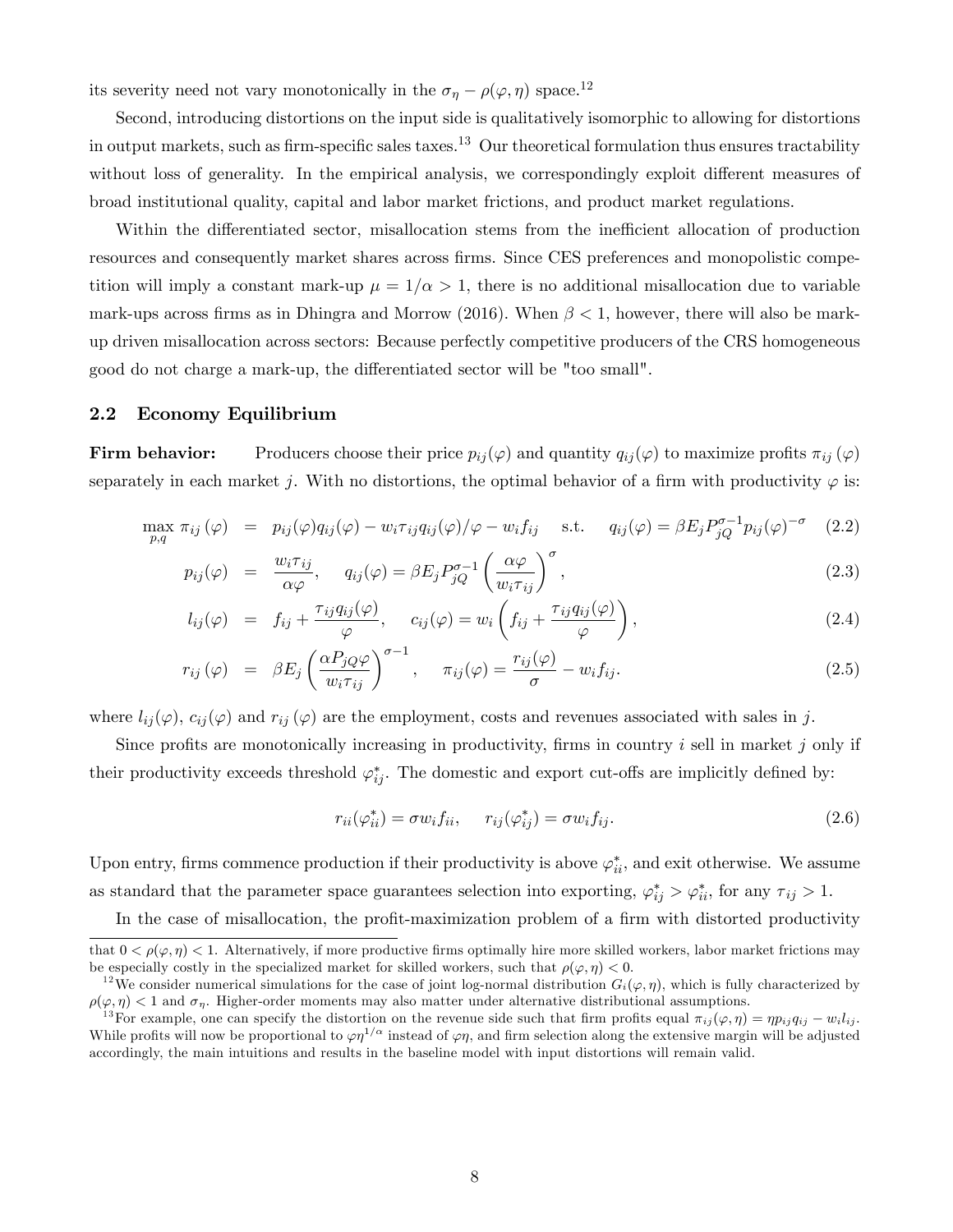its severity need not vary monotonically in the $\sigma_\eta - \rho(\varphi, \eta)$ space.[12]

Second, introducing distortions on the input side is qualitatively isomorphic to allowing for distortions in output markets, such as firm-specific sales taxes.[13] Our theoretical formulation thus ensures tractability without loss of generality. In the empirical analysis, we correspondingly exploit different measures of broad institutional quality, capital and labor market frictions, and product market regulations.

Within the differentiated sector, misallocation stems from the inefficient allocation of production resources and consequently market shares across firms. Since CES preferences and monopolistic competition will imply a constant mark-up $\mu = 1/\alpha > 1$, there is no additional misallocation due to variable mark-ups across firms as in Dhingra and Morrow (2016). When $\beta < 1$, however, there will also be mark-up driven misallocation across sectors: Because perfectly competitive producers of the CRS homogeneous good do not charge a mark-up, the differentiated sector will be "too small".

## 2.2 Economy Equilibrium

**Firm behavior:** Producers choose their price $p_{ij}(\varphi)$ and quantity $q_{ij}(\varphi)$ to maximize profits $\pi_{ij}(\varphi)$ separately in each market $j$. With no distortions, the optimal behavior of a firm with productivity $\varphi$ is:

$$\max_{p,q} \pi_{ij}(\varphi) = p_{ij}(\varphi) q_{ij}(\varphi) - w_i \tau_{ij} q_{ij}(\varphi)/\varphi - w_i f_{ij} \quad \text{s.t.} \quad q_{ij}(\varphi) = \beta E_j P_{jQ}^{\sigma-1} p_{ij}(\varphi)^{-\sigma} \tag{2.2}$$

$$p_{ij}(\varphi) = \frac{w_i \tau_{ij}}{\alpha \varphi}, \quad q_{ij}(\varphi) = \beta E_j P_{jQ}^{\sigma-1} \left(\frac{\alpha \varphi}{w_i \tau_{ij}}\right)^{\sigma}, \tag{2.3}$$

$$l_{ij}(\varphi) = f_{ij} + \frac{\tau_{ij} q_{ij}(\varphi)}{\varphi}, \quad c_{ij}(\varphi) = w_i \left(f_{ij} + \frac{\tau_{ij} q_{ij}(\varphi)}{\varphi}\right), \tag{2.4}$$

$$r_{ij}(\varphi) = \beta E_j \left(\frac{\alpha P_{jQ} \varphi}{w_i \tau_{ij}}\right)^{\sigma-1}, \quad \pi_{ij}(\varphi) = \frac{r_{ij}(\varphi)}{\sigma} - w_i f_{ij}. \tag{2.5}$$

where $l_{ij}(\varphi)$, $c_{ij}(\varphi)$ and $r_{ij}(\varphi)$ are the employment, costs and revenues associated with sales in $j$.

Since profits are monotonically increasing in productivity, firms in country $i$ sell in market $j$ only if their productivity exceeds threshold $\varphi_{ij}^*$. The domestic and export cut-offs are implicitly defined by:

$$r_{ii}(\varphi_{ii}^*) = \sigma w_i f_{ii}, \quad r_{ij}(\varphi_{ij}^*) = \sigma w_i f_{ij}. \tag{2.6}$$

Upon entry, firms commence production if their productivity is above $\varphi_{ii}^*$, and exit otherwise. We assume as standard that the parameter space guarantees selection into exporting, $\varphi_{ij}^* > \varphi_{ii}^*$, for any $\tau_{ij} > 1$.

In the case of misallocation, the profit-maximization problem of a firm with distorted productivity

---

that $0 < \rho(\varphi, \eta) < 1$. Alternatively, if more productive firms optimally hire more skilled workers, labor market frictions may be especially costly in the specialized market for skilled workers, such that $\rho(\varphi, \eta) < 0$.

[12] We consider numerical simulations for the case of joint log-normal distribution $G_i(\varphi, \eta)$, which is fully characterized by $\rho(\varphi, \eta) < 1$ and $\sigma_\eta$. Higher-order moments may also matter under alternative distributional assumptions.

[13] For example, one can specify the distortion on the revenue side such that firm profits equal $\pi_{ij}(\varphi, \eta) = \eta p_{ij} q_{ij} - w_i l_{ij}$. While profits will now be proportional to $\varphi \eta^{1/\alpha}$ instead of $\varphi \eta$, and firm selection along the extensive margin will be adjusted accordingly, the main intuitions and results in the baseline model with input distortions will remain valid.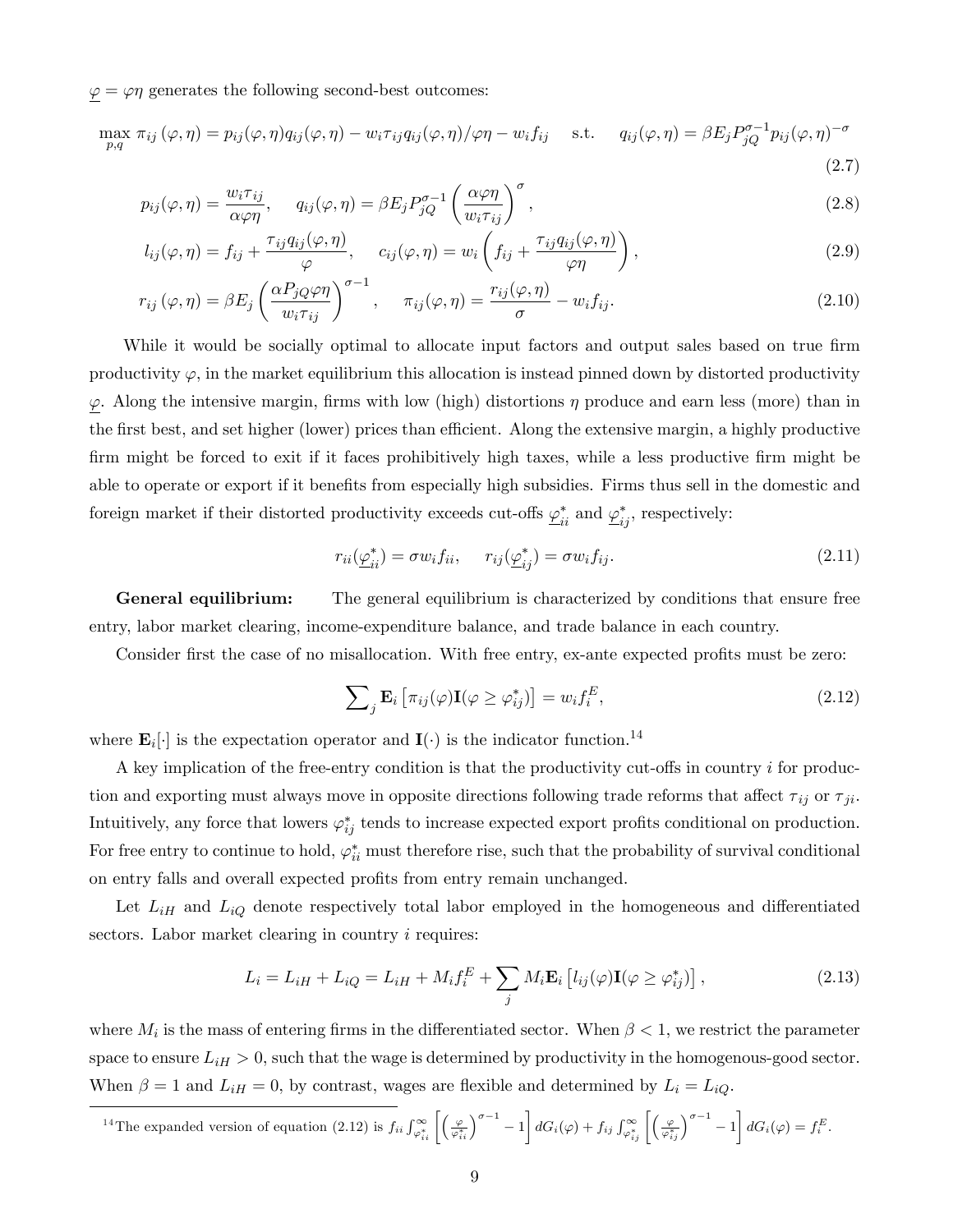$\underline{\varphi} = \varphi\eta$ generates the following second-best outcomes:

$$\max_{p,q} \pi_{ij}(\varphi,\eta) = p_{ij}(\varphi,\eta)q_{ij}(\varphi,\eta) - w_i\tau_{ij}q_{ij}(\varphi,\eta)/\varphi\eta - w_i f_{ij} \quad \text{s.t.} \quad q_{ij}(\varphi,\eta) = \beta E_j P_{jQ}^{\sigma-1} p_{ij}(\varphi,\eta)^{-\sigma} \tag{2.7}$$

$$p_{ij}(\varphi,\eta) = \frac{w_i\tau_{ij}}{\alpha\varphi\eta}, \quad q_{ij}(\varphi,\eta) = \beta E_j P_{jQ}^{\sigma-1}\left(\frac{\alpha\varphi\eta}{w_i\tau_{ij}}\right)^{\sigma}, \tag{2.8}$$

$$l_{ij}(\varphi,\eta) = f_{ij} + \frac{\tau_{ij}q_{ij}(\varphi,\eta)}{\varphi}, \quad c_{ij}(\varphi,\eta) = w_i\left(f_{ij} + \frac{\tau_{ij}q_{ij}(\varphi,\eta)}{\varphi\eta}\right), \tag{2.9}$$

$$r_{ij}(\varphi,\eta) = \beta E_j\left(\frac{\alpha P_{jQ}\varphi\eta}{w_i\tau_{ij}}\right)^{\sigma-1}, \quad \pi_{ij}(\varphi,\eta) = \frac{r_{ij}(\varphi,\eta)}{\sigma} - w_i f_{ij}. \tag{2.10}$$

While it would be socially optimal to allocate input factors and output sales based on true firm productivity $\varphi$, in the market equilibrium this allocation is instead pinned down by distorted productivity $\underline{\varphi}$. Along the intensive margin, firms with low (high) distortions $\eta$ produce and earn less (more) than in the first best, and set higher (lower) prices than efficient. Along the extensive margin, a highly productive firm might be forced to exit if it faces prohibitively high taxes, while a less productive firm might be able to operate or export if it benefits from especially high subsidies. Firms thus sell in the domestic and foreign market if their distorted productivity exceeds cut-offs $\underline{\varphi}_{ii}^*$ and $\underline{\varphi}_{ij}^*$, respectively:

$$r_{ii}(\underline{\varphi}_{ii}^*) = \sigma w_i f_{ii}, \quad r_{ij}(\underline{\varphi}_{ij}^*) = \sigma w_i f_{ij}. \tag{2.11}$$

**General equilibrium:** The general equilibrium is characterized by conditions that ensure free entry, labor market clearing, income-expenditure balance, and trade balance in each country.

Consider first the case of no misallocation. With free entry, ex-ante expected profits must be zero:

$$\sum_j \mathbf{E}_i\left[\pi_{ij}(\varphi)\mathbf{I}(\varphi \geq \varphi_{ij}^*)\right] = w_i f_i^E, \tag{2.12}$$

where $\mathbf{E}_i[\cdot]$ is the expectation operator and $\mathbf{I}(\cdot)$ is the indicator function.[14]

A key implication of the free-entry condition is that the productivity cut-offs in country $i$ for production and exporting must always move in opposite directions following trade reforms that affect $\tau_{ij}$ or $\tau_{ji}$. Intuitively, any force that lowers $\varphi_{ij}^*$ tends to increase expected export profits conditional on production. For free entry to continue to hold, $\varphi_{ii}^*$ must therefore rise, such that the probability of survival conditional on entry falls and overall expected profits from entry remain unchanged.

Let $L_{iH}$ and $L_{iQ}$ denote respectively total labor employed in the homogeneous and differentiated sectors. Labor market clearing in country $i$ requires:

$$L_i = L_{iH} + L_{iQ} = L_{iH} + M_i f_i^E + \sum_j M_i \mathbf{E}_i\left[l_{ij}(\varphi)\mathbf{I}(\varphi \geq \varphi_{ij}^*)\right], \tag{2.13}$$

where $M_i$ is the mass of entering firms in the differentiated sector. When $\beta < 1$, we restrict the parameter space to ensure $L_{iH} > 0$, such that the wage is determined by productivity in the homogenous-good sector. When $\beta = 1$ and $L_{iH} = 0$, by contrast, wages are flexible and determined by $L_i = L_{iQ}$.

[14] The expanded version of equation (2.12) is $f_{ii}\int_{\varphi_{ii}^*}^{\infty}\left[\left(\frac{\varphi}{\varphi_{ii}^*}\right)^{\sigma-1} - 1\right]dG_i(\varphi) + f_{ij}\int_{\varphi_{ij}^*}^{\infty}\left[\left(\frac{\varphi}{\varphi_{ij}^*}\right)^{\sigma-1} - 1\right]dG_i(\varphi) = f_i^E$.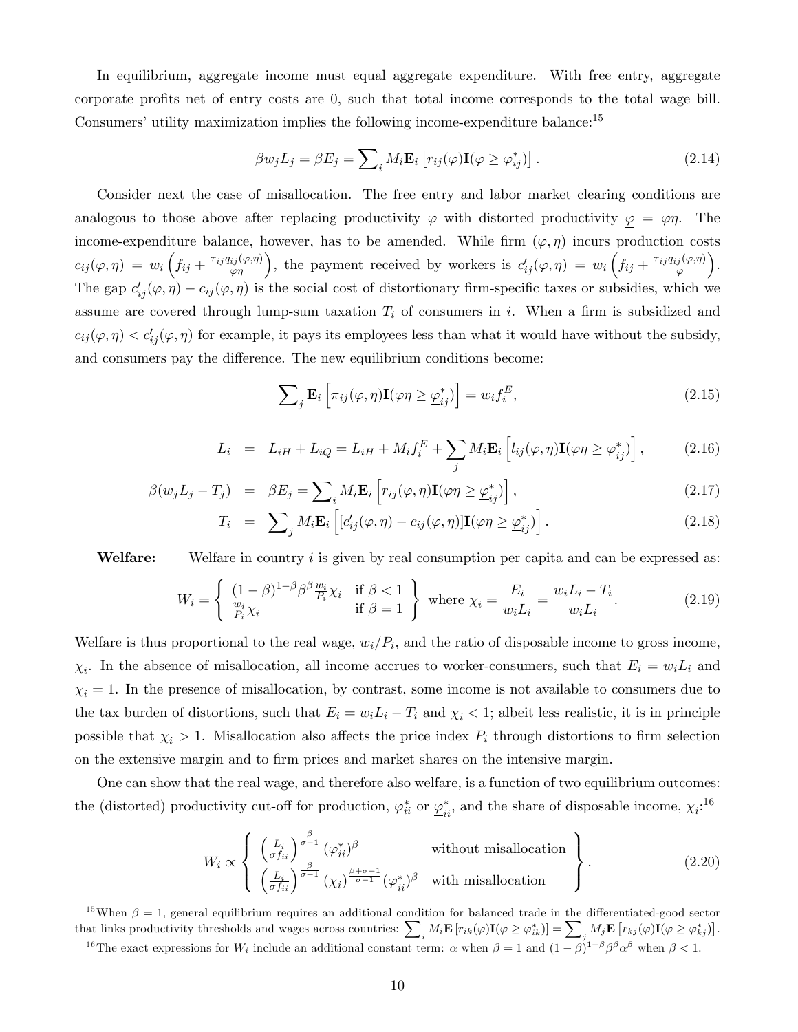In equilibrium, aggregate income must equal aggregate expenditure. With free entry, aggregate corporate profits net of entry costs are 0, such that total income corresponds to the total wage bill. Consumers' utility maximization implies the following income-expenditure balance:[15]

$$\beta w_j L_j = \beta E_j = \sum\nolimits_i M_i \mathbf{E}_i \left[ r_{ij}(\varphi) \mathbf{I}(\varphi \geq \varphi_{ij}^*) \right]. \tag{2.14}$$

Consider next the case of misallocation. The free entry and labor market clearing conditions are analogous to those above after replacing productivity $\varphi$ with distorted productivity $\underline{\varphi} = \varphi\eta$. The income-expenditure balance, however, has to be amended. While firm $(\varphi, \eta)$ incurs production costs $c_{ij}(\varphi, \eta) = w_i \left( f_{ij} + \frac{\tau_{ij} q_{ij}(\varphi,\eta)}{\varphi\eta} \right)$, the payment received by workers is $c'_{ij}(\varphi, \eta) = w_i \left( f_{ij} + \frac{\tau_{ij} q_{ij}(\varphi,\eta)}{\varphi} \right)$. The gap $c'_{ij}(\varphi, \eta) - c_{ij}(\varphi, \eta)$ is the social cost of distortionary firm-specific taxes or subsidies, which we assume are covered through lump-sum taxation $T_i$ of consumers in $i$. When a firm is subsidized and $c_{ij}(\varphi, \eta) < c'_{ij}(\varphi, \eta)$ for example, it pays its employees less than what it would have without the subsidy, and consumers pay the difference. The new equilibrium conditions become:

$$\sum\nolimits_j \mathbf{E}_i \left[ \pi_{ij}(\varphi, \eta) \mathbf{I}(\varphi\eta \geq \underline{\varphi}_{ij}^*) \right] = w_i f_i^E, \tag{2.15}$$

$$L_i = L_{iH} + L_{iQ} = L_{iH} + M_i f_i^E + \sum_j M_i \mathbf{E}_i \left[ l_{ij}(\varphi, \eta) \mathbf{I}(\varphi\eta \geq \underline{\varphi}_{ij}^*) \right], \tag{2.16}$$

$$\beta(w_j L_j - T_j) = \beta E_j = \sum\nolimits_i M_i \mathbf{E}_i \left[ r_{ij}(\varphi, \eta) \mathbf{I}(\varphi\eta \geq \underline{\varphi}_{ij}^*) \right], \tag{2.17}$$

$$T_i = \sum\nolimits_j M_i \mathbf{E}_i \left[ [c'_{ij}(\varphi, \eta) - c_{ij}(\varphi, \eta)] \mathbf{I}(\varphi\eta \geq \underline{\varphi}_{ij}^*) \right]. \tag{2.18}$$

**Welfare:** Welfare in country $i$ is given by real consumption per capita and can be expressed as:

$$W_i = \left\{ \begin{array}{ll} (1-\beta)^{1-\beta} \beta^\beta \frac{w_i}{P_i} \chi_i & \text{if } \beta < 1 \\ \frac{w_i}{P_i} \chi_i & \text{if } \beta = 1 \end{array} \right\} \text{ where } \chi_i = \frac{E_i}{w_i L_i} = \frac{w_i L_i - T_i}{w_i L_i}. \tag{2.19}$$

Welfare is thus proportional to the real wage, $w_i/P_i$, and the ratio of disposable income to gross income, $\chi_i$. In the absence of misallocation, all income accrues to worker-consumers, such that $E_i = w_i L_i$ and $\chi_i = 1$. In the presence of misallocation, by contrast, some income is not available to consumers due to the tax burden of distortions, such that $E_i = w_i L_i - T_i$ and $\chi_i < 1$; albeit less realistic, it is in principle possible that $\chi_i > 1$. Misallocation also affects the price index $P_i$ through distortions to firm selection on the extensive margin and to firm prices and market shares on the intensive margin.

One can show that the real wage, and therefore also welfare, is a function of two equilibrium outcomes: the (distorted) productivity cut-off for production, $\varphi_{ii}^*$ or $\underline{\varphi}_{ii}^*$, and the share of disposable income, $\chi_i$:[16]

$$W_i \propto \left\{ \begin{array}{ll} \left( \frac{L_i}{\sigma f_{ii}} \right)^{\frac{\beta}{\sigma-1}} (\varphi_{ii}^*)^\beta & \text{without misallocation} \\ \left( \frac{L_i}{\sigma f_{ii}} \right)^{\frac{\beta}{\sigma-1}} (\chi_i)^{\frac{\beta+\sigma-1}{\sigma-1}} (\underline{\varphi}_{ii}^*)^\beta & \text{with misallocation} \end{array} \right\}. \tag{2.20}$$

---

[15] When $\beta = 1$, general equilibrium requires an additional condition for balanced trade in the differentiated-good sector that links productivity thresholds and wages across countries: $\sum_i M_i \mathbf{E} \left[ r_{ik}(\varphi) \mathbf{I}(\varphi \geq \varphi_{ik}^*) \right] = \sum_j M_j \mathbf{E} \left[ r_{kj}(\varphi) \mathbf{I}(\varphi \geq \varphi_{kj}^*) \right]$.

[16] The exact expressions for $W_i$ include an additional constant term: $\alpha$ when $\beta = 1$ and $(1-\beta)^{1-\beta} \beta^\beta \alpha^\beta$ when $\beta < 1$.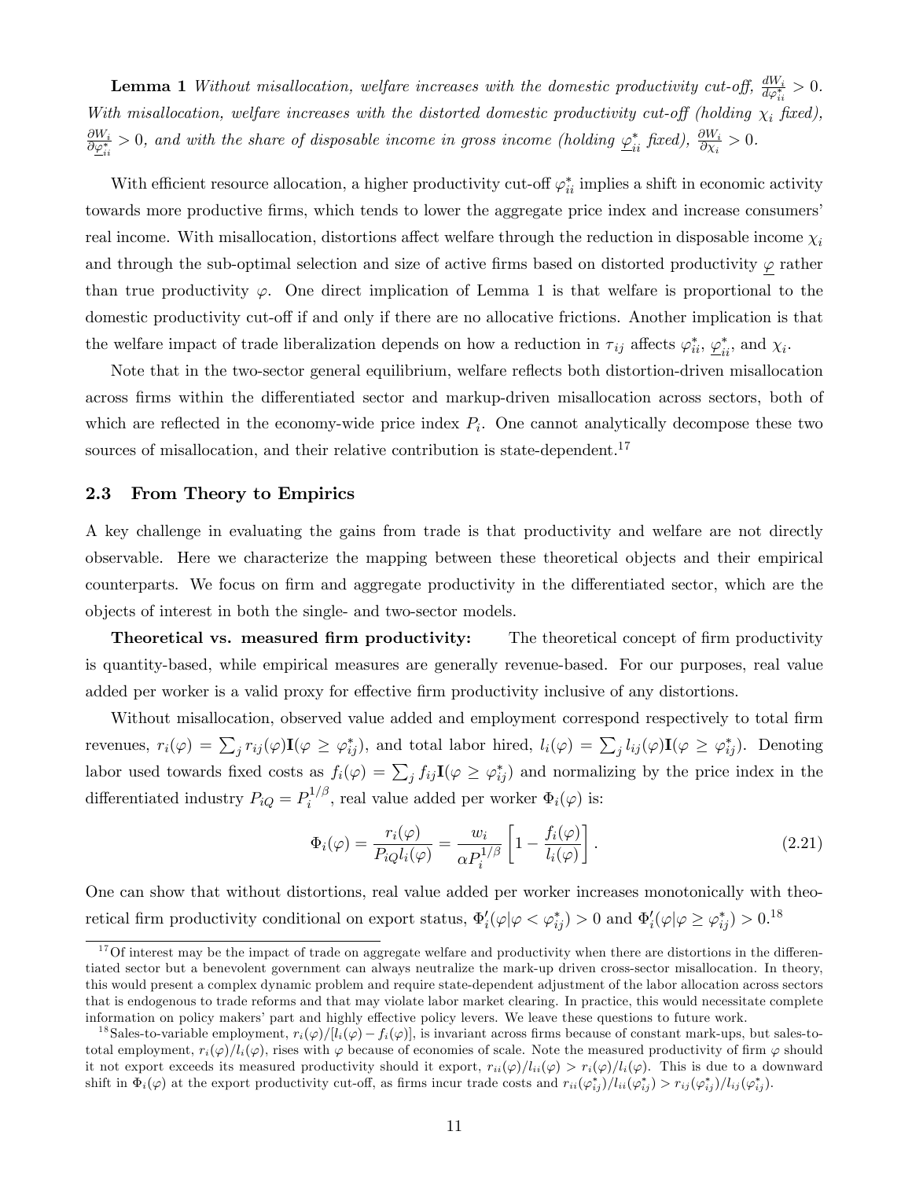**Lemma 1** *Without misallocation, welfare increases with the domestic productivity cut-off, $\frac{dW_i}{d\varphi_{ii}^*} > 0$. With misallocation, welfare increases with the distorted domestic productivity cut-off (holding $\chi_i$ fixed), $\frac{\partial W_i}{\partial \underline{\varphi}_{ii}^*} > 0$, and with the share of disposable income in gross income (holding $\underline{\varphi}_{ii}^*$ fixed), $\frac{\partial W_i}{\partial \chi_i} > 0$.*

With efficient resource allocation, a higher productivity cut-off $\varphi_{ii}^*$ implies a shift in economic activity towards more productive firms, which tends to lower the aggregate price index and increase consumers' real income. With misallocation, distortions affect welfare through the reduction in disposable income $\chi_i$ and through the sub-optimal selection and size of active firms based on distorted productivity $\underline{\varphi}$ rather than true productivity $\varphi$. One direct implication of Lemma 1 is that welfare is proportional to the domestic productivity cut-off if and only if there are no allocative frictions. Another implication is that the welfare impact of trade liberalization depends on how a reduction in $\tau_{ij}$ affects $\varphi_{ii}^*$, $\underline{\varphi}_{ii}^*$, and $\chi_i$.

Note that in the two-sector general equilibrium, welfare reflects both distortion-driven misallocation across firms within the differentiated sector and markup-driven misallocation across sectors, both of which are reflected in the economy-wide price index $P_i$. One cannot analytically decompose these two sources of misallocation, and their relative contribution is state-dependent.[17]

### 2.3 From Theory to Empirics

A key challenge in evaluating the gains from trade is that productivity and welfare are not directly observable. Here we characterize the mapping between these theoretical objects and their empirical counterparts. We focus on firm and aggregate productivity in the differentiated sector, which are the objects of interest in both the single- and two-sector models.

**Theoretical vs. measured firm productivity:** The theoretical concept of firm productivity is quantity-based, while empirical measures are generally revenue-based. For our purposes, real value added per worker is a valid proxy for effective firm productivity inclusive of any distortions.

Without misallocation, observed value added and employment correspond respectively to total firm revenues, $r_i(\varphi) = \sum_j r_{ij}(\varphi)\mathbf{I}(\varphi \geq \varphi_{ij}^*)$, and total labor hired, $l_i(\varphi) = \sum_j l_{ij}(\varphi)\mathbf{I}(\varphi \geq \varphi_{ij}^*)$. Denoting labor used towards fixed costs as $f_i(\varphi) = \sum_j f_{ij}\mathbf{I}(\varphi \geq \varphi_{ij}^*)$ and normalizing by the price index in the differentiated industry $P_{iQ} = P_i^{1/\beta}$, real value added per worker $\Phi_i(\varphi)$ is:

$$\Phi_i(\varphi) = \frac{r_i(\varphi)}{P_{iQ} l_i(\varphi)} = \frac{w_i}{\alpha P_i^{1/\beta}} \left[1 - \frac{f_i(\varphi)}{l_i(\varphi)}\right]. \tag{2.21}$$

One can show that without distortions, real value added per worker increases monotonically with theoretical firm productivity conditional on export status, $\Phi_i'(\varphi|\varphi < \varphi_{ij}^*) > 0$ and $\Phi_i'(\varphi|\varphi \geq \varphi_{ij}^*) > 0$.[18]

[17] Of interest may be the impact of trade on aggregate welfare and productivity when there are distortions in the differentiated sector but a benevolent government can always neutralize the mark-up driven cross-sector misallocation. In theory, this would present a complex dynamic problem and require state-dependent adjustment of the labor allocation across sectors that is endogenous to trade reforms and that may violate labor market clearing. In practice, this would necessitate complete information on policy makers' part and highly effective policy levers. We leave these questions to future work.

[18] Sales-to-variable employment, $r_i(\varphi)/[l_i(\varphi) - f_i(\varphi)]$, is invariant across firms because of constant mark-ups, but sales-to-total employment, $r_i(\varphi)/l_i(\varphi)$, rises with $\varphi$ because of economies of scale. Note the measured productivity of firm $\varphi$ should it not export exceeds its measured productivity should it export, $r_{ii}(\varphi)/l_{ii}(\varphi) > r_i(\varphi)/l_i(\varphi)$. This is due to a downward shift in $\Phi_i(\varphi)$ at the export productivity cut-off, as firms incur trade costs and $r_{ii}(\varphi_{ij}^*)/l_{ii}(\varphi_{ij}^*) > r_{ij}(\varphi_{ij}^*)/l_{ij}(\varphi_{ij}^*)$.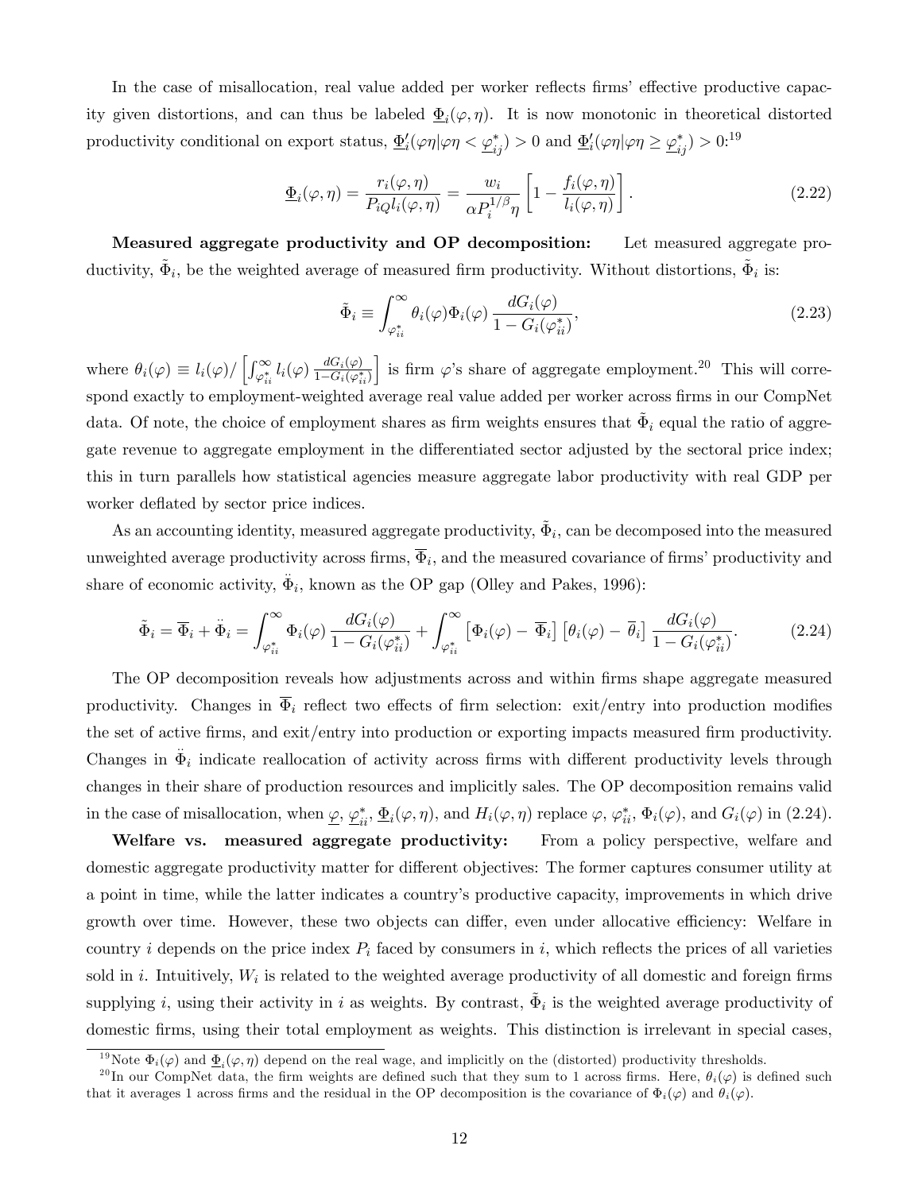In the case of misallocation, real value added per worker reflects firms' effective productive capacity given distortions, and can thus be labeled $\underline{\Phi}_i(\varphi, \eta)$. It is now monotonic in theoretical distorted productivity conditional on export status, $\underline{\Phi}_i'(\varphi\eta | \varphi\eta < \underline{\varphi}_{ij}^*) > 0$ and $\underline{\Phi}_i'(\varphi\eta | \varphi\eta \geq \underline{\varphi}_{ij}^*) > 0$:[19]

$$
\underline{\Phi}_i(\varphi, \eta) = \frac{r_i(\varphi, \eta)}{P_{iQ} l_i(\varphi, \eta)} = \frac{w_i}{\alpha P_i^{1/\beta} \eta} \left[1 - \frac{f_i(\varphi, \eta)}{l_i(\varphi, \eta)}\right]. \tag{2.22}
$$

**Measured aggregate productivity and OP decomposition:** Let measured aggregate productivity, $\tilde{\Phi}_i$, be the weighted average of measured firm productivity. Without distortions, $\tilde{\Phi}_i$ is:

$$
\tilde{\Phi}_i \equiv \int_{\varphi_{ii}^*}^{\infty} \theta_i(\varphi) \Phi_i(\varphi) \frac{dG_i(\varphi)}{1 - G_i(\varphi_{ii}^*)}, \tag{2.23}
$$

where $\theta_i(\varphi) \equiv l_i(\varphi) / \left[\int_{\varphi_{ii}^*}^{\infty} l_i(\varphi) \frac{dG_i(\varphi)}{1 - G_i(\varphi_{ii}^*)}\right]$ is firm $\varphi$'s share of aggregate employment.[20] This will correspond exactly to employment-weighted average real value added per worker across firms in our CompNet data. Of note, the choice of employment shares as firm weights ensures that $\tilde{\Phi}_i$ equal the ratio of aggregate revenue to aggregate employment in the differentiated sector adjusted by the sectoral price index; this in turn parallels how statistical agencies measure aggregate labor productivity with real GDP per worker deflated by sector price indices.

As an accounting identity, measured aggregate productivity, $\tilde{\Phi}_i$, can be decomposed into the measured unweighted average productivity across firms, $\overline{\Phi}_i$, and the measured covariance of firms' productivity and share of economic activity, $\ddot{\Phi}_i$, known as the OP gap (Olley and Pakes, 1996):

$$
\tilde{\Phi}_i = \overline{\Phi}_i + \ddot{\Phi}_i = \int_{\varphi_{ii}^*}^{\infty} \Phi_i(\varphi) \frac{dG_i(\varphi)}{1 - G_i(\varphi_{ii}^*)} + \int_{\varphi_{ii}^*}^{\infty} \left[\Phi_i(\varphi) - \overline{\Phi}_i\right] \left[\theta_i(\varphi) - \overline{\theta}_i\right] \frac{dG_i(\varphi)}{1 - G_i(\varphi_{ii}^*)}. \tag{2.24}
$$

The OP decomposition reveals how adjustments across and within firms shape aggregate measured productivity. Changes in $\overline{\Phi}_i$ reflect two effects of firm selection: exit/entry into production modifies the set of active firms, and exit/entry into production or exporting impacts measured firm productivity. Changes in $\ddot{\Phi}_i$ indicate reallocation of activity across firms with different productivity levels through changes in their share of production resources and implicitly sales. The OP decomposition remains valid in the case of misallocation, when $\underline{\varphi}$, $\underline{\varphi}_{ii}^*$, $\underline{\Phi}_i(\varphi, \eta)$, and $H_i(\varphi, \eta)$ replace $\varphi$, $\varphi_{ii}^*$, $\Phi_i(\varphi)$, and $G_i(\varphi)$ in (2.24).

**Welfare vs. measured aggregate productivity:** From a policy perspective, welfare and domestic aggregate productivity matter for different objectives: The former captures consumer utility at a point in time, while the latter indicates a country's productive capacity, improvements in which drive growth over time. However, these two objects can differ, even under allocative efficiency: Welfare in country $i$ depends on the price index $P_i$ faced by consumers in $i$, which reflects the prices of all varieties sold in $i$. Intuitively, $W_i$ is related to the weighted average productivity of all domestic and foreign firms supplying $i$, using their activity in $i$ as weights. By contrast, $\tilde{\Phi}_i$ is the weighted average productivity of domestic firms, using their total employment as weights. This distinction is irrelevant in special cases,

[19] Note $\Phi_i(\varphi)$ and $\underline{\Phi}_i(\varphi, \eta)$ depend on the real wage, and implicitly on the (distorted) productivity thresholds.

[20] In our CompNet data, the firm weights are defined such that they sum to 1 across firms. Here, $\theta_i(\varphi)$ is defined such that it averages 1 across firms and the residual in the OP decomposition is the covariance of $\Phi_i(\varphi)$ and $\theta_i(\varphi)$.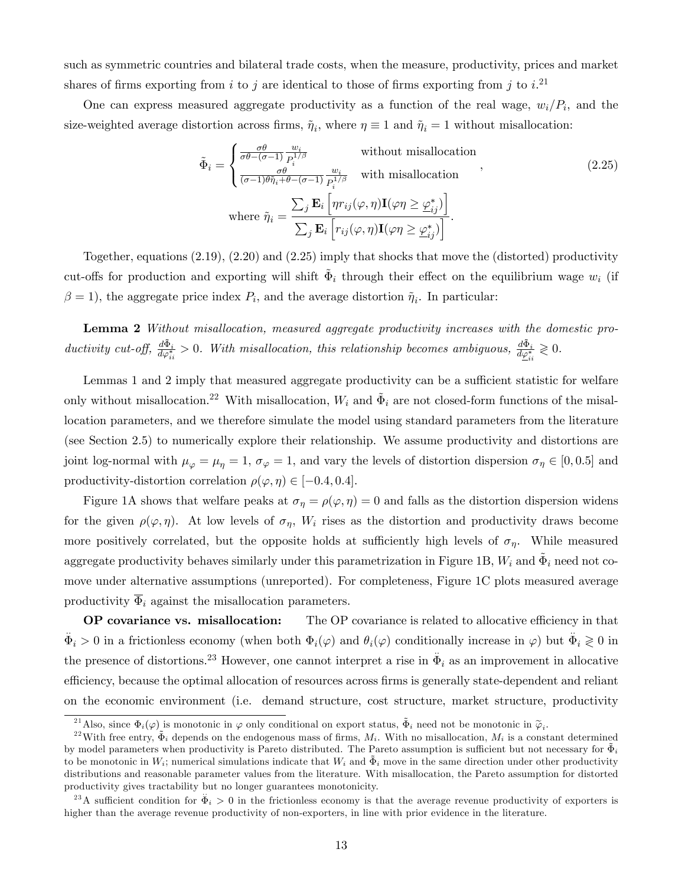such as symmetric countries and bilateral trade costs, when the measure, productivity, prices and market shares of firms exporting from $i$ to $j$ are identical to those of firms exporting from $j$ to $i$.[21]

One can express measured aggregate productivity as a function of the real wage, $w_i/P_i$, and the size-weighted average distortion across firms, $\tilde{\eta}_i$, where $\eta \equiv 1$ and $\tilde{\eta}_i = 1$ without misallocation:

$$\tilde{\Phi}_i = \begin{cases} \frac{\sigma\theta}{\sigma\theta-(\sigma-1)} \frac{w_i}{P_i^{1/\beta}} & \text{without misallocation} \\ \frac{\sigma\theta}{(\sigma-1)\theta\tilde{\eta}_i+\theta-(\sigma-1)} \frac{w_i}{P_i^{1/\beta}} & \text{with misallocation} \end{cases}, \tag{2.25}$$

$$\text{where } \tilde{\eta}_i = \frac{\sum_j \mathbf{E}_i \left[ \eta r_{ij}(\varphi,\eta)\mathbf{I}(\varphi\eta \geq \underline{\varphi}^*_{ij}) \right]}{\sum_j \mathbf{E}_i \left[ r_{ij}(\varphi,\eta)\mathbf{I}(\varphi\eta \geq \underline{\varphi}^*_{ij}) \right]}.$$

Together, equations (2.19), (2.20) and (2.25) imply that shocks that move the (distorted) productivity cut-offs for production and exporting will shift $\tilde{\Phi}_i$ through their effect on the equilibrium wage $w_i$ (if $\beta = 1$), the aggregate price index $P_i$, and the average distortion $\tilde{\eta}_i$. In particular:

**Lemma 2** *Without misallocation, measured aggregate productivity increases with the domestic productivity cut-off,* $\frac{d\tilde{\Phi}_i}{d\varphi^*_{ii}} > 0$. *With misallocation, this relationship becomes ambiguous,* $\frac{d\tilde{\Phi}_i}{d\underline{\varphi}^*_{ii}} \gtreqless 0$.

Lemmas 1 and 2 imply that measured aggregate productivity can be a sufficient statistic for welfare only without misallocation.[22] With misallocation, $W_i$ and $\tilde{\Phi}_i$ are not closed-form functions of the misallocation parameters, and we therefore simulate the model using standard parameters from the literature (see Section 2.5) to numerically explore their relationship. We assume productivity and distortions are joint log-normal with $\mu_\varphi = \mu_\eta = 1$, $\sigma_\varphi = 1$, and vary the levels of distortion dispersion $\sigma_\eta \in [0, 0.5]$ and productivity-distortion correlation $\rho(\varphi,\eta) \in [-0.4, 0.4]$.

Figure 1A shows that welfare peaks at $\sigma_\eta = \rho(\varphi,\eta) = 0$ and falls as the distortion dispersion widens for the given $\rho(\varphi,\eta)$. At low levels of $\sigma_\eta$, $W_i$ rises as the distortion and productivity draws become more positively correlated, but the opposite holds at sufficiently high levels of $\sigma_\eta$. While measured aggregate productivity behaves similarly under this parametrization in Figure 1B, $W_i$ and $\tilde{\Phi}_i$ need not comove under alternative assumptions (unreported). For completeness, Figure 1C plots measured average productivity $\overline{\Phi}_i$ against the misallocation parameters.

**OP covariance vs. misallocation:** The OP covariance is related to allocative efficiency in that $\ddot{\Phi}_i > 0$ in a frictionless economy (when both $\Phi_i(\varphi)$ and $\theta_i(\varphi)$ conditionally increase in $\varphi$) but $\ddot{\Phi}_i \gtreqless 0$ in the presence of distortions.[23] However, one cannot interpret a rise in $\ddot{\Phi}_i$ as an improvement in allocative efficiency, because the optimal allocation of resources across firms is generally state-dependent and reliant on the economic environment (i.e. demand structure, cost structure, market structure, productivity

[21] Also, since $\Phi_i(\varphi)$ is monotonic in $\varphi$ only conditional on export status, $\tilde{\Phi}_i$ need not be monotonic in $\tilde{\varphi}_i$.

[22] With free entry, $\tilde{\Phi}_i$ depends on the endogenous mass of firms, $M_i$. With no misallocation, $M_i$ is a constant determined by model parameters when productivity is Pareto distributed. The Pareto assumption is sufficient but not necessary for $\tilde{\Phi}_i$ to be monotonic in $W_i$; numerical simulations indicate that $W_i$ and $\tilde{\Phi}_i$ move in the same direction under other productivity distributions and reasonable parameter values from the literature. With misallocation, the Pareto assumption for distorted productivity gives tractability but no longer guarantees monotonicity.

[23] A sufficient condition for $\ddot{\Phi}_i > 0$ in the frictionless economy is that the average revenue productivity of exporters is higher than the average revenue productivity of non-exporters, in line with prior evidence in the literature.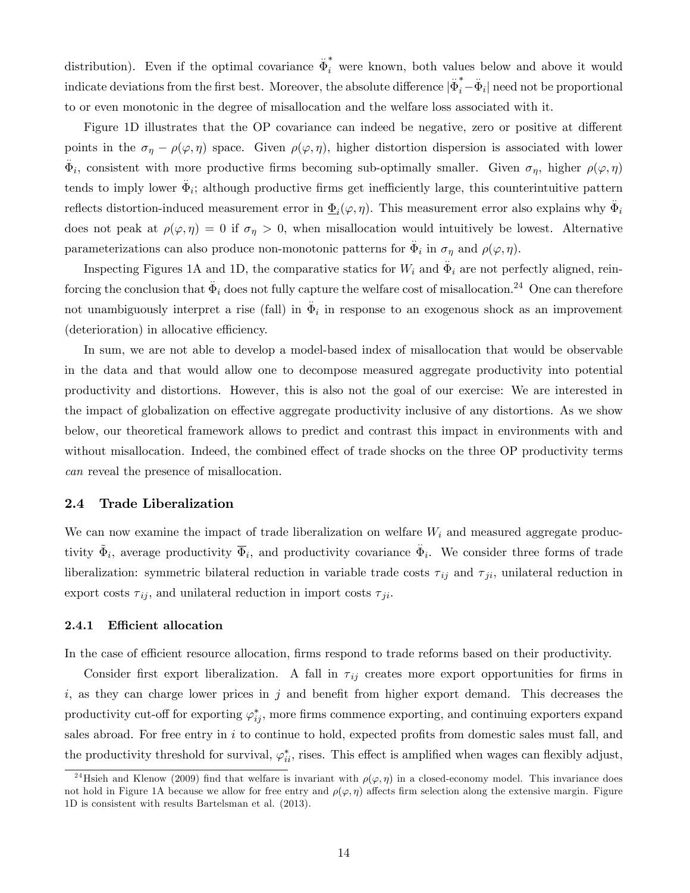distribution). Even if the optimal covariance $\ddot{\Phi}_i^*$ were known, both values below and above it would indicate deviations from the first best. Moreover, the absolute difference $|\ddot{\Phi}_i^* - \ddot{\Phi}_i|$ need not be proportional to or even monotonic in the degree of misallocation and the welfare loss associated with it.

Figure 1D illustrates that the OP covariance can indeed be negative, zero or positive at different points in the $\sigma_\eta - \rho(\varphi, \eta)$ space. Given $\rho(\varphi, \eta)$, higher distortion dispersion is associated with lower $\ddot{\Phi}_i$, consistent with more productive firms becoming sub-optimally smaller. Given $\sigma_\eta$, higher $\rho(\varphi, \eta)$ tends to imply lower $\ddot{\Phi}_i$; although productive firms get inefficiently large, this counterintuitive pattern reflects distortion-induced measurement error in $\underline{\Phi}_i(\varphi, \eta)$. This measurement error also explains why $\ddot{\Phi}_i$ does not peak at $\rho(\varphi, \eta) = 0$ if $\sigma_\eta > 0$, when misallocation would intuitively be lowest. Alternative parameterizations can also produce non-monotonic patterns for $\ddot{\Phi}_i$ in $\sigma_\eta$ and $\rho(\varphi, \eta)$.

Inspecting Figures 1A and 1D, the comparative statics for $W_i$ and $\ddot{\Phi}_i$ are not perfectly aligned, reinforcing the conclusion that $\ddot{\Phi}_i$ does not fully capture the welfare cost of misallocation.[24] One can therefore not unambiguously interpret a rise (fall) in $\ddot{\Phi}_i$ in response to an exogenous shock as an improvement (deterioration) in allocative efficiency.

In sum, we are not able to develop a model-based index of misallocation that would be observable in the data and that would allow one to decompose measured aggregate productivity into potential productivity and distortions. However, this is also not the goal of our exercise: We are interested in the impact of globalization on effective aggregate productivity inclusive of any distortions. As we show below, our theoretical framework allows to predict and contrast this impact in environments with and without misallocation. Indeed, the combined effect of trade shocks on the three OP productivity terms *can* reveal the presence of misallocation.

### 2.4 Trade Liberalization

We can now examine the impact of trade liberalization on welfare $W_i$ and measured aggregate productivity $\tilde{\Phi}_i$, average productivity $\overline{\Phi}_i$, and productivity covariance $\ddot{\Phi}_i$. We consider three forms of trade liberalization: symmetric bilateral reduction in variable trade costs $\tau_{ij}$ and $\tau_{ji}$, unilateral reduction in export costs $\tau_{ij}$, and unilateral reduction in import costs $\tau_{ji}$.

#### 2.4.1 Efficient allocation

In the case of efficient resource allocation, firms respond to trade reforms based on their productivity.

Consider first export liberalization. A fall in $\tau_{ij}$ creates more export opportunities for firms in $i$, as they can charge lower prices in $j$ and benefit from higher export demand. This decreases the productivity cut-off for exporting $\varphi_{ij}^*$, more firms commence exporting, and continuing exporters expand sales abroad. For free entry in $i$ to continue to hold, expected profits from domestic sales must fall, and the productivity threshold for survival, $\varphi_{ii}^*$, rises. This effect is amplified when wages can flexibly adjust,

[24] Hsieh and Klenow (2009) find that welfare is invariant with $\rho(\varphi, \eta)$ in a closed-economy model. This invariance does not hold in Figure 1A because we allow for free entry and $\rho(\varphi, \eta)$ affects firm selection along the extensive margin. Figure 1D is consistent with results Bartelsman et al. (2013).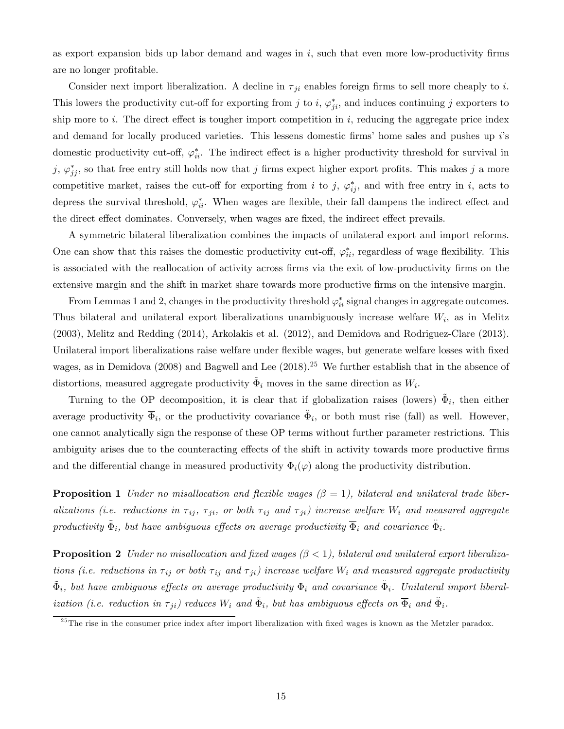as export expansion bids up labor demand and wages in $i$, such that even more low-productivity firms are no longer profitable.

Consider next import liberalization. A decline in $\tau_{ji}$ enables foreign firms to sell more cheaply to $i$. This lowers the productivity cut-off for exporting from $j$ to $i$, $\varphi^*_{ji}$, and induces continuing $j$ exporters to ship more to $i$. The direct effect is tougher import competition in $i$, reducing the aggregate price index and demand for locally produced varieties. This lessens domestic firms' home sales and pushes up $i$'s domestic productivity cut-off, $\varphi^*_{ii}$. The indirect effect is a higher productivity threshold for survival in $j$, $\varphi^*_{jj}$, so that free entry still holds now that $j$ firms expect higher export profits. This makes $j$ a more competitive market, raises the cut-off for exporting from $i$ to $j$, $\varphi^*_{ij}$, and with free entry in $i$, acts to depress the survival threshold, $\varphi^*_{ii}$. When wages are flexible, their fall dampens the indirect effect and the direct effect dominates. Conversely, when wages are fixed, the indirect effect prevails.

A symmetric bilateral liberalization combines the impacts of unilateral export and import reforms. One can show that this raises the domestic productivity cut-off, $\varphi^*_{ii}$, regardless of wage flexibility. This is associated with the reallocation of activity across firms via the exit of low-productivity firms on the extensive margin and the shift in market share towards more productive firms on the intensive margin.

From Lemmas 1 and 2, changes in the productivity threshold $\varphi^*_{ii}$ signal changes in aggregate outcomes. Thus bilateral and unilateral export liberalizations unambiguously increase welfare $W_i$, as in Melitz (2003), Melitz and Redding (2014), Arkolakis et al. (2012), and Demidova and Rodriguez-Clare (2013). Unilateral import liberalizations raise welfare under flexible wages, but generate welfare losses with fixed wages, as in Demidova (2008) and Bagwell and Lee (2018).[25] We further establish that in the absence of distortions, measured aggregate productivity $\tilde{\Phi}_i$ moves in the same direction as $W_i$.

Turning to the OP decomposition, it is clear that if globalization raises (lowers) $\tilde{\Phi}_i$, then either average productivity $\overline{\Phi}_i$, or the productivity covariance $\ddot{\Phi}_i$, or both must rise (fall) as well. However, one cannot analytically sign the response of these OP terms without further parameter restrictions. This ambiguity arises due to the counteracting effects of the shift in activity towards more productive firms and the differential change in measured productivity $\Phi_i(\varphi)$ along the productivity distribution.

**Proposition 1** *Under no misallocation and flexible wages ($\beta = 1$), bilateral and unilateral trade liberalizations (i.e. reductions in $\tau_{ij}$, $\tau_{ji}$, or both $\tau_{ij}$ and $\tau_{ji}$) increase welfare $W_i$ and measured aggregate productivity $\tilde{\Phi}_i$, but have ambiguous effects on average productivity $\overline{\Phi}_i$ and covariance $\ddot{\Phi}_i$.*

**Proposition 2** *Under no misallocation and fixed wages ($\beta < 1$), bilateral and unilateral export liberalizations (i.e. reductions in $\tau_{ij}$ or both $\tau_{ij}$ and $\tau_{ji}$) increase welfare $W_i$ and measured aggregate productivity $\tilde{\Phi}_i$, but have ambiguous effects on average productivity $\overline{\Phi}_i$ and covariance $\ddot{\Phi}_i$. Unilateral import liberalization (i.e. reduction in $\tau_{ji}$) reduces $W_i$ and $\tilde{\Phi}_i$, but has ambiguous effects on $\overline{\Phi}_i$ and $\ddot{\Phi}_i$.*

[25] The rise in the consumer price index after import liberalization with fixed wages is known as the Metzler paradox.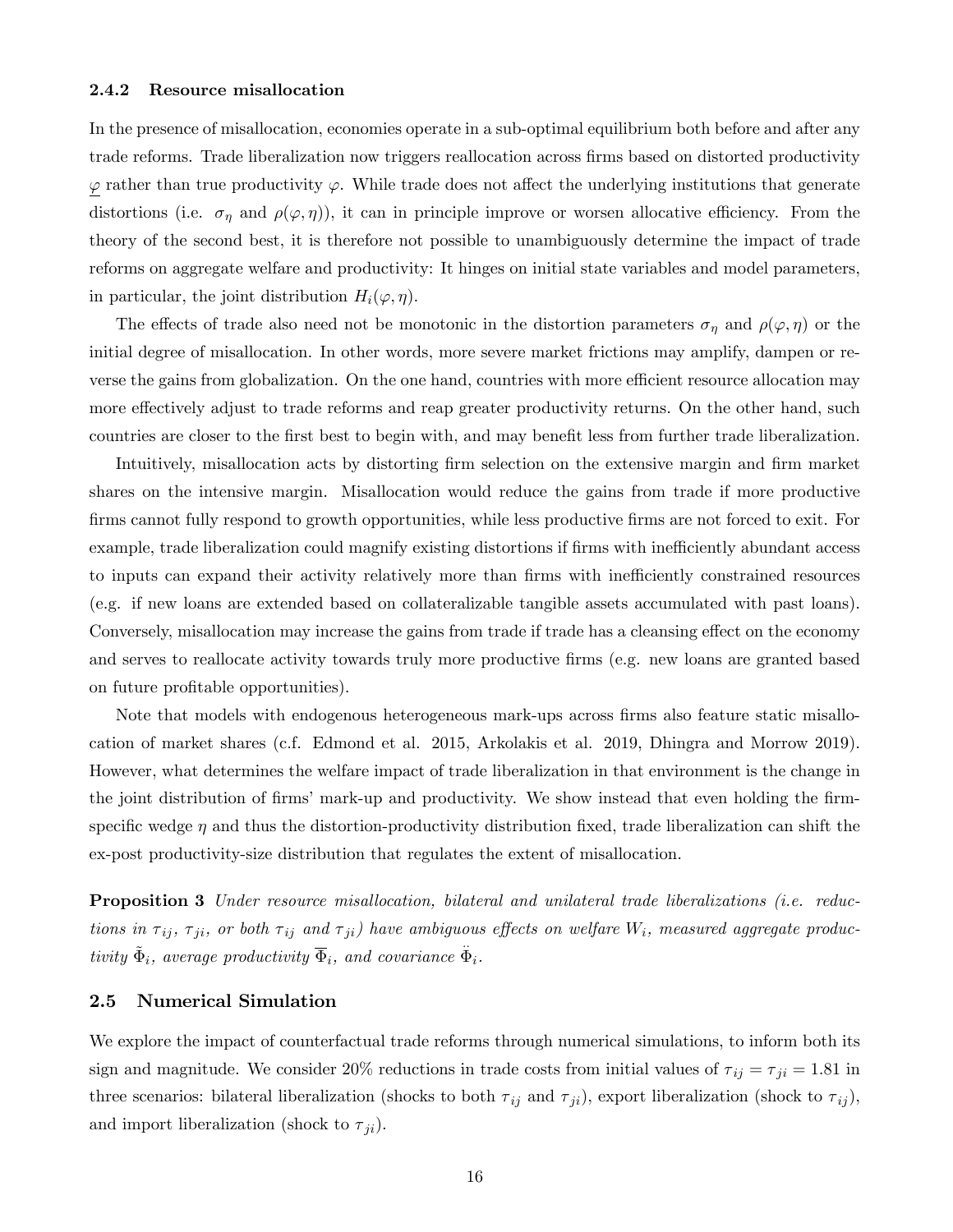### 2.4.2 Resource misallocation

In the presence of misallocation, economies operate in a sub-optimal equilibrium both before and after any trade reforms. Trade liberalization now triggers reallocation across firms based on distorted productivity $\underline{\varphi}$ rather than true productivity $\varphi$. While trade does not affect the underlying institutions that generate distortions (i.e. $\sigma_\eta$ and $\rho(\varphi, \eta)$), it can in principle improve or worsen allocative efficiency. From the theory of the second best, it is therefore not possible to unambiguously determine the impact of trade reforms on aggregate welfare and productivity: It hinges on initial state variables and model parameters, in particular, the joint distribution $H_i(\varphi, \eta)$.

The effects of trade also need not be monotonic in the distortion parameters $\sigma_\eta$ and $\rho(\varphi, \eta)$ or the initial degree of misallocation. In other words, more severe market frictions may amplify, dampen or reverse the gains from globalization. On the one hand, countries with more efficient resource allocation may more effectively adjust to trade reforms and reap greater productivity returns. On the other hand, such countries are closer to the first best to begin with, and may benefit less from further trade liberalization.

Intuitively, misallocation acts by distorting firm selection on the extensive margin and firm market shares on the intensive margin. Misallocation would reduce the gains from trade if more productive firms cannot fully respond to growth opportunities, while less productive firms are not forced to exit. For example, trade liberalization could magnify existing distortions if firms with inefficiently abundant access to inputs can expand their activity relatively more than firms with inefficiently constrained resources (e.g. if new loans are extended based on collateralizable tangible assets accumulated with past loans). Conversely, misallocation may increase the gains from trade if trade has a cleansing effect on the economy and serves to reallocate activity towards truly more productive firms (e.g. new loans are granted based on future profitable opportunities).

Note that models with endogenous heterogeneous mark-ups across firms also feature static misallocation of market shares (c.f. Edmond et al. 2015, Arkolakis et al. 2019, Dhingra and Morrow 2019). However, what determines the welfare impact of trade liberalization in that environment is the change in the joint distribution of firms' mark-up and productivity. We show instead that even holding the firm-specific wedge $\eta$ and thus the distortion-productivity distribution fixed, trade liberalization can shift the ex-post productivity-size distribution that regulates the extent of misallocation.

**Proposition 3** *Under resource misallocation, bilateral and unilateral trade liberalizations (i.e. reductions in $\tau_{ij}$, $\tau_{ji}$, or both $\tau_{ij}$ and $\tau_{ji}$) have ambiguous effects on welfare $W_i$, measured aggregate productivity $\tilde{\Phi}_i$, average productivity $\overline{\Phi}_i$, and covariance $\ddot{\Phi}_i$.*

## 2.5 Numerical Simulation

We explore the impact of counterfactual trade reforms through numerical simulations, to inform both its sign and magnitude. We consider 20% reductions in trade costs from initial values of $\tau_{ij} = \tau_{ji} = 1.81$ in three scenarios: bilateral liberalization (shocks to both $\tau_{ij}$ and $\tau_{ji}$), export liberalization (shock to $\tau_{ij}$), and import liberalization (shock to $\tau_{ji}$).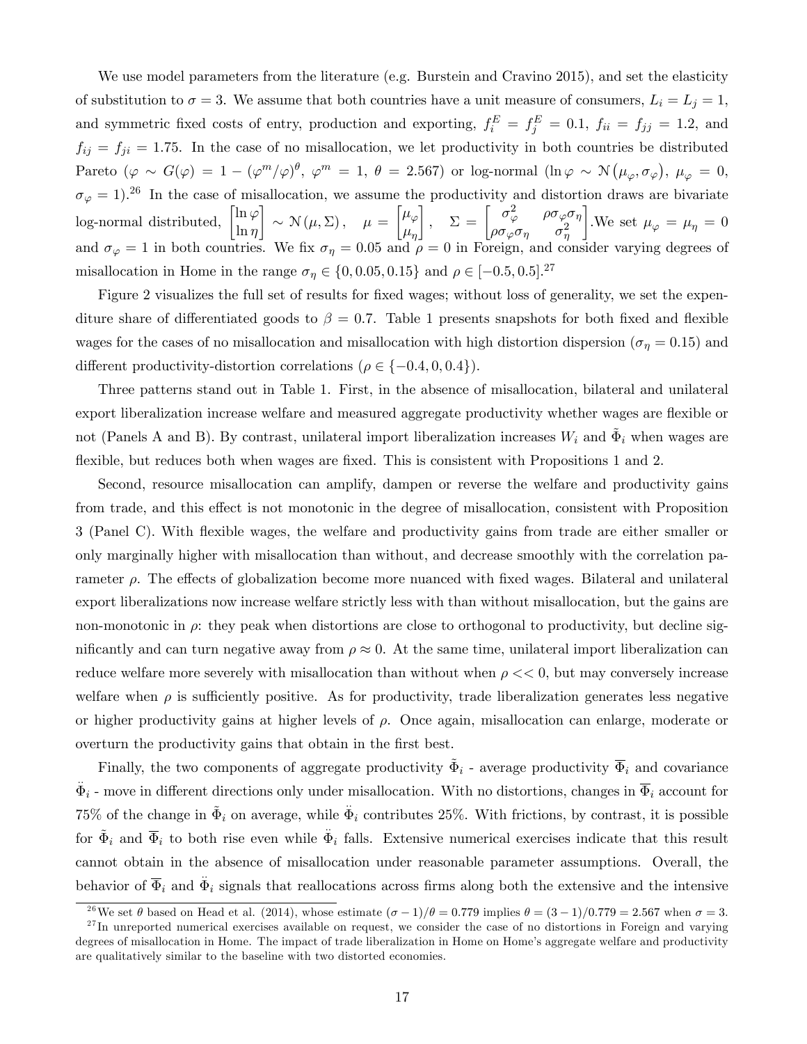We use model parameters from the literature (e.g. Burstein and Cravino 2015), and set the elasticity of substitution to $\sigma = 3$. We assume that both countries have a unit measure of consumers, $L_i = L_j = 1$, and symmetric fixed costs of entry, production and exporting, $f_i^E = f_j^E = 0.1$, $f_{ii} = f_{jj} = 1.2$, and $f_{ij} = f_{ji} = 1.75$. In the case of no misallocation, we let productivity in both countries be distributed Pareto ($\varphi \sim G(\varphi) = 1 - (\varphi^m/\varphi)^\theta$, $\varphi^m = 1$, $\theta = 2.567$) or log-normal ($\ln \varphi \sim \mathcal{N}(\mu_\varphi, \sigma_\varphi)$, $\mu_\varphi = 0$, $\sigma_\varphi = 1$).[26] In the case of misallocation, we assume the productivity and distortion draws are bivariate log-normal distributed, $\begin{bmatrix}\ln \varphi \\ \ln \eta\end{bmatrix} \sim \mathcal{N}(\mu, \Sigma)$, $\mu = \begin{bmatrix}\mu_\varphi \\ \mu_\eta\end{bmatrix}$, $\Sigma = \begin{bmatrix}\sigma_\varphi^2 & \rho\sigma_\varphi\sigma_\eta \\ \rho\sigma_\varphi\sigma_\eta & \sigma_\eta^2\end{bmatrix}$.We set $\mu_\varphi = \mu_\eta = 0$ and $\sigma_\varphi = 1$ in both countries. We fix $\sigma_\eta = 0.05$ and $\rho = 0$ in Foreign, and consider varying degrees of misallocation in Home in the range $\sigma_\eta \in \{0, 0.05, 0.15\}$ and $\rho \in [-0.5, 0.5]$.[27]

Figure 2 visualizes the full set of results for fixed wages; without loss of generality, we set the expenditure share of differentiated goods to $\beta = 0.7$. Table 1 presents snapshots for both fixed and flexible wages for the cases of no misallocation and misallocation with high distortion dispersion ($\sigma_\eta = 0.15$) and different productivity-distortion correlations ($\rho \in \{-0.4, 0, 0.4\}$).

Three patterns stand out in Table 1. First, in the absence of misallocation, bilateral and unilateral export liberalization increase welfare and measured aggregate productivity whether wages are flexible or not (Panels A and B). By contrast, unilateral import liberalization increases $W_i$ and $\tilde{\Phi}_i$ when wages are flexible, but reduces both when wages are fixed. This is consistent with Propositions 1 and 2.

Second, resource misallocation can amplify, dampen or reverse the welfare and productivity gains from trade, and this effect is not monotonic in the degree of misallocation, consistent with Proposition 3 (Panel C). With flexible wages, the welfare and productivity gains from trade are either smaller or only marginally higher with misallocation than without, and decrease smoothly with the correlation parameter $\rho$. The effects of globalization become more nuanced with fixed wages. Bilateral and unilateral export liberalizations now increase welfare strictly less with than without misallocation, but the gains are non-monotonic in $\rho$: they peak when distortions are close to orthogonal to productivity, but decline significantly and can turn negative away from $\rho \approx 0$. At the same time, unilateral import liberalization can reduce welfare more severely with misallocation than without when $\rho << 0$, but may conversely increase welfare when $\rho$ is sufficiently positive. As for productivity, trade liberalization generates less negative or higher productivity gains at higher levels of $\rho$. Once again, misallocation can enlarge, moderate or overturn the productivity gains that obtain in the first best.

Finally, the two components of aggregate productivity $\tilde{\Phi}_i$ - average productivity $\overline{\Phi}_i$ and covariance $\ddot{\Phi}_i$ - move in different directions only under misallocation. With no distortions, changes in $\overline{\Phi}_i$ account for 75% of the change in $\tilde{\Phi}_i$ on average, while $\ddot{\Phi}_i$ contributes 25%. With frictions, by contrast, it is possible for $\tilde{\Phi}_i$ and $\overline{\Phi}_i$ to both rise even while $\ddot{\Phi}_i$ falls. Extensive numerical exercises indicate that this result cannot obtain in the absence of misallocation under reasonable parameter assumptions. Overall, the behavior of $\overline{\Phi}_i$ and $\ddot{\Phi}_i$ signals that reallocations across firms along both the extensive and the intensive

[26] We set $\theta$ based on Head et al. (2014), whose estimate $(\sigma - 1)/\theta = 0.779$ implies $\theta = (3-1)/0.779 = 2.567$ when $\sigma = 3$.

[27] In unreported numerical exercises available on request, we consider the case of no distortions in Foreign and varying degrees of misallocation in Home. The impact of trade liberalization in Home on Home's aggregate welfare and productivity are qualitatively similar to the baseline with two distorted economies.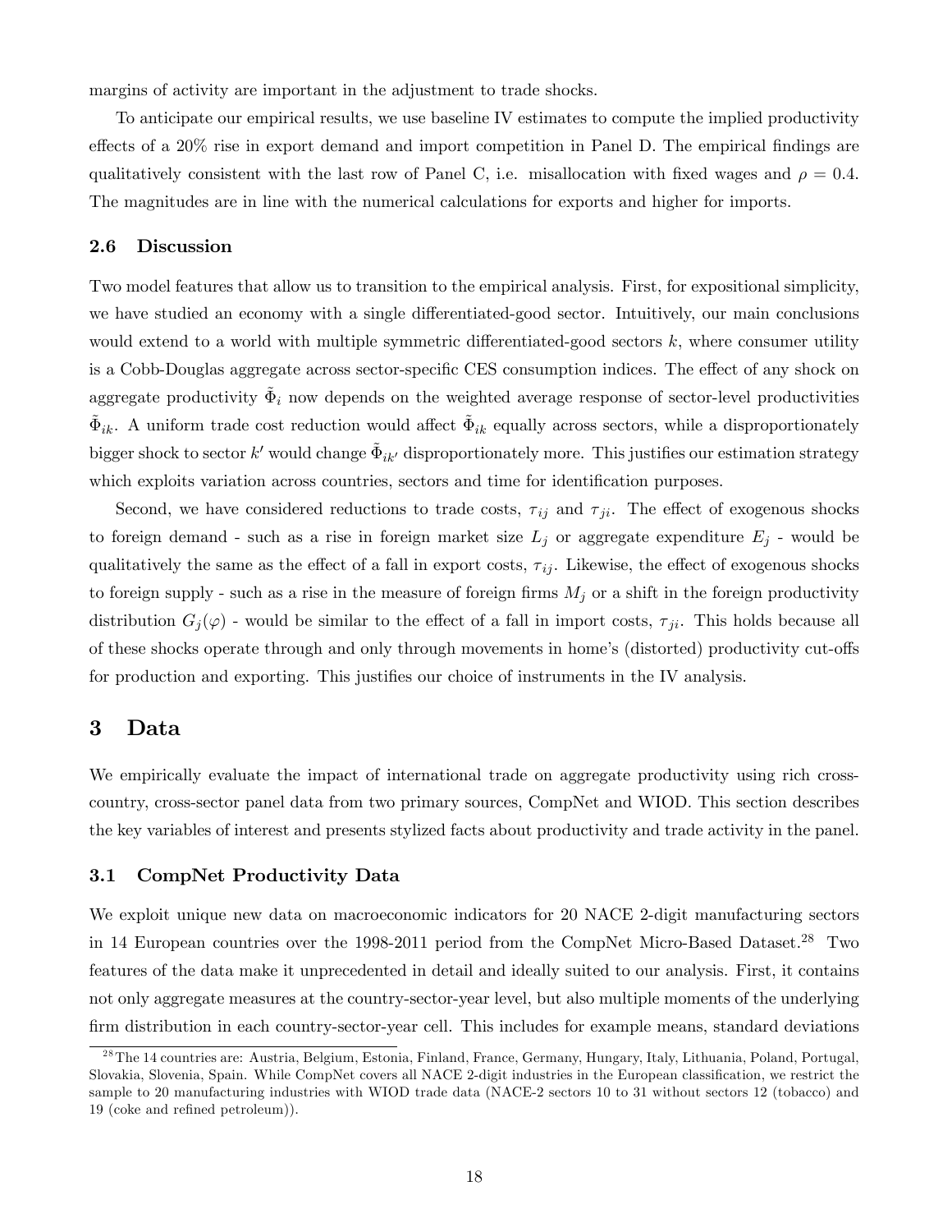margins of activity are important in the adjustment to trade shocks.

To anticipate our empirical results, we use baseline IV estimates to compute the implied productivity effects of a 20% rise in export demand and import competition in Panel D. The empirical findings are qualitatively consistent with the last row of Panel C, i.e. misallocation with fixed wages and $\rho = 0.4$. The magnitudes are in line with the numerical calculations for exports and higher for imports.

### 2.6 Discussion

Two model features that allow us to transition to the empirical analysis. First, for expositional simplicity, we have studied an economy with a single differentiated-good sector. Intuitively, our main conclusions would extend to a world with multiple symmetric differentiated-good sectors $k$, where consumer utility is a Cobb-Douglas aggregate across sector-specific CES consumption indices. The effect of any shock on aggregate productivity $\tilde{\Phi}_i$ now depends on the weighted average response of sector-level productivities $\tilde{\Phi}_{ik}$. A uniform trade cost reduction would affect $\tilde{\Phi}_{ik}$ equally across sectors, while a disproportionately bigger shock to sector $k'$ would change $\tilde{\Phi}_{ik'}$ disproportionately more. This justifies our estimation strategy which exploits variation across countries, sectors and time for identification purposes.

Second, we have considered reductions to trade costs, $\tau_{ij}$ and $\tau_{ji}$. The effect of exogenous shocks to foreign demand - such as a rise in foreign market size $L_j$ or aggregate expenditure $E_j$ - would be qualitatively the same as the effect of a fall in export costs, $\tau_{ij}$. Likewise, the effect of exogenous shocks to foreign supply - such as a rise in the measure of foreign firms $M_j$ or a shift in the foreign productivity distribution $G_j(\varphi)$ - would be similar to the effect of a fall in import costs, $\tau_{ji}$. This holds because all of these shocks operate through and only through movements in home's (distorted) productivity cut-offs for production and exporting. This justifies our choice of instruments in the IV analysis.

## 3 Data

We empirically evaluate the impact of international trade on aggregate productivity using rich cross-country, cross-sector panel data from two primary sources, CompNet and WIOD. This section describes the key variables of interest and presents stylized facts about productivity and trade activity in the panel.

### 3.1 CompNet Productivity Data

We exploit unique new data on macroeconomic indicators for 20 NACE 2-digit manufacturing sectors in 14 European countries over the 1998-2011 period from the CompNet Micro-Based Dataset.[28] Two features of the data make it unprecedented in detail and ideally suited to our analysis. First, it contains not only aggregate measures at the country-sector-year level, but also multiple moments of the underlying firm distribution in each country-sector-year cell. This includes for example means, standard deviations

[28] The 14 countries are: Austria, Belgium, Estonia, Finland, France, Germany, Hungary, Italy, Lithuania, Poland, Portugal, Slovakia, Slovenia, Spain. While CompNet covers all NACE 2-digit industries in the European classification, we restrict the sample to 20 manufacturing industries with WIOD trade data (NACE-2 sectors 10 to 31 without sectors 12 (tobacco) and 19 (coke and refined petroleum)).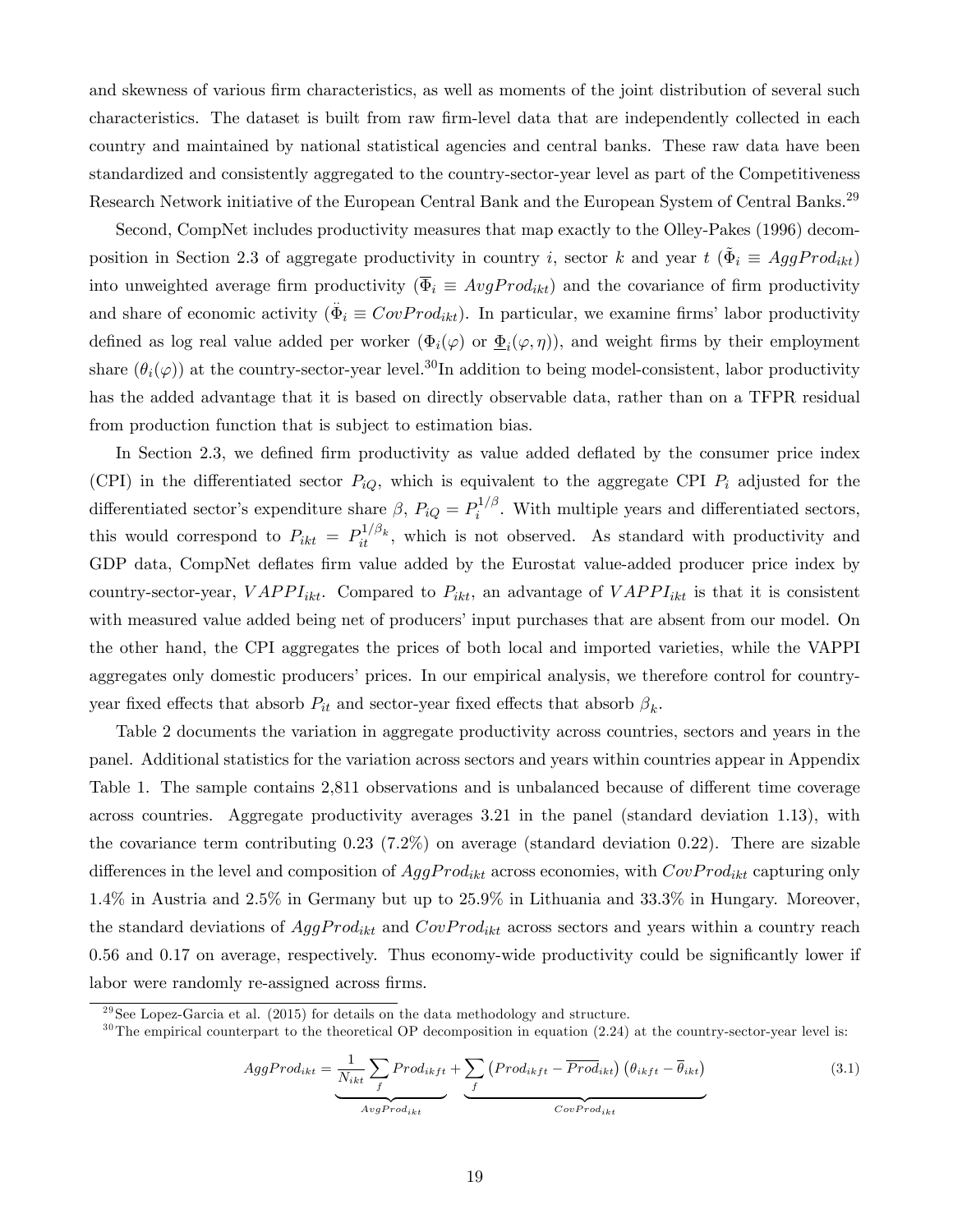and skewness of various firm characteristics, as well as moments of the joint distribution of several such characteristics. The dataset is built from raw firm-level data that are independently collected in each country and maintained by national statistical agencies and central banks. These raw data have been standardized and consistently aggregated to the country-sector-year level as part of the Competitiveness Research Network initiative of the European Central Bank and the European System of Central Banks.[29]

Second, CompNet includes productivity measures that map exactly to the Olley-Pakes (1996) decomposition in Section 2.3 of aggregate productivity in country $i$, sector $k$ and year $t$ ($\tilde{\Phi}_i \equiv AggProd_{ikt}$) into unweighted average firm productivity ($\overline{\Phi}_i \equiv AvgProd_{ikt}$) and the covariance of firm productivity and share of economic activity ($\ddot{\Phi}_i \equiv CovProd_{ikt}$). In particular, we examine firms' labor productivity defined as log real value added per worker ($\Phi_i(\varphi)$ or $\underline{\Phi}_i(\varphi, \eta)$), and weight firms by their employment share ($\theta_i(\varphi)$) at the country-sector-year level.[30] In addition to being model-consistent, labor productivity has the added advantage that it is based on directly observable data, rather than on a TFPR residual from production function that is subject to estimation bias.

In Section 2.3, we defined firm productivity as value added deflated by the consumer price index (CPI) in the differentiated sector $P_{iQ}$, which is equivalent to the aggregate CPI $P_i$ adjusted for the differentiated sector's expenditure share $\beta$, $P_{iQ} = P_i^{1/\beta}$. With multiple years and differentiated sectors, this would correspond to $P_{ikt} = P_{it}^{1/\beta_k}$, which is not observed. As standard with productivity and GDP data, CompNet deflates firm value added by the Eurostat value-added producer price index by country-sector-year, $VAPPI_{ikt}$. Compared to $P_{ikt}$, an advantage of $VAPPI_{ikt}$ is that it is consistent with measured value added being net of producers' input purchases that are absent from our model. On the other hand, the CPI aggregates the prices of both local and imported varieties, while the VAPPI aggregates only domestic producers' prices. In our empirical analysis, we therefore control for country-year fixed effects that absorb $P_{it}$ and sector-year fixed effects that absorb $\beta_k$.

Table 2 documents the variation in aggregate productivity across countries, sectors and years in the panel. Additional statistics for the variation across sectors and years within countries appear in Appendix Table 1. The sample contains 2,811 observations and is unbalanced because of different time coverage across countries. Aggregate productivity averages 3.21 in the panel (standard deviation 1.13), with the covariance term contributing 0.23 (7.2%) on average (standard deviation 0.22). There are sizable differences in the level and composition of $AggProd_{ikt}$ across economies, with $CovProd_{ikt}$ capturing only 1.4% in Austria and 2.5% in Germany but up to 25.9% in Lithuania and 33.3% in Hungary. Moreover, the standard deviations of $AggProd_{ikt}$ and $CovProd_{ikt}$ across sectors and years within a country reach 0.56 and 0.17 on average, respectively. Thus economy-wide productivity could be significantly lower if labor were randomly re-assigned across firms.

[29] See Lopez-Garcia et al. (2015) for details on the data methodology and structure.

[30] The empirical counterpart to the theoretical OP decomposition in equation (2.24) at the country-sector-year level is:

$$AggProd_{ikt} = \underbrace{\frac{1}{N_{ikt}} \sum_f Prod_{ikft}}_{AvgProd_{ikt}} + \underbrace{\sum_f \left(Prod_{ikft} - \overline{Prod}_{ikt}\right) \left(\theta_{ikft} - \overline{\theta}_{ikt}\right)}_{CovProd_{ikt}} \tag{3.1}$$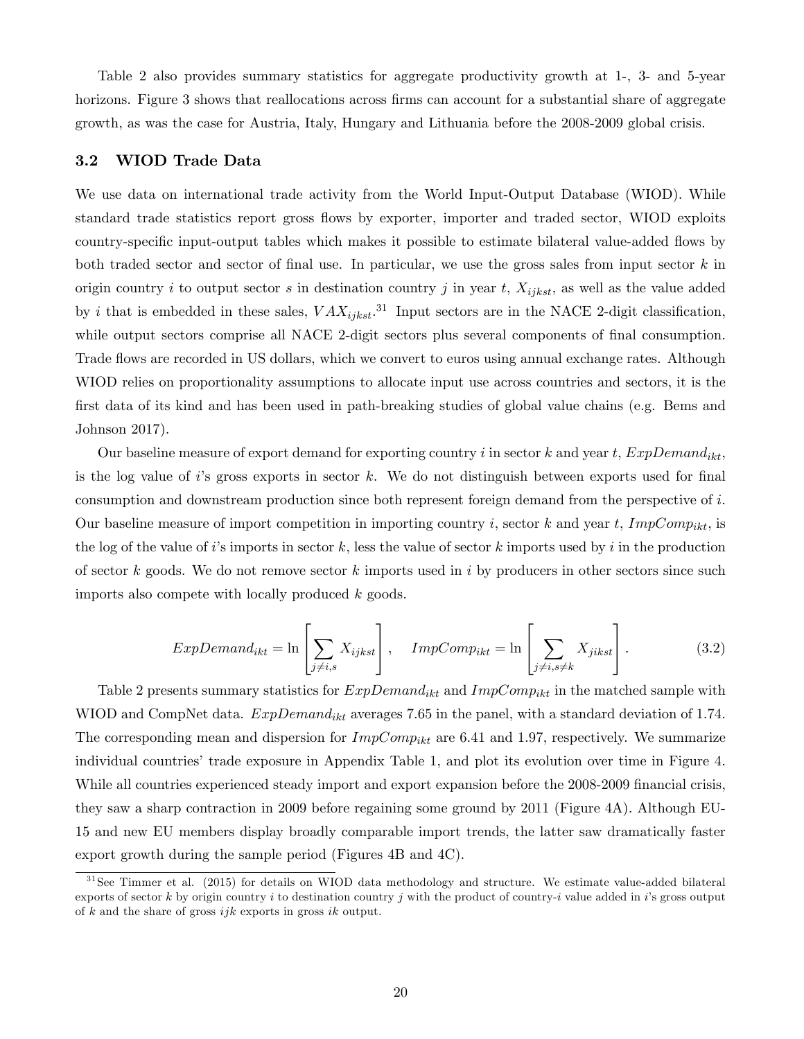Table 2 also provides summary statistics for aggregate productivity growth at 1-, 3- and 5-year horizons. Figure 3 shows that reallocations across firms can account for a substantial share of aggregate growth, as was the case for Austria, Italy, Hungary and Lithuania before the 2008-2009 global crisis.

### 3.2 WIOD Trade Data

We use data on international trade activity from the World Input-Output Database (WIOD). While standard trade statistics report gross flows by exporter, importer and traded sector, WIOD exploits country-specific input-output tables which makes it possible to estimate bilateral value-added flows by both traded sector and sector of final use. In particular, we use the gross sales from input sector $k$ in origin country $i$ to output sector $s$ in destination country $j$ in year $t$, $X_{ijkst}$, as well as the value added by $i$ that is embedded in these sales, $VAX_{ijkst}$.[31] Input sectors are in the NACE 2-digit classification, while output sectors comprise all NACE 2-digit sectors plus several components of final consumption. Trade flows are recorded in US dollars, which we convert to euros using annual exchange rates. Although WIOD relies on proportionality assumptions to allocate input use across countries and sectors, it is the first data of its kind and has been used in path-breaking studies of global value chains (e.g. Bems and Johnson 2017).

Our baseline measure of export demand for exporting country $i$ in sector $k$ and year $t$, $ExpDemand_{ikt}$, is the log value of $i$'s gross exports in sector $k$. We do not distinguish between exports used for final consumption and downstream production since both represent foreign demand from the perspective of $i$. Our baseline measure of import competition in importing country $i$, sector $k$ and year $t$, $ImpComp_{ikt}$, is the log of the value of $i$'s imports in sector $k$, less the value of sector $k$ imports used by $i$ in the production of sector $k$ goods. We do not remove sector $k$ imports used in $i$ by producers in other sectors since such imports also compete with locally produced $k$ goods.

$$ExpDemand_{ikt} = \ln\left[\sum_{j \neq i, s} X_{ijkst}\right], \quad ImpComp_{ikt} = \ln\left[\sum_{j \neq i, s \neq k} X_{jikst}\right]. \tag{3.2}$$

Table 2 presents summary statistics for $ExpDemand_{ikt}$ and $ImpComp_{ikt}$ in the matched sample with WIOD and CompNet data. $ExpDemand_{ikt}$ averages 7.65 in the panel, with a standard deviation of 1.74. The corresponding mean and dispersion for $ImpComp_{ikt}$ are 6.41 and 1.97, respectively. We summarize individual countries' trade exposure in Appendix Table 1, and plot its evolution over time in Figure 4. While all countries experienced steady import and export expansion before the 2008-2009 financial crisis, they saw a sharp contraction in 2009 before regaining some ground by 2011 (Figure 4A). Although EU-15 and new EU members display broadly comparable import trends, the latter saw dramatically faster export growth during the sample period (Figures 4B and 4C).

[31] See Timmer et al. (2015) for details on WIOD data methodology and structure. We estimate value-added bilateral exports of sector $k$ by origin country $i$ to destination country $j$ with the product of country-$i$ value added in $i$'s gross output of $k$ and the share of gross $ijk$ exports in gross $ik$ output.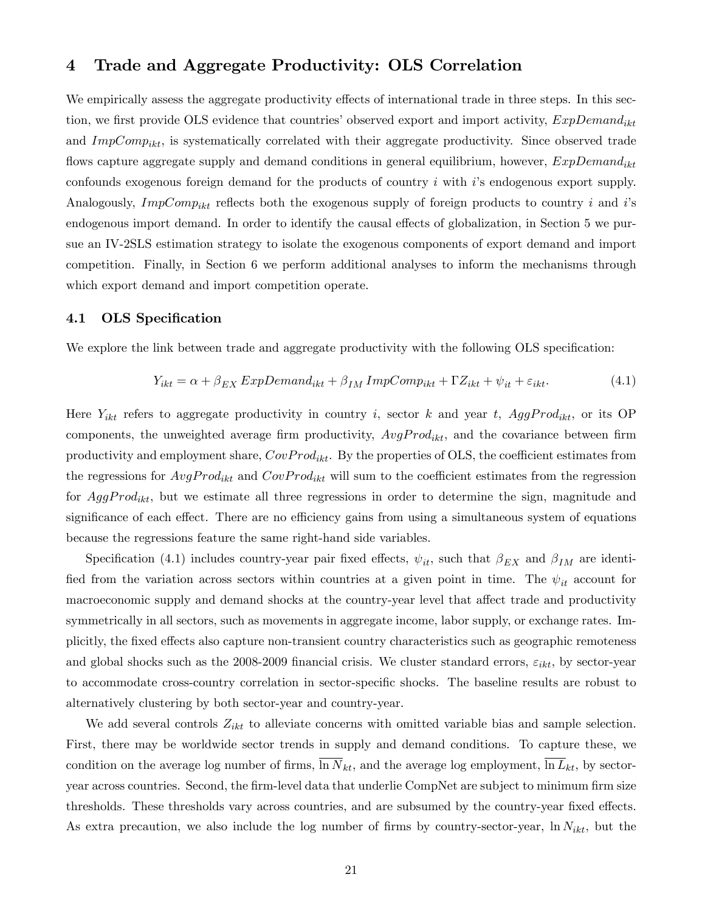# 4 Trade and Aggregate Productivity: OLS Correlation

We empirically assess the aggregate productivity effects of international trade in three steps. In this section, we first provide OLS evidence that countries' observed export and import activity, $ExpDemand_{ikt}$ and $ImpComp_{ikt}$, is systematically correlated with their aggregate productivity. Since observed trade flows capture aggregate supply and demand conditions in general equilibrium, however, $ExpDemand_{ikt}$ confounds exogenous foreign demand for the products of country $i$ with $i$'s endogenous export supply. Analogously, $ImpComp_{ikt}$ reflects both the exogenous supply of foreign products to country $i$ and $i$'s endogenous import demand. In order to identify the causal effects of globalization, in Section 5 we pursue an IV-2SLS estimation strategy to isolate the exogenous components of export demand and import competition. Finally, in Section 6 we perform additional analyses to inform the mechanisms through which export demand and import competition operate.

## 4.1 OLS Specification

We explore the link between trade and aggregate productivity with the following OLS specification:

$$Y_{ikt} = \alpha + \beta_{EX}\, ExpDemand_{ikt} + \beta_{IM}\, ImpComp_{ikt} + \Gamma Z_{ikt} + \psi_{it} + \varepsilon_{ikt}. \tag{4.1}$$

Here $Y_{ikt}$ refers to aggregate productivity in country $i$, sector $k$ and year $t$, $AggProd_{ikt}$, or its OP components, the unweighted average firm productivity, $AvgProd_{ikt}$, and the covariance between firm productivity and employment share, $CovProd_{ikt}$. By the properties of OLS, the coefficient estimates from the regressions for $AvgProd_{ikt}$ and $CovProd_{ikt}$ will sum to the coefficient estimates from the regression for $AggProd_{ikt}$, but we estimate all three regressions in order to determine the sign, magnitude and significance of each effect. There are no efficiency gains from using a simultaneous system of equations because the regressions feature the same right-hand side variables.

Specification (4.1) includes country-year pair fixed effects, $\psi_{it}$, such that $\beta_{EX}$ and $\beta_{IM}$ are identified from the variation across sectors within countries at a given point in time. The $\psi_{it}$ account for macroeconomic supply and demand shocks at the country-year level that affect trade and productivity symmetrically in all sectors, such as movements in aggregate income, labor supply, or exchange rates. Implicitly, the fixed effects also capture non-transient country characteristics such as geographic remoteness and global shocks such as the 2008-2009 financial crisis. We cluster standard errors, $\varepsilon_{ikt}$, by sector-year to accommodate cross-country correlation in sector-specific shocks. The baseline results are robust to alternatively clustering by both sector-year and country-year.

We add several controls $Z_{ikt}$ to alleviate concerns with omitted variable bias and sample selection. First, there may be worldwide sector trends in supply and demand conditions. To capture these, we condition on the average log number of firms, $\overline{\ln N}_{kt}$, and the average log employment, $\overline{\ln L}_{kt}$, by sector-year across countries. Second, the firm-level data that underlie CompNet are subject to minimum firm size thresholds. These thresholds vary across countries, and are subsumed by the country-year fixed effects. As extra precaution, we also include the log number of firms by country-sector-year, $\ln N_{ikt}$, but the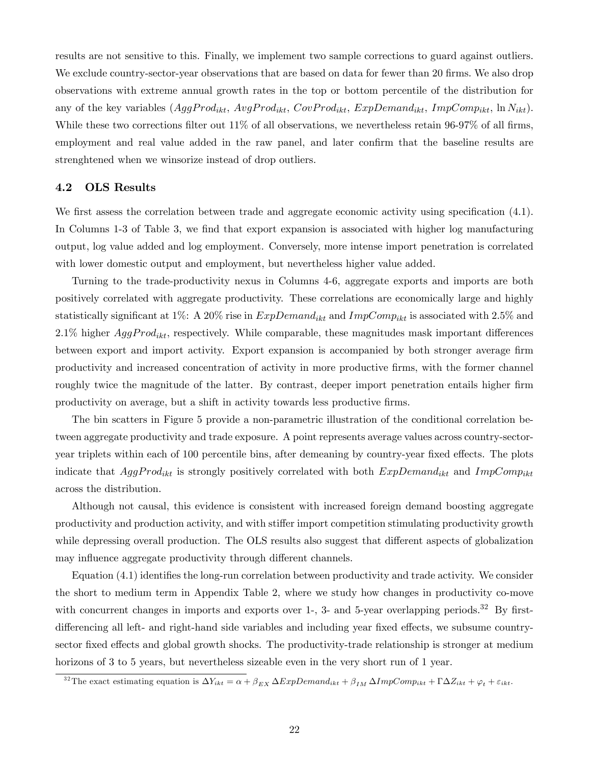results are not sensitive to this. Finally, we implement two sample corrections to guard against outliers. We exclude country-sector-year observations that are based on data for fewer than 20 firms. We also drop observations with extreme annual growth rates in the top or bottom percentile of the distribution for any of the key variables ($AggProd_{ikt}$, $AvgProd_{ikt}$, $CovProd_{ikt}$, $ExpDemand_{ikt}$, $ImpComp_{ikt}$, $\ln N_{ikt}$). While these two corrections filter out 11% of all observations, we nevertheless retain 96-97% of all firms, employment and real value added in the raw panel, and later confirm that the baseline results are strenghtened when we winsorize instead of drop outliers.

### 4.2 OLS Results

We first assess the correlation between trade and aggregate economic activity using specification (4.1). In Columns 1-3 of Table 3, we find that export expansion is associated with higher log manufacturing output, log value added and log employment. Conversely, more intense import penetration is correlated with lower domestic output and employment, but nevertheless higher value added.

Turning to the trade-productivity nexus in Columns 4-6, aggregate exports and imports are both positively correlated with aggregate productivity. These correlations are economically large and highly statistically significant at 1%: A 20% rise in $ExpDemand_{ikt}$ and $ImpComp_{ikt}$ is associated with 2.5% and 2.1% higher $AggProd_{ikt}$, respectively. While comparable, these magnitudes mask important differences between export and import activity. Export expansion is accompanied by both stronger average firm productivity and increased concentration of activity in more productive firms, with the former channel roughly twice the magnitude of the latter. By contrast, deeper import penetration entails higher firm productivity on average, but a shift in activity towards less productive firms.

The bin scatters in Figure 5 provide a non-parametric illustration of the conditional correlation between aggregate productivity and trade exposure. A point represents average values across country-sector-year triplets within each of 100 percentile bins, after demeaning by country-year fixed effects. The plots indicate that $AggProd_{ikt}$ is strongly positively correlated with both $ExpDemand_{ikt}$ and $ImpComp_{ikt}$ across the distribution.

Although not causal, this evidence is consistent with increased foreign demand boosting aggregate productivity and production activity, and with stiffer import competition stimulating productivity growth while depressing overall production. The OLS results also suggest that different aspects of globalization may influence aggregate productivity through different channels.

Equation (4.1) identifies the long-run correlation between productivity and trade activity. We consider the short to medium term in Appendix Table 2, where we study how changes in productivity co-move with concurrent changes in imports and exports over 1-, 3- and 5-year overlapping periods.[32] By first-differencing all left- and right-hand side variables and including year fixed effects, we subsume country-sector fixed effects and global growth shocks. The productivity-trade relationship is stronger at medium horizons of 3 to 5 years, but nevertheless sizeable even in the very short run of 1 year.

[32] The exact estimating equation is $\Delta Y_{ikt} = \alpha + \beta_{EX}\,\Delta ExpDemand_{ikt} + \beta_{IM}\,\Delta ImpComp_{ikt} + \Gamma \Delta Z_{ikt} + \varphi_t + \varepsilon_{ikt}$.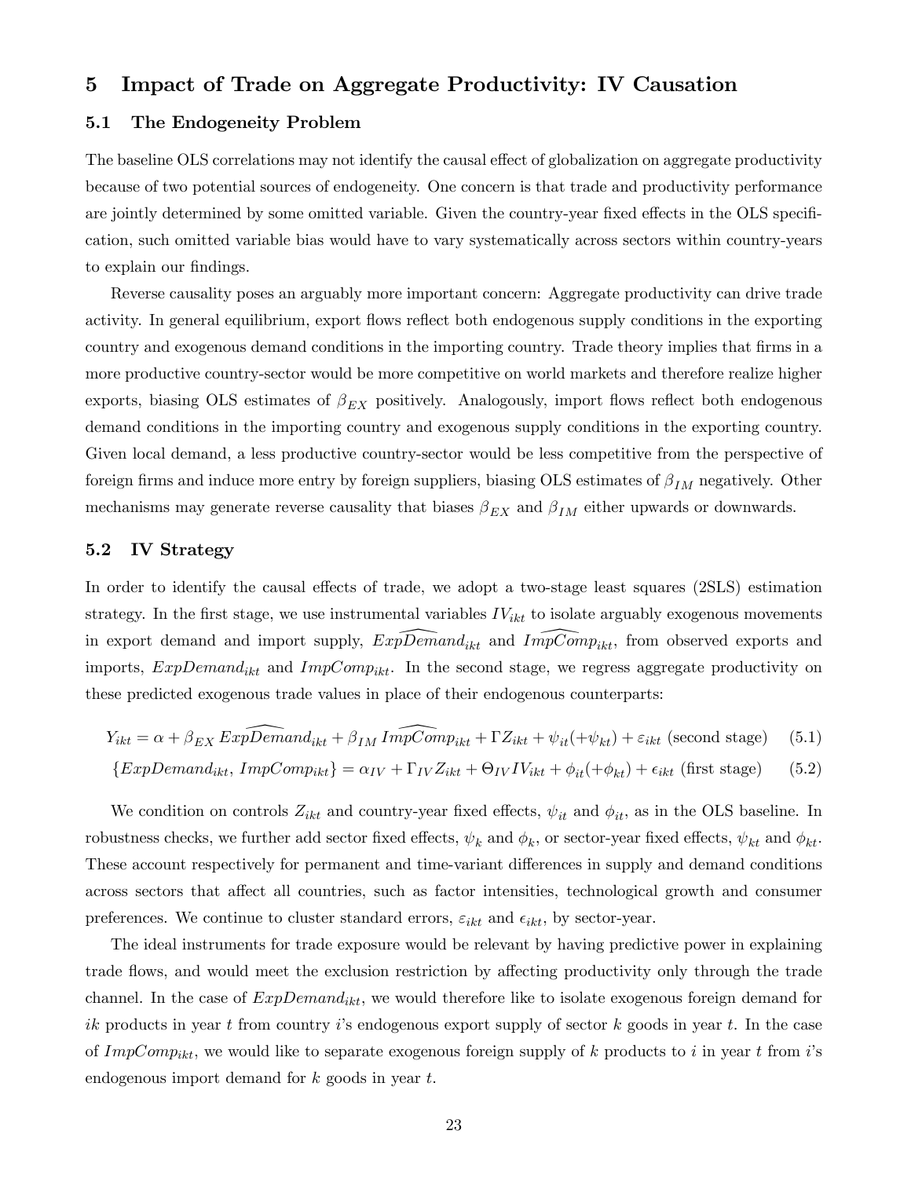## 5 Impact of Trade on Aggregate Productivity: IV Causation

### 5.1 The Endogeneity Problem

The baseline OLS correlations may not identify the causal effect of globalization on aggregate productivity because of two potential sources of endogeneity. One concern is that trade and productivity performance are jointly determined by some omitted variable. Given the country-year fixed effects in the OLS specification, such omitted variable bias would have to vary systematically across sectors within country-years to explain our findings.

Reverse causality poses an arguably more important concern: Aggregate productivity can drive trade activity. In general equilibrium, export flows reflect both endogenous supply conditions in the exporting country and exogenous demand conditions in the importing country. Trade theory implies that firms in a more productive country-sector would be more competitive on world markets and therefore realize higher exports, biasing OLS estimates of $\beta_{EX}$ positively. Analogously, import flows reflect both endogenous demand conditions in the importing country and exogenous supply conditions in the exporting country. Given local demand, a less productive country-sector would be less competitive from the perspective of foreign firms and induce more entry by foreign suppliers, biasing OLS estimates of $\beta_{IM}$ negatively. Other mechanisms may generate reverse causality that biases $\beta_{EX}$ and $\beta_{IM}$ either upwards or downwards.

### 5.2 IV Strategy

In order to identify the causal effects of trade, we adopt a two-stage least squares (2SLS) estimation strategy. In the first stage, we use instrumental variables $IV_{ikt}$ to isolate arguably exogenous movements in export demand and import supply, $\widehat{ExpDemand}_{ikt}$ and $\widehat{ImpComp}_{ikt}$, from observed exports and imports, $ExpDemand_{ikt}$ and $ImpComp_{ikt}$. In the second stage, we regress aggregate productivity on these predicted exogenous trade values in place of their endogenous counterparts:

$$Y_{ikt} = \alpha + \beta_{EX}\, \widehat{ExpDemand}_{ikt} + \beta_{IM}\, \widehat{ImpComp}_{ikt} + \Gamma Z_{ikt} + \psi_{it}(+\psi_{kt}) + \varepsilon_{ikt} \text{ (second stage)} \quad (5.1)$$

$$\{ExpDemand_{ikt},\, ImpComp_{ikt}\} = \alpha_{IV} + \Gamma_{IV} Z_{ikt} + \Theta_{IV} IV_{ikt} + \phi_{it}(+\phi_{kt}) + \epsilon_{ikt} \text{ (first stage)} \quad (5.2)$$

We condition on controls $Z_{ikt}$ and country-year fixed effects, $\psi_{it}$ and $\phi_{it}$, as in the OLS baseline. In robustness checks, we further add sector fixed effects, $\psi_k$ and $\phi_k$, or sector-year fixed effects, $\psi_{kt}$ and $\phi_{kt}$. These account respectively for permanent and time-variant differences in supply and demand conditions across sectors that affect all countries, such as factor intensities, technological growth and consumer preferences. We continue to cluster standard errors, $\varepsilon_{ikt}$ and $\epsilon_{ikt}$, by sector-year.

The ideal instruments for trade exposure would be relevant by having predictive power in explaining trade flows, and would meet the exclusion restriction by affecting productivity only through the trade channel. In the case of $ExpDemand_{ikt}$, we would therefore like to isolate exogenous foreign demand for $ik$ products in year $t$ from country $i$'s endogenous export supply of sector $k$ goods in year $t$. In the case of $ImpComp_{ikt}$, we would like to separate exogenous foreign supply of $k$ products to $i$ in year $t$ from $i$'s endogenous import demand for $k$ goods in year $t$.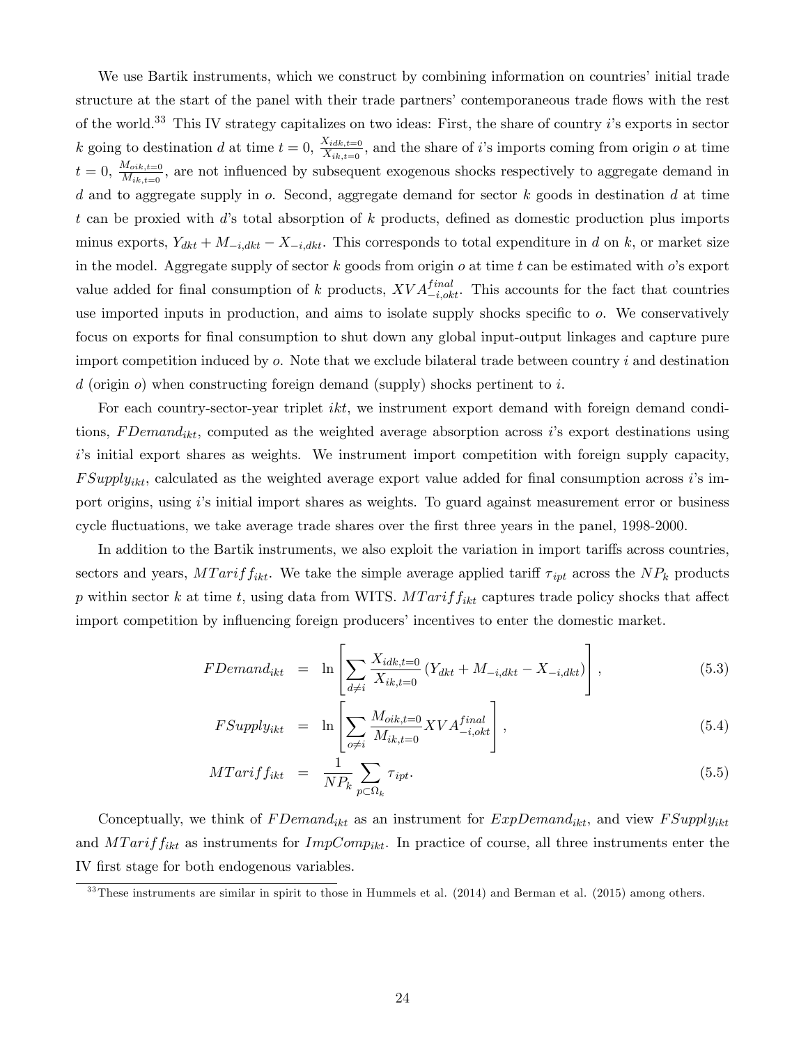We use Bartik instruments, which we construct by combining information on countries' initial trade structure at the start of the panel with their trade partners' contemporaneous trade flows with the rest of the world.[33] This IV strategy capitalizes on two ideas: First, the share of country $i$'s exports in sector $k$ going to destination $d$ at time $t = 0$, $\frac{X_{idk,t=0}}{X_{ik,t=0}}$, and the share of $i$'s imports coming from origin $o$ at time $t = 0$, $\frac{M_{oik,t=0}}{M_{ik,t=0}}$, are not influenced by subsequent exogenous shocks respectively to aggregate demand in $d$ and to aggregate supply in $o$. Second, aggregate demand for sector $k$ goods in destination $d$ at time $t$ can be proxied with $d$'s total absorption of $k$ products, defined as domestic production plus imports minus exports, $Y_{dkt} + M_{-i,dkt} - X_{-i,dkt}$. This corresponds to total expenditure in $d$ on $k$, or market size in the model. Aggregate supply of sector $k$ goods from origin $o$ at time $t$ can be estimated with $o$'s export value added for final consumption of $k$ products, $XVA^{final}_{-i,okt}$. This accounts for the fact that countries use imported inputs in production, and aims to isolate supply shocks specific to $o$. We conservatively focus on exports for final consumption to shut down any global input-output linkages and capture pure import competition induced by $o$. Note that we exclude bilateral trade between country $i$ and destination $d$ (origin $o$) when constructing foreign demand (supply) shocks pertinent to $i$.

For each country-sector-year triplet $ikt$, we instrument export demand with foreign demand conditions, $FDemand_{ikt}$, computed as the weighted average absorption across $i$'s export destinations using $i$'s initial export shares as weights. We instrument import competition with foreign supply capacity, $FSupply_{ikt}$, calculated as the weighted average export value added for final consumption across $i$'s import origins, using $i$'s initial import shares as weights. To guard against measurement error or business cycle fluctuations, we take average trade shares over the first three years in the panel, 1998-2000.

In addition to the Bartik instruments, we also exploit the variation in import tariffs across countries, sectors and years, $MTariff_{ikt}$. We take the simple average applied tariff $\tau_{ipt}$ across the $NP_k$ products $p$ within sector $k$ at time $t$, using data from WITS. $MTariff_{ikt}$ captures trade policy shocks that affect import competition by influencing foreign producers' incentives to enter the domestic market.

$$FDemand_{ikt} = \ln\left[\sum_{d \neq i} \frac{X_{idk,t=0}}{X_{ik,t=0}} \left(Y_{dkt} + M_{-i,dkt} - X_{-i,dkt}\right)\right], \tag{5.3}$$

$$FSupply_{ikt} = \ln\left[\sum_{o \neq i} \frac{M_{oik,t=0}}{M_{ik,t=0}} XVA^{final}_{-i,okt}\right], \tag{5.4}$$

$$MTariff_{ikt} = \frac{1}{NP_k} \sum_{p \subset \Omega_k} \tau_{ipt}. \tag{5.5}$$

Conceptually, we think of $FDemand_{ikt}$ as an instrument for $ExpDemand_{ikt}$, and view $FSupply_{ikt}$ and $MTariff_{ikt}$ as instruments for $ImpComp_{ikt}$. In practice of course, all three instruments enter the IV first stage for both endogenous variables.

[33] These instruments are similar in spirit to those in Hummels et al. (2014) and Berman et al. (2015) among others.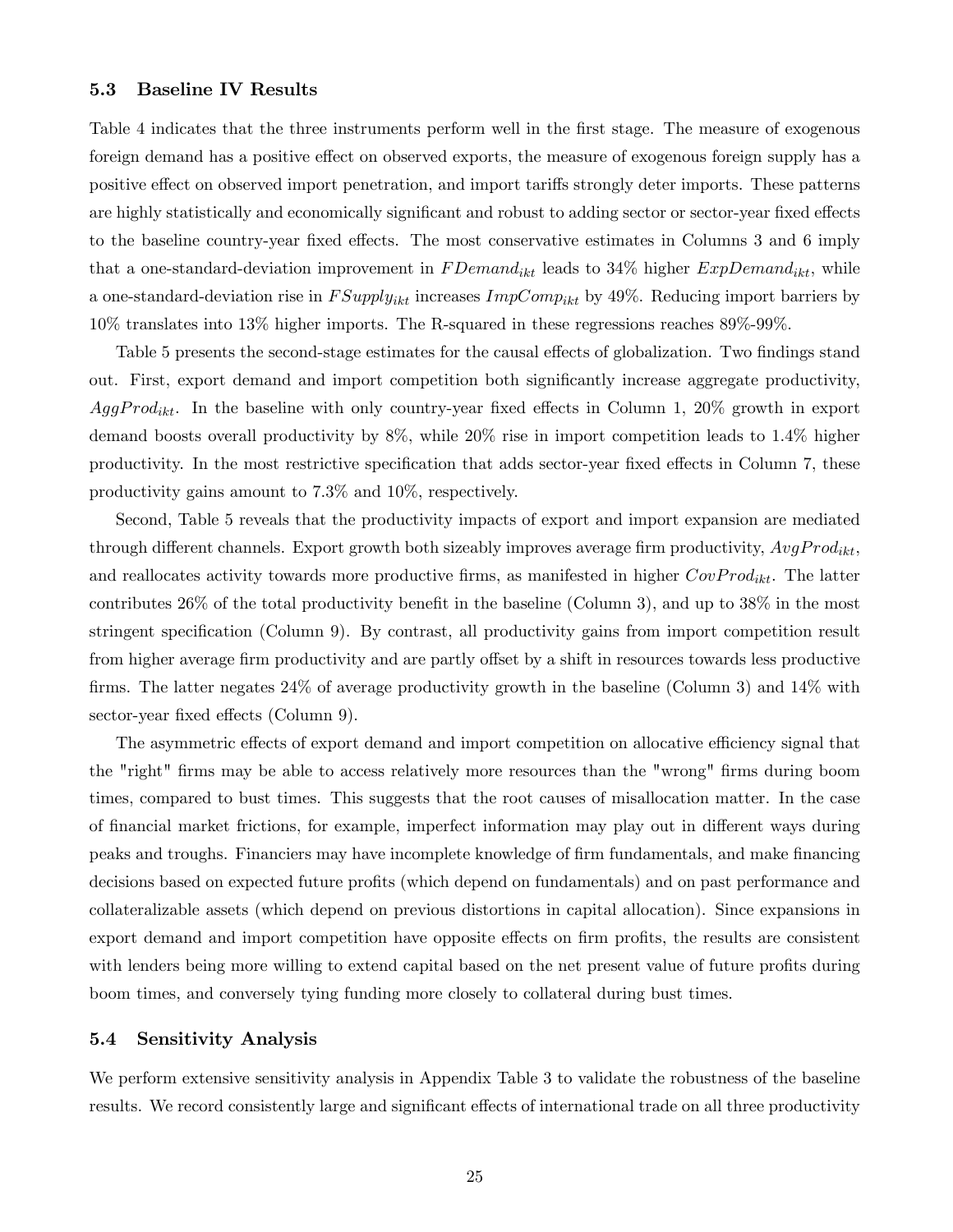### 5.3 Baseline IV Results

Table 4 indicates that the three instruments perform well in the first stage. The measure of exogenous foreign demand has a positive effect on observed exports, the measure of exogenous foreign supply has a positive effect on observed import penetration, and import tariffs strongly deter imports. These patterns are highly statistically and economically significant and robust to adding sector or sector-year fixed effects to the baseline country-year fixed effects. The most conservative estimates in Columns 3 and 6 imply that a one-standard-deviation improvement in $FDemand_{ikt}$ leads to 34% higher $ExpDemand_{ikt}$, while a one-standard-deviation rise in $FSupply_{ikt}$ increases $ImpComp_{ikt}$ by 49%. Reducing import barriers by 10% translates into 13% higher imports. The R-squared in these regressions reaches 89%-99%.

Table 5 presents the second-stage estimates for the causal effects of globalization. Two findings stand out. First, export demand and import competition both significantly increase aggregate productivity, $AggProd_{ikt}$. In the baseline with only country-year fixed effects in Column 1, 20% growth in export demand boosts overall productivity by 8%, while 20% rise in import competition leads to 1.4% higher productivity. In the most restrictive specification that adds sector-year fixed effects in Column 7, these productivity gains amount to 7.3% and 10%, respectively.

Second, Table 5 reveals that the productivity impacts of export and import expansion are mediated through different channels. Export growth both sizeably improves average firm productivity, $AvgProd_{ikt}$, and reallocates activity towards more productive firms, as manifested in higher $CovProd_{ikt}$. The latter contributes 26% of the total productivity benefit in the baseline (Column 3), and up to 38% in the most stringent specification (Column 9). By contrast, all productivity gains from import competition result from higher average firm productivity and are partly offset by a shift in resources towards less productive firms. The latter negates 24% of average productivity growth in the baseline (Column 3) and 14% with sector-year fixed effects (Column 9).

The asymmetric effects of export demand and import competition on allocative efficiency signal that the "right" firms may be able to access relatively more resources than the "wrong" firms during boom times, compared to bust times. This suggests that the root causes of misallocation matter. In the case of financial market frictions, for example, imperfect information may play out in different ways during peaks and troughs. Financiers may have incomplete knowledge of firm fundamentals, and make financing decisions based on expected future profits (which depend on fundamentals) and on past performance and collateralizable assets (which depend on previous distortions in capital allocation). Since expansions in export demand and import competition have opposite effects on firm profits, the results are consistent with lenders being more willing to extend capital based on the net present value of future profits during boom times, and conversely tying funding more closely to collateral during bust times.

### 5.4 Sensitivity Analysis

We perform extensive sensitivity analysis in Appendix Table 3 to validate the robustness of the baseline results. We record consistently large and significant effects of international trade on all three productivity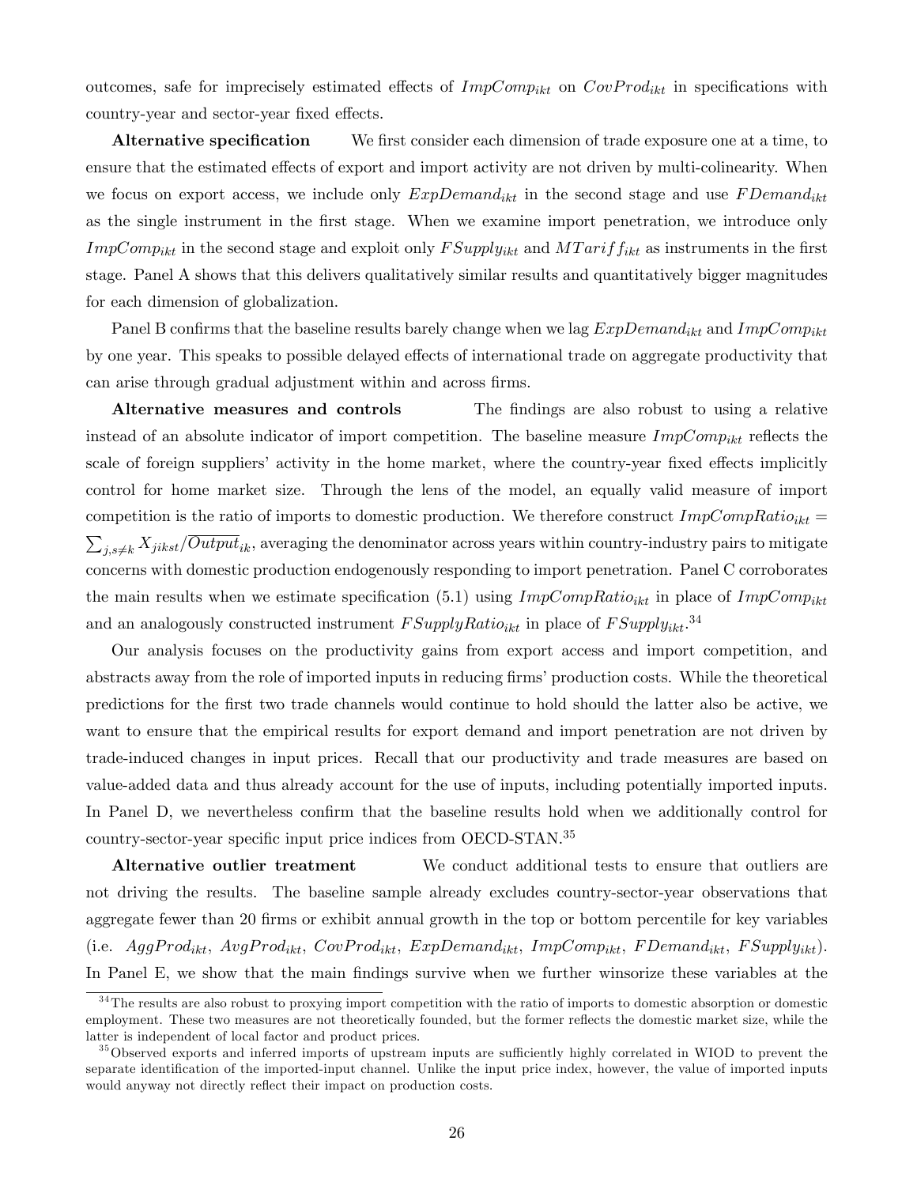outcomes, safe for imprecisely estimated effects of $ImpComp_{ikt}$ on $CovProd_{ikt}$ in specifications with country-year and sector-year fixed effects.

**Alternative specification** We first consider each dimension of trade exposure one at a time, to ensure that the estimated effects of export and import activity are not driven by multi-colinearity. When we focus on export access, we include only $ExpDemand_{ikt}$ in the second stage and use $FDemand_{ikt}$ as the single instrument in the first stage. When we examine import penetration, we introduce only $ImpComp_{ikt}$ in the second stage and exploit only $FSupply_{ikt}$ and $MTariff_{ikt}$ as instruments in the first stage. Panel A shows that this delivers qualitatively similar results and quantitatively bigger magnitudes for each dimension of globalization.

Panel B confirms that the baseline results barely change when we lag $ExpDemand_{ikt}$ and $ImpComp_{ikt}$ by one year. This speaks to possible delayed effects of international trade on aggregate productivity that can arise through gradual adjustment within and across firms.

**Alternative measures and controls** The findings are also robust to using a relative instead of an absolute indicator of import competition. The baseline measure $ImpComp_{ikt}$ reflects the scale of foreign suppliers' activity in the home market, where the country-year fixed effects implicitly control for home market size. Through the lens of the model, an equally valid measure of import competition is the ratio of imports to domestic production. We therefore construct $ImpCompRatio_{ikt} = \sum_{j,s\neq k} X_{jikst}/\overline{Output}_{ik}$, averaging the denominator across years within country-industry pairs to mitigate concerns with domestic production endogenously responding to import penetration. Panel C corroborates the main results when we estimate specification (5.1) using $ImpCompRatio_{ikt}$ in place of $ImpComp_{ikt}$ and an analogously constructed instrument $FSupplyRatio_{ikt}$ in place of $FSupply_{ikt}$.[34]

Our analysis focuses on the productivity gains from export access and import competition, and abstracts away from the role of imported inputs in reducing firms' production costs. While the theoretical predictions for the first two trade channels would continue to hold should the latter also be active, we want to ensure that the empirical results for export demand and import penetration are not driven by trade-induced changes in input prices. Recall that our productivity and trade measures are based on value-added data and thus already account for the use of inputs, including potentially imported inputs. In Panel D, we nevertheless confirm that the baseline results hold when we additionally control for country-sector-year specific input price indices from OECD-STAN.[35]

**Alternative outlier treatment** We conduct additional tests to ensure that outliers are not driving the results. The baseline sample already excludes country-sector-year observations that aggregate fewer than 20 firms or exhibit annual growth in the top or bottom percentile for key variables (i.e. $AggProd_{ikt}$, $AvgProd_{ikt}$, $CovProd_{ikt}$, $ExpDemand_{ikt}$, $ImpComp_{ikt}$, $FDemand_{ikt}$, $FSupply_{ikt}$). In Panel E, we show that the main findings survive when we further winsorize these variables at the

[34] The results are also robust to proxying import competition with the ratio of imports to domestic absorption or domestic employment. These two measures are not theoretically founded, but the former reflects the domestic market size, while the latter is independent of local factor and product prices.

[35] Observed exports and inferred imports of upstream inputs are sufficiently highly correlated in WIOD to prevent the separate identification of the imported-input channel. Unlike the input price index, however, the value of imported inputs would anyway not directly reflect their impact on production costs.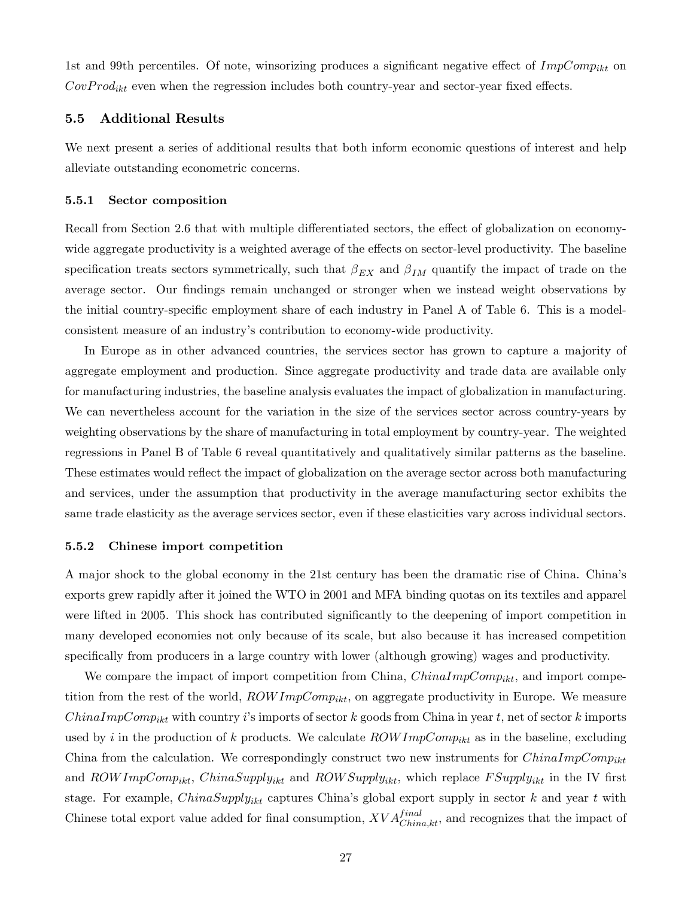1st and 99th percentiles. Of note, winsorizing produces a significant negative effect of $ImpComp_{ikt}$ on $CovProd_{ikt}$ even when the regression includes both country-year and sector-year fixed effects.

### 5.5 Additional Results

We next present a series of additional results that both inform economic questions of interest and help alleviate outstanding econometric concerns.

#### 5.5.1 Sector composition

Recall from Section 2.6 that with multiple differentiated sectors, the effect of globalization on economy-wide aggregate productivity is a weighted average of the effects on sector-level productivity. The baseline specification treats sectors symmetrically, such that $\beta_{EX}$ and $\beta_{IM}$ quantify the impact of trade on the average sector. Our findings remain unchanged or stronger when we instead weight observations by the initial country-specific employment share of each industry in Panel A of Table 6. This is a model-consistent measure of an industry's contribution to economy-wide productivity.

In Europe as in other advanced countries, the services sector has grown to capture a majority of aggregate employment and production. Since aggregate productivity and trade data are available only for manufacturing industries, the baseline analysis evaluates the impact of globalization in manufacturing. We can nevertheless account for the variation in the size of the services sector across country-years by weighting observations by the share of manufacturing in total employment by country-year. The weighted regressions in Panel B of Table 6 reveal quantitatively and qualitatively similar patterns as the baseline. These estimates would reflect the impact of globalization on the average sector across both manufacturing and services, under the assumption that productivity in the average manufacturing sector exhibits the same trade elasticity as the average services sector, even if these elasticities vary across individual sectors.

#### 5.5.2 Chinese import competition

A major shock to the global economy in the 21st century has been the dramatic rise of China. China's exports grew rapidly after it joined the WTO in 2001 and MFA binding quotas on its textiles and apparel were lifted in 2005. This shock has contributed significantly to the deepening of import competition in many developed economies not only because of its scale, but also because it has increased competition specifically from producers in a large country with lower (although growing) wages and productivity.

We compare the impact of import competition from China, $ChinaImpComp_{ikt}$, and import competition from the rest of the world, $ROWImpComp_{ikt}$, on aggregate productivity in Europe. We measure $ChinaImpComp_{ikt}$ with country $i$'s imports of sector $k$ goods from China in year $t$, net of sector $k$ imports used by $i$ in the production of $k$ products. We calculate $ROWImpComp_{ikt}$ as in the baseline, excluding China from the calculation. We correspondingly construct two new instruments for $ChinaImpComp_{ikt}$ and $ROWImpComp_{ikt}$, $ChinaSupply_{ikt}$ and $ROWSupply_{ikt}$, which replace $FSupply_{ikt}$ in the IV first stage. For example, $ChinaSupply_{ikt}$ captures China's global export supply in sector $k$ and year $t$ with Chinese total export value added for final consumption, $XVA^{final}_{China,kt}$, and recognizes that the impact of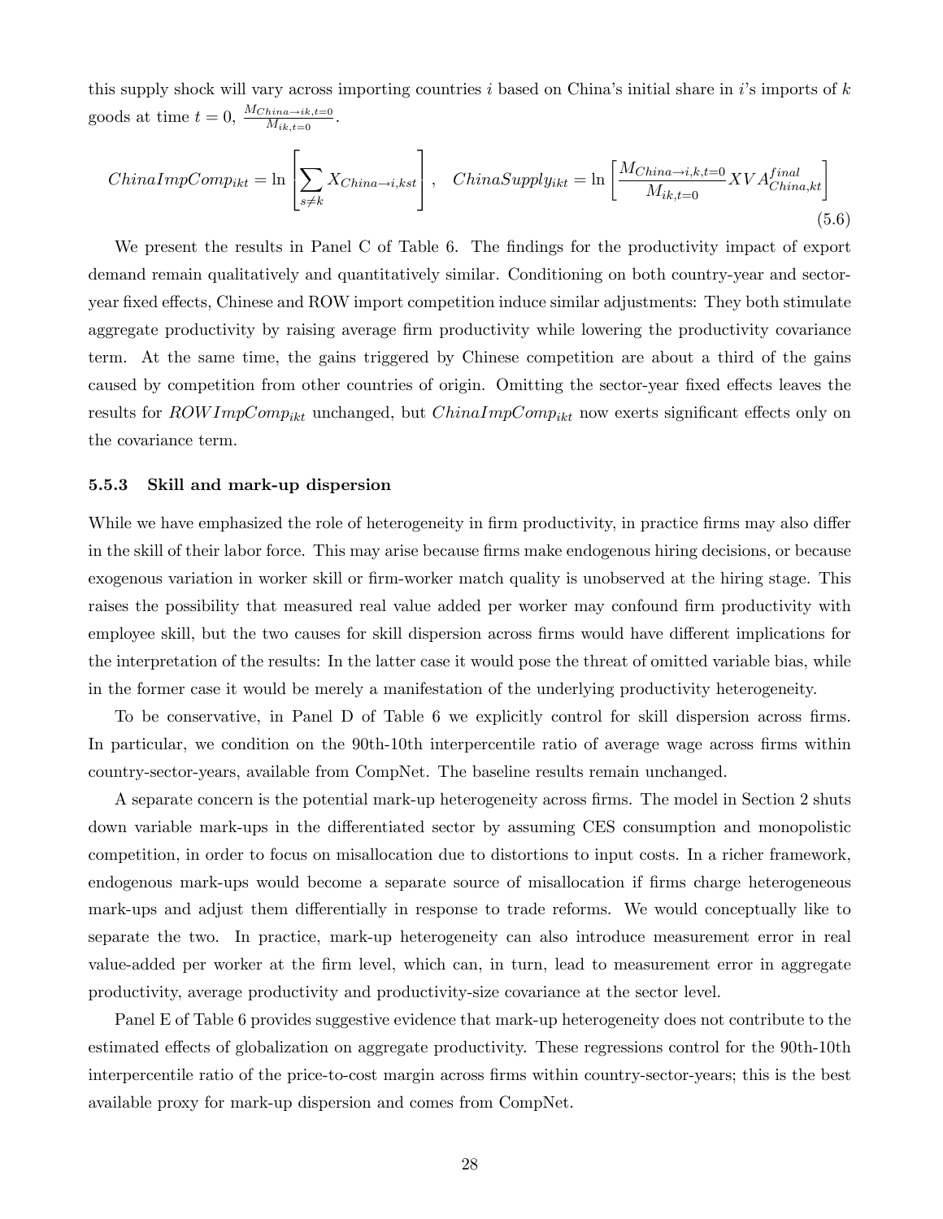this supply shock will vary across importing countries $i$ based on China's initial share in $i$'s imports of $k$ goods at time $t = 0$, $\frac{M_{China \to ik,t=0}}{M_{ik,t=0}}$.

$$ChinaImpComp_{ikt} = \ln \left[ \sum_{s \neq k} X_{China \to i,kst} \right], \quad ChinaSupply_{ikt} = \ln \left[ \frac{M_{China \to i,k,t=0}}{M_{ik,t=0}} XVA^{final}_{China,kt} \right] \tag{5.6}$$

We present the results in Panel C of Table 6. The findings for the productivity impact of export demand remain qualitatively and quantitatively similar. Conditioning on both country-year and sector-year fixed effects, Chinese and ROW import competition induce similar adjustments: They both stimulate aggregate productivity by raising average firm productivity while lowering the productivity covariance term. At the same time, the gains triggered by Chinese competition are about a third of the gains caused by competition from other countries of origin. Omitting the sector-year fixed effects leaves the results for $ROWImpComp_{ikt}$ unchanged, but $ChinaImpComp_{ikt}$ now exerts significant effects only on the covariance term.

### 5.5.3 Skill and mark-up dispersion

While we have emphasized the role of heterogeneity in firm productivity, in practice firms may also differ in the skill of their labor force. This may arise because firms make endogenous hiring decisions, or because exogenous variation in worker skill or firm-worker match quality is unobserved at the hiring stage. This raises the possibility that measured real value added per worker may confound firm productivity with employee skill, but the two causes for skill dispersion across firms would have different implications for the interpretation of the results: In the latter case it would pose the threat of omitted variable bias, while in the former case it would be merely a manifestation of the underlying productivity heterogeneity.

To be conservative, in Panel D of Table 6 we explicitly control for skill dispersion across firms. In particular, we condition on the 90th-10th interpercentile ratio of average wage across firms within country-sector-years, available from CompNet. The baseline results remain unchanged.

A separate concern is the potential mark-up heterogeneity across firms. The model in Section 2 shuts down variable mark-ups in the differentiated sector by assuming CES consumption and monopolistic competition, in order to focus on misallocation due to distortions to input costs. In a richer framework, endogenous mark-ups would become a separate source of misallocation if firms charge heterogeneous mark-ups and adjust them differentially in response to trade reforms. We would conceptually like to separate the two. In practice, mark-up heterogeneity can also introduce measurement error in real value-added per worker at the firm level, which can, in turn, lead to measurement error in aggregate productivity, average productivity and productivity-size covariance at the sector level.

Panel E of Table 6 provides suggestive evidence that mark-up heterogeneity does not contribute to the estimated effects of globalization on aggregate productivity. These regressions control for the 90th-10th interpercentile ratio of the price-to-cost margin across firms within country-sector-years; this is the best available proxy for mark-up dispersion and comes from CompNet.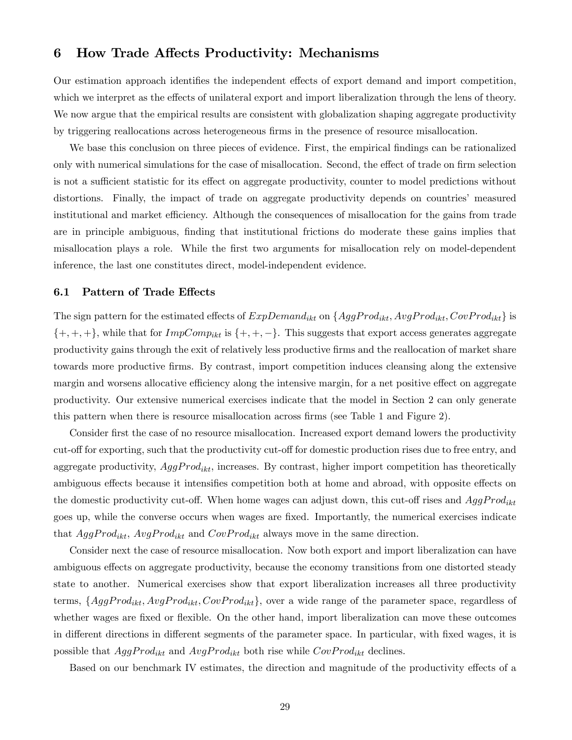# 6 How Trade Affects Productivity: Mechanisms

Our estimation approach identifies the independent effects of export demand and import competition, which we interpret as the effects of unilateral export and import liberalization through the lens of theory. We now argue that the empirical results are consistent with globalization shaping aggregate productivity by triggering reallocations across heterogeneous firms in the presence of resource misallocation.

We base this conclusion on three pieces of evidence. First, the empirical findings can be rationalized only with numerical simulations for the case of misallocation. Second, the effect of trade on firm selection is not a sufficient statistic for its effect on aggregate productivity, counter to model predictions without distortions. Finally, the impact of trade on aggregate productivity depends on countries' measured institutional and market efficiency. Although the consequences of misallocation for the gains from trade are in principle ambiguous, finding that institutional frictions do moderate these gains implies that misallocation plays a role. While the first two arguments for misallocation rely on model-dependent inference, the last one constitutes direct, model-independent evidence.

## 6.1 Pattern of Trade Effects

The sign pattern for the estimated effects of $ExpDemand_{ikt}$ on $\{AggProd_{ikt}, AvgProd_{ikt}, CovProd_{ikt}\}$ is $\{+, +, +\}$, while that for $ImpComp_{ikt}$ is $\{+, +, -\}$. This suggests that export access generates aggregate productivity gains through the exit of relatively less productive firms and the reallocation of market share towards more productive firms. By contrast, import competition induces cleansing along the extensive margin and worsens allocative efficiency along the intensive margin, for a net positive effect on aggregate productivity. Our extensive numerical exercises indicate that the model in Section 2 can only generate this pattern when there is resource misallocation across firms (see Table 1 and Figure 2).

Consider first the case of no resource misallocation. Increased export demand lowers the productivity cut-off for exporting, such that the productivity cut-off for domestic production rises due to free entry, and aggregate productivity, $AggProd_{ikt}$, increases. By contrast, higher import competition has theoretically ambiguous effects because it intensifies competition both at home and abroad, with opposite effects on the domestic productivity cut-off. When home wages can adjust down, this cut-off rises and $AggProd_{ikt}$ goes up, while the converse occurs when wages are fixed. Importantly, the numerical exercises indicate that $AggProd_{ikt}$, $AvgProd_{ikt}$ and $CovProd_{ikt}$ always move in the same direction.

Consider next the case of resource misallocation. Now both export and import liberalization can have ambiguous effects on aggregate productivity, because the economy transitions from one distorted steady state to another. Numerical exercises show that export liberalization increases all three productivity terms, $\{AggProd_{ikt}, AvgProd_{ikt}, CovProd_{ikt}\}$, over a wide range of the parameter space, regardless of whether wages are fixed or flexible. On the other hand, import liberalization can move these outcomes in different directions in different segments of the parameter space. In particular, with fixed wages, it is possible that $AggProd_{ikt}$ and $AvgProd_{ikt}$ both rise while $CovProd_{ikt}$ declines.

Based on our benchmark IV estimates, the direction and magnitude of the productivity effects of a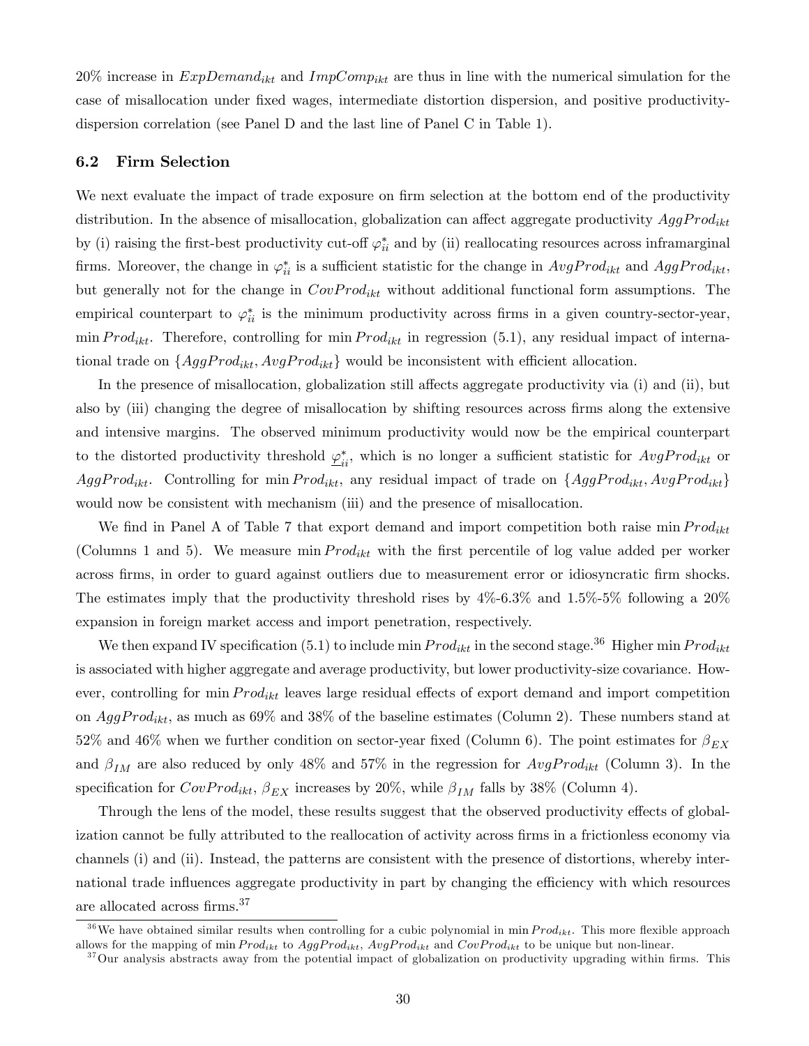20% increase in $ExpDemand_{ikt}$ and $ImpComp_{ikt}$ are thus in line with the numerical simulation for the case of misallocation under fixed wages, intermediate distortion dispersion, and positive productivity-dispersion correlation (see Panel D and the last line of Panel C in Table 1).

### 6.2 Firm Selection

We next evaluate the impact of trade exposure on firm selection at the bottom end of the productivity distribution. In the absence of misallocation, globalization can affect aggregate productivity $AggProd_{ikt}$ by (i) raising the first-best productivity cut-off $\varphi^*_{ii}$ and by (ii) reallocating resources across inframarginal firms. Moreover, the change in $\varphi^*_{ii}$ is a sufficient statistic for the change in $AvgProd_{ikt}$ and $AggProd_{ikt}$, but generally not for the change in $CovProd_{ikt}$ without additional functional form assumptions. The empirical counterpart to $\varphi^*_{ii}$ is the minimum productivity across firms in a given country-sector-year, $\min Prod_{ikt}$. Therefore, controlling for $\min Prod_{ikt}$ in regression (5.1), any residual impact of international trade on $\{AggProd_{ikt}, AvgProd_{ikt}\}$ would be inconsistent with efficient allocation.

In the presence of misallocation, globalization still affects aggregate productivity via (i) and (ii), but also by (iii) changing the degree of misallocation by shifting resources across firms along the extensive and intensive margins. The observed minimum productivity would now be the empirical counterpart to the distorted productivity threshold $\underline{\varphi}^*_{ii}$, which is no longer a sufficient statistic for $AvgProd_{ikt}$ or $AggProd_{ikt}$. Controlling for $\min Prod_{ikt}$, any residual impact of trade on $\{AggProd_{ikt}, AvgProd_{ikt}\}$ would now be consistent with mechanism (iii) and the presence of misallocation.

We find in Panel A of Table 7 that export demand and import competition both raise $\min Prod_{ikt}$ (Columns 1 and 5). We measure $\min Prod_{ikt}$ with the first percentile of log value added per worker across firms, in order to guard against outliers due to measurement error or idiosyncratic firm shocks. The estimates imply that the productivity threshold rises by 4%-6.3% and 1.5%-5% following a 20% expansion in foreign market access and import penetration, respectively.

We then expand IV specification (5.1) to include $\min Prod_{ikt}$ in the second stage.[36] Higher $\min Prod_{ikt}$ is associated with higher aggregate and average productivity, but lower productivity-size covariance. However, controlling for $\min Prod_{ikt}$ leaves large residual effects of export demand and import competition on $AggProd_{ikt}$, as much as 69% and 38% of the baseline estimates (Column 2). These numbers stand at 52% and 46% when we further condition on sector-year fixed (Column 6). The point estimates for $\beta_{EX}$ and $\beta_{IM}$ are also reduced by only 48% and 57% in the regression for $AvgProd_{ikt}$ (Column 3). In the specification for $CovProd_{ikt}$, $\beta_{EX}$ increases by 20%, while $\beta_{IM}$ falls by 38% (Column 4).

Through the lens of the model, these results suggest that the observed productivity effects of globalization cannot be fully attributed to the reallocation of activity across firms in a frictionless economy via channels (i) and (ii). Instead, the patterns are consistent with the presence of distortions, whereby international trade influences aggregate productivity in part by changing the efficiency with which resources are allocated across firms.[37]

[36] We have obtained similar results when controlling for a cubic polynomial in $\min Prod_{ikt}$. This more flexible approach allows for the mapping of $\min Prod_{ikt}$ to $AggProd_{ikt}$, $AvgProd_{ikt}$ and $CovProd_{ikt}$ to be unique but non-linear.

[37] Our analysis abstracts away from the potential impact of globalization on productivity upgrading within firms. This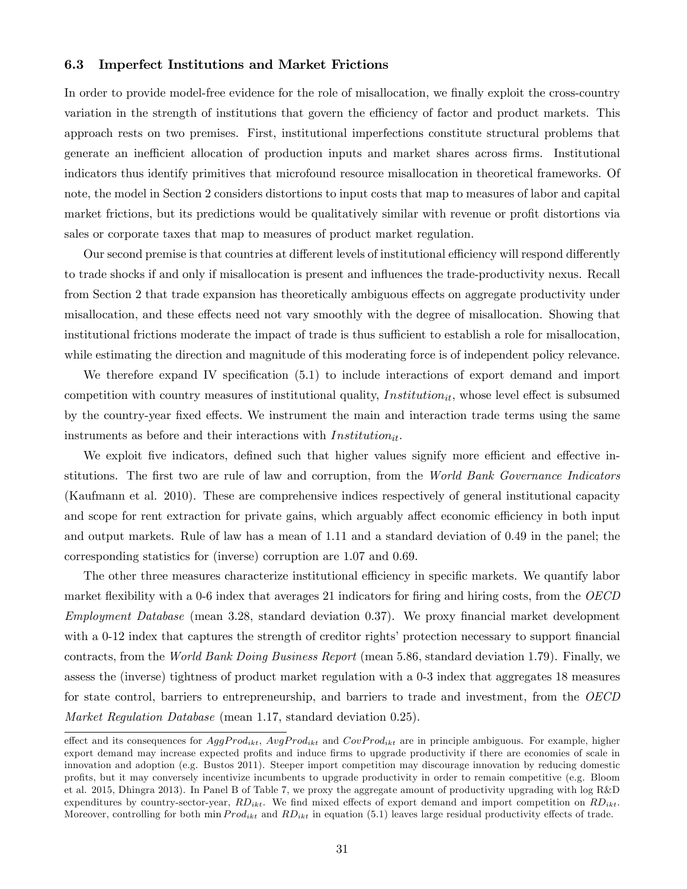### 6.3 Imperfect Institutions and Market Frictions

In order to provide model-free evidence for the role of misallocation, we finally exploit the cross-country variation in the strength of institutions that govern the efficiency of factor and product markets. This approach rests on two premises. First, institutional imperfections constitute structural problems that generate an inefficient allocation of production inputs and market shares across firms. Institutional indicators thus identify primitives that microfound resource misallocation in theoretical frameworks. Of note, the model in Section 2 considers distortions to input costs that map to measures of labor and capital market frictions, but its predictions would be qualitatively similar with revenue or profit distortions via sales or corporate taxes that map to measures of product market regulation.

Our second premise is that countries at different levels of institutional efficiency will respond differently to trade shocks if and only if misallocation is present and influences the trade-productivity nexus. Recall from Section 2 that trade expansion has theoretically ambiguous effects on aggregate productivity under misallocation, and these effects need not vary smoothly with the degree of misallocation. Showing that institutional frictions moderate the impact of trade is thus sufficient to establish a role for misallocation, while estimating the direction and magnitude of this moderating force is of independent policy relevance.

We therefore expand IV specification (5.1) to include interactions of export demand and import competition with country measures of institutional quality, $Institution_{it}$, whose level effect is subsumed by the country-year fixed effects. We instrument the main and interaction trade terms using the same instruments as before and their interactions with $Institution_{it}$.

We exploit five indicators, defined such that higher values signify more efficient and effective institutions. The first two are rule of law and corruption, from the *World Bank Governance Indicators* (Kaufmann et al. 2010). These are comprehensive indices respectively of general institutional capacity and scope for rent extraction for private gains, which arguably affect economic efficiency in both input and output markets. Rule of law has a mean of 1.11 and a standard deviation of 0.49 in the panel; the corresponding statistics for (inverse) corruption are 1.07 and 0.69.

The other three measures characterize institutional efficiency in specific markets. We quantify labor market flexibility with a 0-6 index that averages 21 indicators for firing and hiring costs, from the *OECD Employment Database* (mean 3.28, standard deviation 0.37). We proxy financial market development with a 0-12 index that captures the strength of creditor rights' protection necessary to support financial contracts, from the *World Bank Doing Business Report* (mean 5.86, standard deviation 1.79). Finally, we assess the (inverse) tightness of product market regulation with a 0-3 index that aggregates 18 measures for state control, barriers to entrepreneurship, and barriers to trade and investment, from the *OECD Market Regulation Database* (mean 1.17, standard deviation 0.25).

---

effect and its consequences for $AggProd_{ikt}$, $AvgProd_{ikt}$ and $CovProd_{ikt}$ are in principle ambiguous. For example, higher export demand may increase expected profits and induce firms to upgrade productivity if there are economies of scale in innovation and adoption (e.g. Bustos 2011). Steeper import competition may discourage innovation by reducing domestic profits, but it may conversely incentivize incumbents to upgrade productivity in order to remain competitive (e.g. Bloom et al. 2015, Dhingra 2013). In Panel B of Table 7, we proxy the aggregate amount of productivity upgrading with log R&D expenditures by country-sector-year, $RD_{ikt}$. We find mixed effects of export demand and import competition on $RD_{ikt}$. Moreover, controlling for both $\min Prod_{ikt}$ and $RD_{ikt}$ in equation (5.1) leaves large residual productivity effects of trade.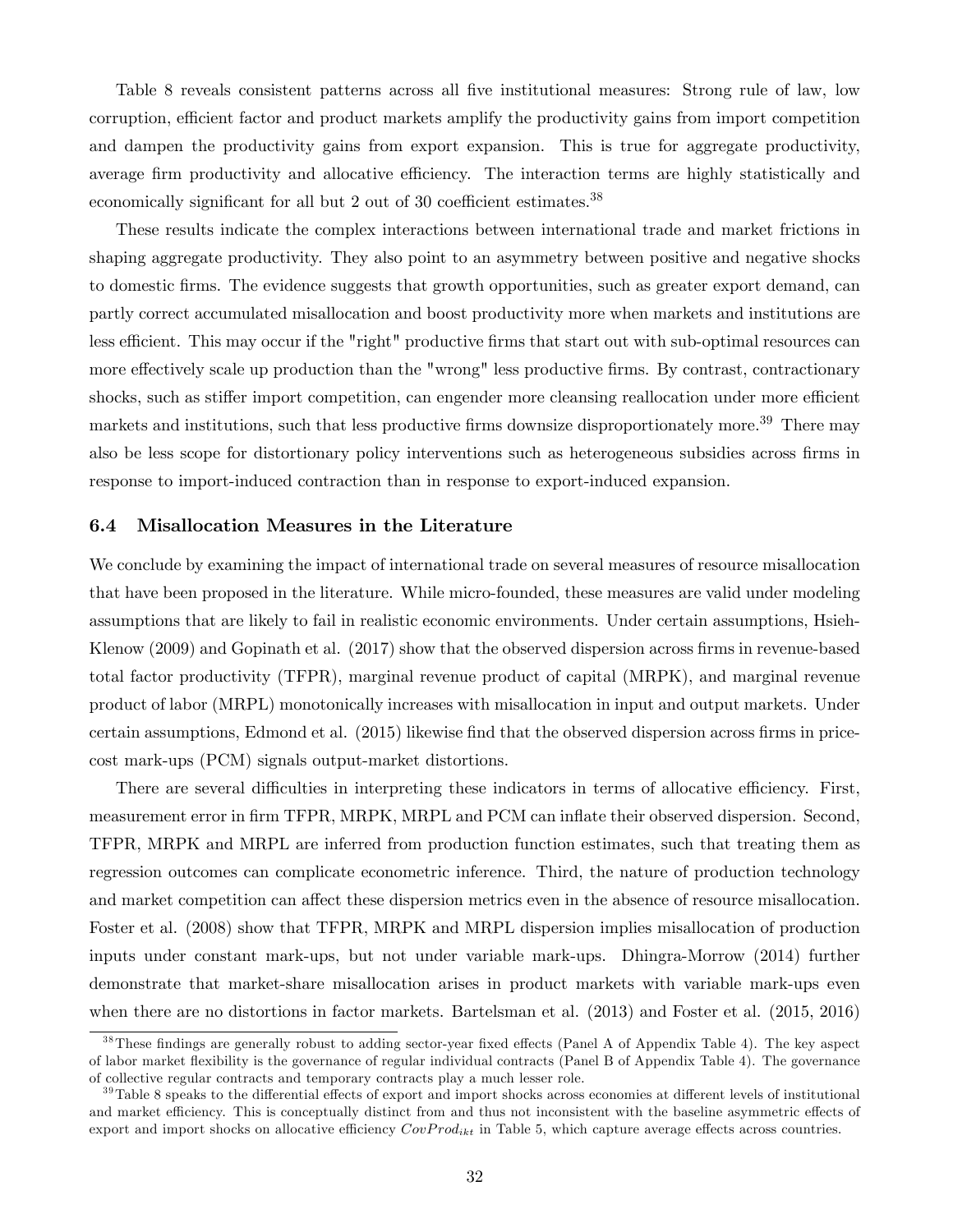Table 8 reveals consistent patterns across all five institutional measures: Strong rule of law, low corruption, efficient factor and product markets amplify the productivity gains from import competition and dampen the productivity gains from export expansion. This is true for aggregate productivity, average firm productivity and allocative efficiency. The interaction terms are highly statistically and economically significant for all but 2 out of 30 coefficient estimates.[38]

These results indicate the complex interactions between international trade and market frictions in shaping aggregate productivity. They also point to an asymmetry between positive and negative shocks to domestic firms. The evidence suggests that growth opportunities, such as greater export demand, can partly correct accumulated misallocation and boost productivity more when markets and institutions are less efficient. This may occur if the "right" productive firms that start out with sub-optimal resources can more effectively scale up production than the "wrong" less productive firms. By contrast, contractionary shocks, such as stiffer import competition, can engender more cleansing reallocation under more efficient markets and institutions, such that less productive firms downsize disproportionately more.[39] There may also be less scope for distortionary policy interventions such as heterogeneous subsidies across firms in response to import-induced contraction than in response to export-induced expansion.

### 6.4 Misallocation Measures in the Literature

We conclude by examining the impact of international trade on several measures of resource misallocation that have been proposed in the literature. While micro-founded, these measures are valid under modeling assumptions that are likely to fail in realistic economic environments. Under certain assumptions, Hsieh-Klenow (2009) and Gopinath et al. (2017) show that the observed dispersion across firms in revenue-based total factor productivity (TFPR), marginal revenue product of capital (MRPK), and marginal revenue product of labor (MRPL) monotonically increases with misallocation in input and output markets. Under certain assumptions, Edmond et al. (2015) likewise find that the observed dispersion across firms in price-cost mark-ups (PCM) signals output-market distortions.

There are several difficulties in interpreting these indicators in terms of allocative efficiency. First, measurement error in firm TFPR, MRPK, MRPL and PCM can inflate their observed dispersion. Second, TFPR, MRPK and MRPL are inferred from production function estimates, such that treating them as regression outcomes can complicate econometric inference. Third, the nature of production technology and market competition can affect these dispersion metrics even in the absence of resource misallocation. Foster et al. (2008) show that TFPR, MRPK and MRPL dispersion implies misallocation of production inputs under constant mark-ups, but not under variable mark-ups. Dhingra-Morrow (2014) further demonstrate that market-share misallocation arises in product markets with variable mark-ups even when there are no distortions in factor markets. Bartelsman et al. (2013) and Foster et al. (2015, 2016)

---

[38] These findings are generally robust to adding sector-year fixed effects (Panel A of Appendix Table 4). The key aspect of labor market flexibility is the governance of regular individual contracts (Panel B of Appendix Table 4). The governance of collective regular contracts and temporary contracts play a much lesser role.

[39] Table 8 speaks to the differential effects of export and import shocks across economies at different levels of institutional and market efficiency. This is conceptually distinct from and thus not inconsistent with the baseline asymmetric effects of export and import shocks on allocative efficiency $CovProd_{ikt}$ in Table 5, which capture average effects across countries.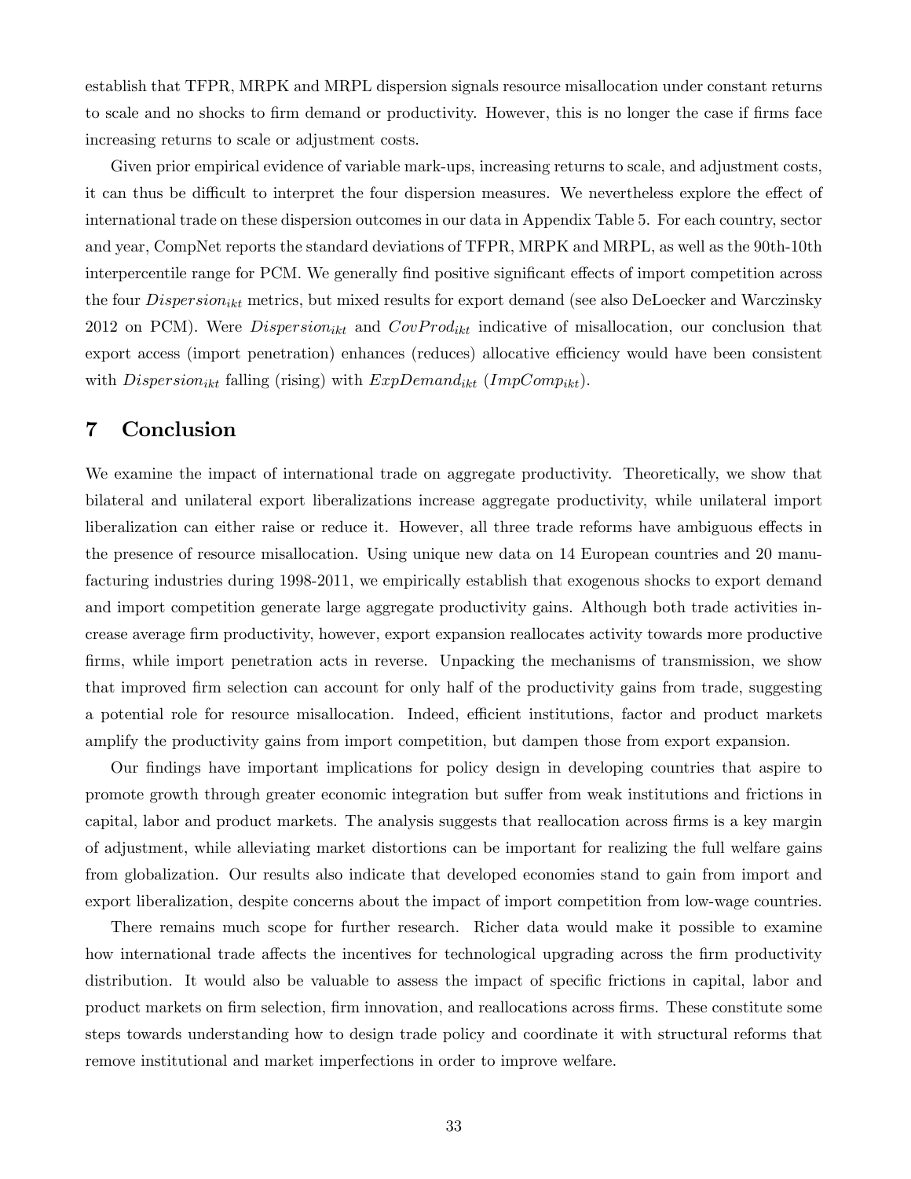establish that TFPR, MRPK and MRPL dispersion signals resource misallocation under constant returns to scale and no shocks to firm demand or productivity. However, this is no longer the case if firms face increasing returns to scale or adjustment costs.

Given prior empirical evidence of variable mark-ups, increasing returns to scale, and adjustment costs, it can thus be difficult to interpret the four dispersion measures. We nevertheless explore the effect of international trade on these dispersion outcomes in our data in Appendix Table 5. For each country, sector and year, CompNet reports the standard deviations of TFPR, MRPK and MRPL, as well as the 90th-10th interpercentile range for PCM. We generally find positive significant effects of import competition across the four $Dispersion_{ikt}$ metrics, but mixed results for export demand (see also DeLoecker and Warczinsky 2012 on PCM). Were $Dispersion_{ikt}$ and $CovProd_{ikt}$ indicative of misallocation, our conclusion that export access (import penetration) enhances (reduces) allocative efficiency would have been consistent with $Dispersion_{ikt}$ falling (rising) with $ExpDemand_{ikt}$ ($ImpComp_{ikt}$).

# 7 Conclusion

We examine the impact of international trade on aggregate productivity. Theoretically, we show that bilateral and unilateral export liberalizations increase aggregate productivity, while unilateral import liberalization can either raise or reduce it. However, all three trade reforms have ambiguous effects in the presence of resource misallocation. Using unique new data on 14 European countries and 20 manufacturing industries during 1998-2011, we empirically establish that exogenous shocks to export demand and import competition generate large aggregate productivity gains. Although both trade activities increase average firm productivity, however, export expansion reallocates activity towards more productive firms, while import penetration acts in reverse. Unpacking the mechanisms of transmission, we show that improved firm selection can account for only half of the productivity gains from trade, suggesting a potential role for resource misallocation. Indeed, efficient institutions, factor and product markets amplify the productivity gains from import competition, but dampen those from export expansion.

Our findings have important implications for policy design in developing countries that aspire to promote growth through greater economic integration but suffer from weak institutions and frictions in capital, labor and product markets. The analysis suggests that reallocation across firms is a key margin of adjustment, while alleviating market distortions can be important for realizing the full welfare gains from globalization. Our results also indicate that developed economies stand to gain from import and export liberalization, despite concerns about the impact of import competition from low-wage countries.

There remains much scope for further research. Richer data would make it possible to examine how international trade affects the incentives for technological upgrading across the firm productivity distribution. It would also be valuable to assess the impact of specific frictions in capital, labor and product markets on firm selection, firm innovation, and reallocations across firms. These constitute some steps towards understanding how to design trade policy and coordinate it with structural reforms that remove institutional and market imperfections in order to improve welfare.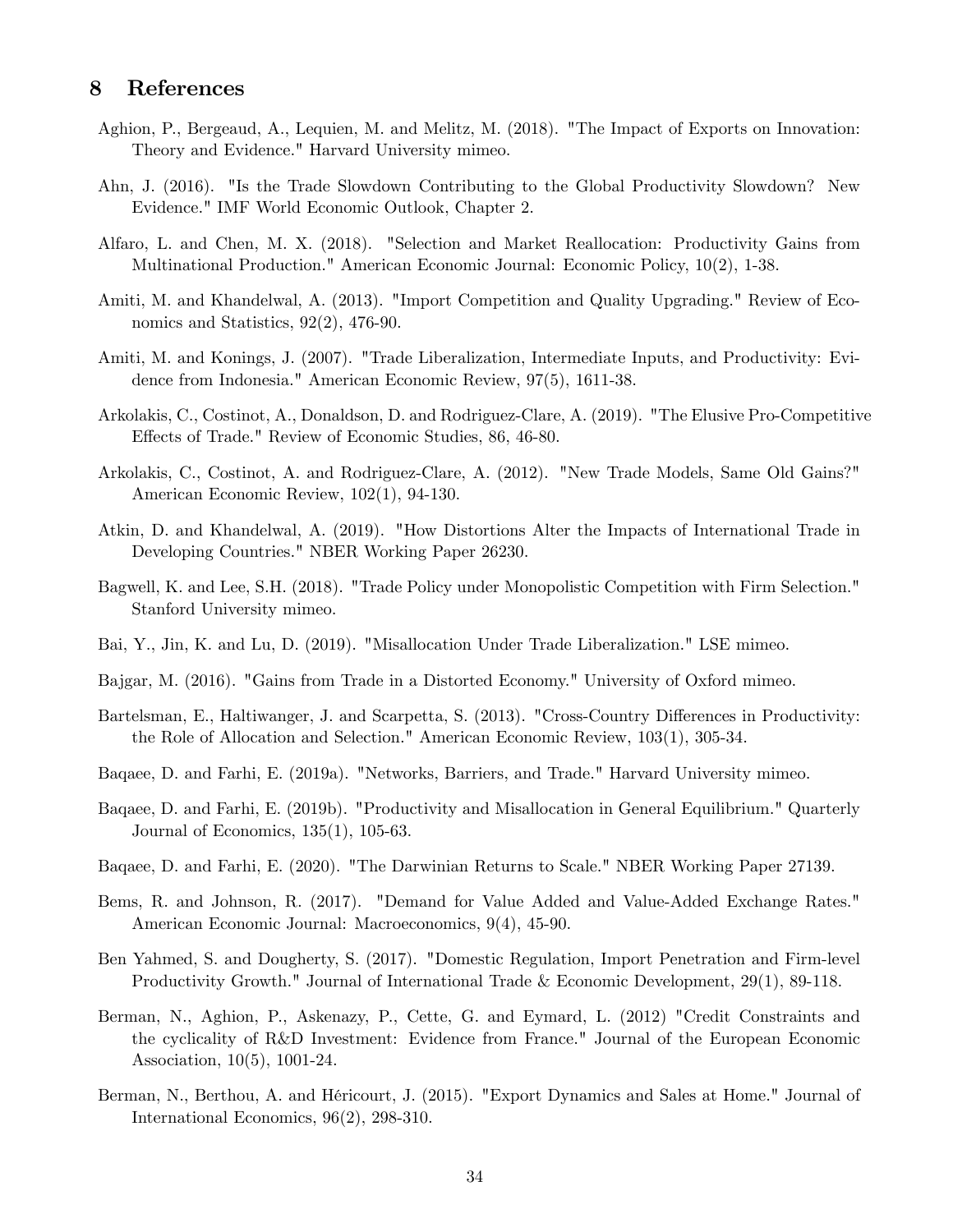## 8 References

Aghion, P., Bergeaud, A., Lequien, M. and Melitz, M. (2018). "The Impact of Exports on Innovation: Theory and Evidence." Harvard University mimeo.

Ahn, J. (2016). "Is the Trade Slowdown Contributing to the Global Productivity Slowdown? New Evidence." IMF World Economic Outlook, Chapter 2.

Alfaro, L. and Chen, M. X. (2018). "Selection and Market Reallocation: Productivity Gains from Multinational Production." American Economic Journal: Economic Policy, 10(2), 1-38.

Amiti, M. and Khandelwal, A. (2013). "Import Competition and Quality Upgrading." Review of Economics and Statistics, 92(2), 476-90.

Amiti, M. and Konings, J. (2007). "Trade Liberalization, Intermediate Inputs, and Productivity: Evidence from Indonesia." American Economic Review, 97(5), 1611-38.

Arkolakis, C., Costinot, A., Donaldson, D. and Rodriguez-Clare, A. (2019). "The Elusive Pro-Competitive Effects of Trade." Review of Economic Studies, 86, 46-80.

Arkolakis, C., Costinot, A. and Rodriguez-Clare, A. (2012). "New Trade Models, Same Old Gains?" American Economic Review, 102(1), 94-130.

Atkin, D. and Khandelwal, A. (2019). "How Distortions Alter the Impacts of International Trade in Developing Countries." NBER Working Paper 26230.

Bagwell, K. and Lee, S.H. (2018). "Trade Policy under Monopolistic Competition with Firm Selection." Stanford University mimeo.

Bai, Y., Jin, K. and Lu, D. (2019). "Misallocation Under Trade Liberalization." LSE mimeo.

Bajgar, M. (2016). "Gains from Trade in a Distorted Economy." University of Oxford mimeo.

Bartelsman, E., Haltiwanger, J. and Scarpetta, S. (2013). "Cross-Country Differences in Productivity: the Role of Allocation and Selection." American Economic Review, 103(1), 305-34.

Baqaee, D. and Farhi, E. (2019a). "Networks, Barriers, and Trade." Harvard University mimeo.

Baqaee, D. and Farhi, E. (2019b). "Productivity and Misallocation in General Equilibrium." Quarterly Journal of Economics, 135(1), 105-63.

Baqaee, D. and Farhi, E. (2020). "The Darwinian Returns to Scale." NBER Working Paper 27139.

Bems, R. and Johnson, R. (2017). "Demand for Value Added and Value-Added Exchange Rates." American Economic Journal: Macroeconomics, 9(4), 45-90.

Ben Yahmed, S. and Dougherty, S. (2017). "Domestic Regulation, Import Penetration and Firm-level Productivity Growth." Journal of International Trade & Economic Development, 29(1), 89-118.

Berman, N., Aghion, P., Askenazy, P., Cette, G. and Eymard, L. (2012) "Credit Constraints and the cyclicality of R&D Investment: Evidence from France." Journal of the European Economic Association, 10(5), 1001-24.

Berman, N., Berthou, A. and Héricourt, J. (2015). "Export Dynamics and Sales at Home." Journal of International Economics, 96(2), 298-310.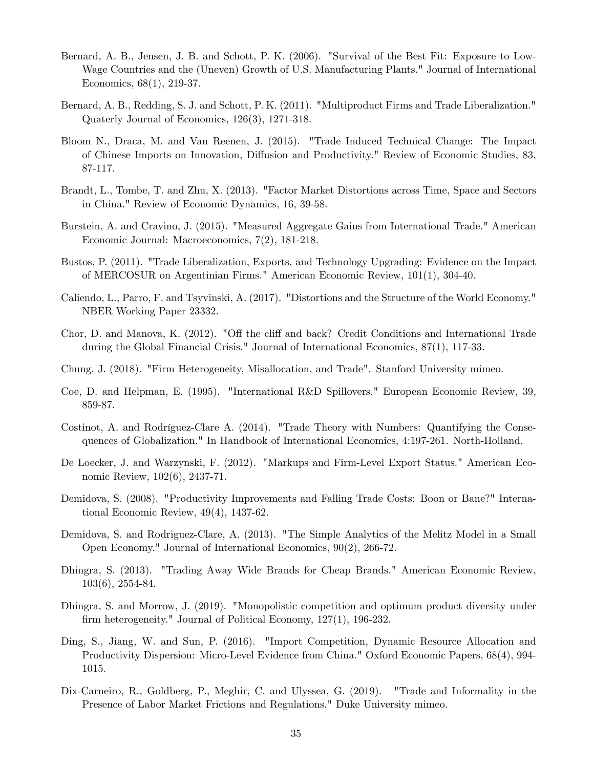Bernard, A. B., Jensen, J. B. and Schott, P. K. (2006). "Survival of the Best Fit: Exposure to Low-Wage Countries and the (Uneven) Growth of U.S. Manufacturing Plants." Journal of International Economics, 68(1), 219-37.

Bernard, A. B., Redding, S. J. and Schott, P. K. (2011). "Multiproduct Firms and Trade Liberalization." Quaterly Journal of Economics, 126(3), 1271-318.

Bloom N., Draca, M. and Van Reenen, J. (2015). "Trade Induced Technical Change: The Impact of Chinese Imports on Innovation, Diffusion and Productivity." Review of Economic Studies, 83, 87-117.

Brandt, L., Tombe, T. and Zhu, X. (2013). "Factor Market Distortions across Time, Space and Sectors in China." Review of Economic Dynamics, 16, 39-58.

Burstein, A. and Cravino, J. (2015). "Measured Aggregate Gains from International Trade." American Economic Journal: Macroeconomics, 7(2), 181-218.

Bustos, P. (2011). "Trade Liberalization, Exports, and Technology Upgrading: Evidence on the Impact of MERCOSUR on Argentinian Firms." American Economic Review, 101(1), 304-40.

Caliendo, L., Parro, F. and Tsyvinski, A. (2017). "Distortions and the Structure of the World Economy." NBER Working Paper 23332.

Chor, D. and Manova, K. (2012). "Off the cliff and back? Credit Conditions and International Trade during the Global Financial Crisis." Journal of International Economics, 87(1), 117-33.

Chung, J. (2018). "Firm Heterogeneity, Misallocation, and Trade". Stanford University mimeo.

Coe, D. and Helpman, E. (1995). "International R&D Spillovers." European Economic Review, 39, 859-87.

Costinot, A. and Rodríguez-Clare A. (2014). "Trade Theory with Numbers: Quantifying the Consequences of Globalization." In Handbook of International Economics, 4:197-261. North-Holland.

De Loecker, J. and Warzynski, F. (2012). "Markups and Firm-Level Export Status." American Economic Review, 102(6), 2437-71.

Demidova, S. (2008). "Productivity Improvements and Falling Trade Costs: Boon or Bane?" International Economic Review, 49(4), 1437-62.

Demidova, S. and Rodriguez-Clare, A. (2013). "The Simple Analytics of the Melitz Model in a Small Open Economy." Journal of International Economics, 90(2), 266-72.

Dhingra, S. (2013). "Trading Away Wide Brands for Cheap Brands." American Economic Review, 103(6), 2554-84.

Dhingra, S. and Morrow, J. (2019). "Monopolistic competition and optimum product diversity under firm heterogeneity." Journal of Political Economy, 127(1), 196-232.

Ding, S., Jiang, W. and Sun, P. (2016). "Import Competition, Dynamic Resource Allocation and Productivity Dispersion: Micro-Level Evidence from China." Oxford Economic Papers, 68(4), 994-1015.

Dix-Carneiro, R., Goldberg, P., Meghir, C. and Ulyssea, G. (2019). "Trade and Informality in the Presence of Labor Market Frictions and Regulations." Duke University mimeo.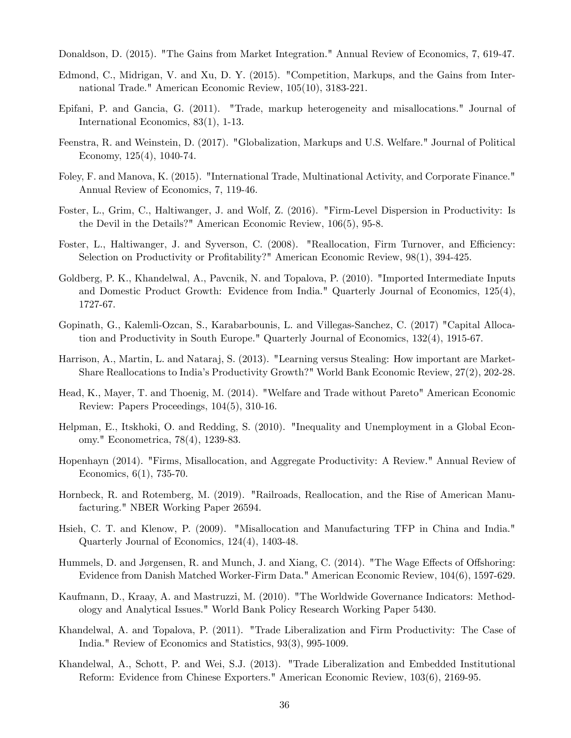Donaldson, D. (2015). "The Gains from Market Integration." Annual Review of Economics, 7, 619-47.

Edmond, C., Midrigan, V. and Xu, D. Y. (2015). "Competition, Markups, and the Gains from International Trade." American Economic Review, 105(10), 3183-221.

Epifani, P. and Gancia, G. (2011). "Trade, markup heterogeneity and misallocations." Journal of International Economics, 83(1), 1-13.

Feenstra, R. and Weinstein, D. (2017). "Globalization, Markups and U.S. Welfare." Journal of Political Economy, 125(4), 1040-74.

Foley, F. and Manova, K. (2015). "International Trade, Multinational Activity, and Corporate Finance." Annual Review of Economics, 7, 119-46.

Foster, L., Grim, C., Haltiwanger, J. and Wolf, Z. (2016). "Firm-Level Dispersion in Productivity: Is the Devil in the Details?" American Economic Review, 106(5), 95-8.

Foster, L., Haltiwanger, J. and Syverson, C. (2008). "Reallocation, Firm Turnover, and Efficiency: Selection on Productivity or Profitability?" American Economic Review, 98(1), 394-425.

Goldberg, P. K., Khandelwal, A., Pavcnik, N. and Topalova, P. (2010). "Imported Intermediate Inputs and Domestic Product Growth: Evidence from India." Quarterly Journal of Economics, 125(4), 1727-67.

Gopinath, G., Kalemli-Ozcan, S., Karabarbounis, L. and Villegas-Sanchez, C. (2017) "Capital Allocation and Productivity in South Europe." Quarterly Journal of Economics, 132(4), 1915-67.

Harrison, A., Martin, L. and Nataraj, S. (2013). "Learning versus Stealing: How important are Market-Share Reallocations to India's Productivity Growth?" World Bank Economic Review, 27(2), 202-28.

Head, K., Mayer, T. and Thoenig, M. (2014). "Welfare and Trade without Pareto" American Economic Review: Papers Proceedings, 104(5), 310-16.

Helpman, E., Itskhoki, O. and Redding, S. (2010). "Inequality and Unemployment in a Global Economy." Econometrica, 78(4), 1239-83.

Hopenhayn (2014). "Firms, Misallocation, and Aggregate Productivity: A Review." Annual Review of Economics, 6(1), 735-70.

Hornbeck, R. and Rotemberg, M. (2019). "Railroads, Reallocation, and the Rise of American Manufacturing." NBER Working Paper 26594.

Hsieh, C. T. and Klenow, P. (2009). "Misallocation and Manufacturing TFP in China and India." Quarterly Journal of Economics, 124(4), 1403-48.

Hummels, D. and Jørgensen, R. and Munch, J. and Xiang, C. (2014). "The Wage Effects of Offshoring: Evidence from Danish Matched Worker-Firm Data." American Economic Review, 104(6), 1597-629.

Kaufmann, D., Kraay, A. and Mastruzzi, M. (2010). "The Worldwide Governance Indicators: Methodology and Analytical Issues." World Bank Policy Research Working Paper 5430.

Khandelwal, A. and Topalova, P. (2011). "Trade Liberalization and Firm Productivity: The Case of India." Review of Economics and Statistics, 93(3), 995-1009.

Khandelwal, A., Schott, P. and Wei, S.J. (2013). "Trade Liberalization and Embedded Institutional Reform: Evidence from Chinese Exporters." American Economic Review, 103(6), 2169-95.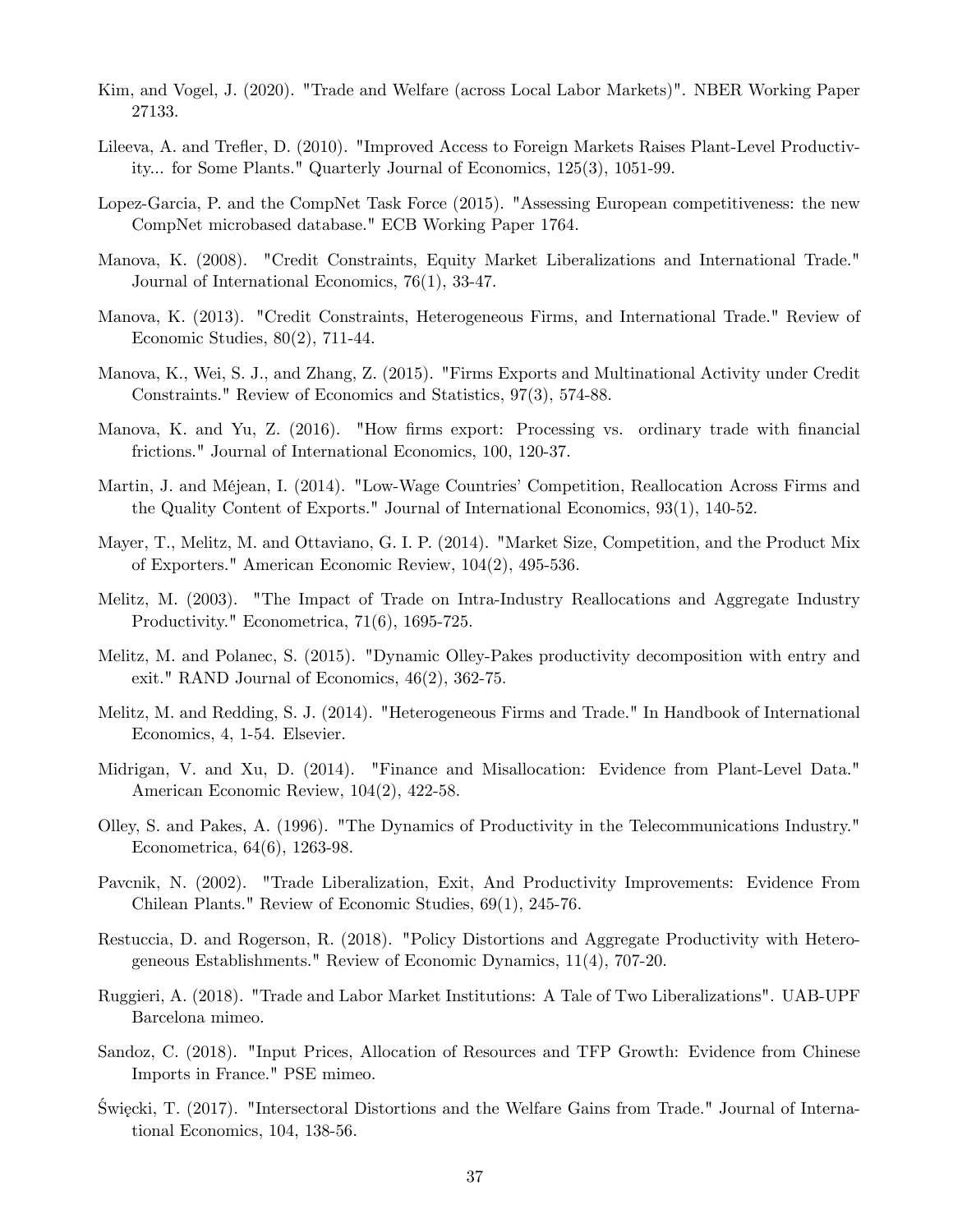Kim, and Vogel, J. (2020). "Trade and Welfare (across Local Labor Markets)". NBER Working Paper 27133.

Lileeva, A. and Trefler, D. (2010). "Improved Access to Foreign Markets Raises Plant-Level Productivity... for Some Plants." Quarterly Journal of Economics, 125(3), 1051-99.

Lopez-Garcia, P. and the CompNet Task Force (2015). "Assessing European competitiveness: the new CompNet microbased database." ECB Working Paper 1764.

Manova, K. (2008). "Credit Constraints, Equity Market Liberalizations and International Trade." Journal of International Economics, 76(1), 33-47.

Manova, K. (2013). "Credit Constraints, Heterogeneous Firms, and International Trade." Review of Economic Studies, 80(2), 711-44.

Manova, K., Wei, S. J., and Zhang, Z. (2015). "Firms Exports and Multinational Activity under Credit Constraints." Review of Economics and Statistics, 97(3), 574-88.

Manova, K. and Yu, Z. (2016). "How firms export: Processing vs. ordinary trade with financial frictions." Journal of International Economics, 100, 120-37.

Martin, J. and Méjean, I. (2014). "Low-Wage Countries' Competition, Reallocation Across Firms and the Quality Content of Exports." Journal of International Economics, 93(1), 140-52.

Mayer, T., Melitz, M. and Ottaviano, G. I. P. (2014). "Market Size, Competition, and the Product Mix of Exporters." American Economic Review, 104(2), 495-536.

Melitz, M. (2003). "The Impact of Trade on Intra-Industry Reallocations and Aggregate Industry Productivity." Econometrica, 71(6), 1695-725.

Melitz, M. and Polanec, S. (2015). "Dynamic Olley-Pakes productivity decomposition with entry and exit." RAND Journal of Economics, 46(2), 362-75.

Melitz, M. and Redding, S. J. (2014). "Heterogeneous Firms and Trade." In Handbook of International Economics, 4, 1-54. Elsevier.

Midrigan, V. and Xu, D. (2014). "Finance and Misallocation: Evidence from Plant-Level Data." American Economic Review, 104(2), 422-58.

Olley, S. and Pakes, A. (1996). "The Dynamics of Productivity in the Telecommunications Industry." Econometrica, 64(6), 1263-98.

Pavcnik, N. (2002). "Trade Liberalization, Exit, And Productivity Improvements: Evidence From Chilean Plants." Review of Economic Studies, 69(1), 245-76.

Restuccia, D. and Rogerson, R. (2018). "Policy Distortions and Aggregate Productivity with Heterogeneous Establishments." Review of Economic Dynamics, 11(4), 707-20.

Ruggieri, A. (2018). "Trade and Labor Market Institutions: A Tale of Two Liberalizations". UAB-UPF Barcelona mimeo.

Sandoz, C. (2018). "Input Prices, Allocation of Resources and TFP Growth: Evidence from Chinese Imports in France." PSE mimeo.

Święcki, T. (2017). "Intersectoral Distortions and the Welfare Gains from Trade." Journal of International Economics, 104, 138-56.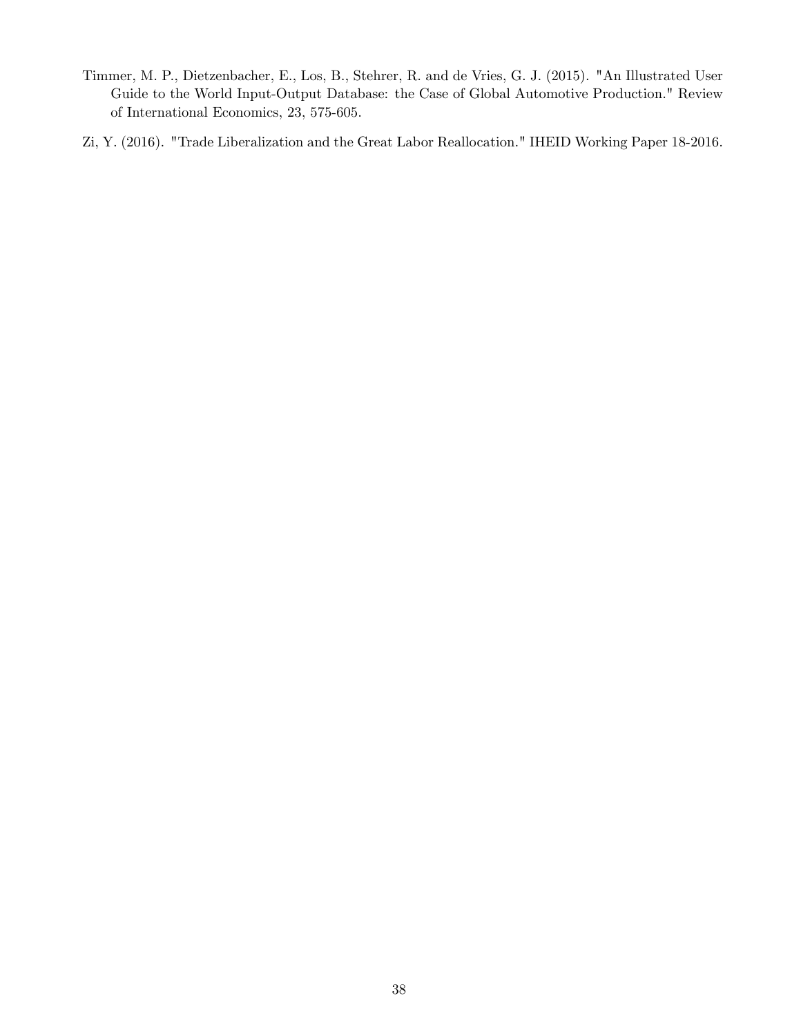Timmer, M. P., Dietzenbacher, E., Los, B., Stehrer, R. and de Vries, G. J. (2015). "An Illustrated User Guide to the World Input-Output Database: the Case of Global Automotive Production." Review of International Economics, 23, 575-605.

Zi, Y. (2016). "Trade Liberalization and the Great Labor Reallocation." IHEID Working Paper 18-2016.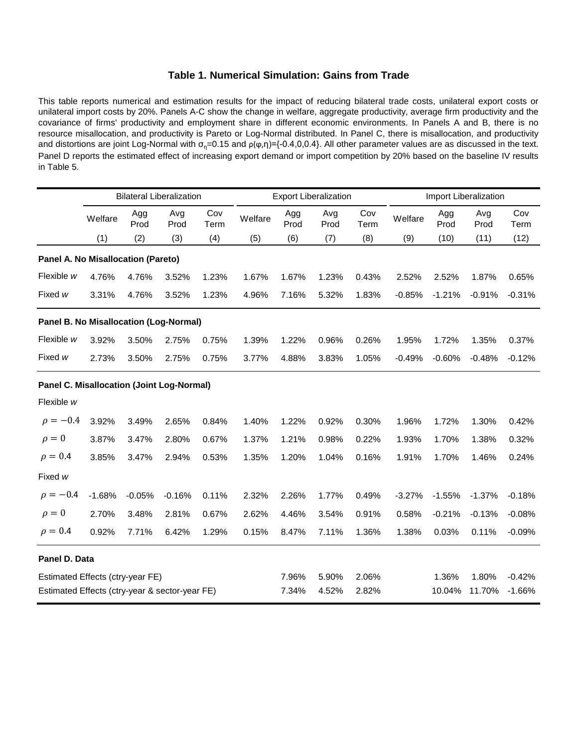## Table 1. Numerical Simulation: Gains from Trade

This table reports numerical and estimation results for the impact of reducing bilateral trade costs, unilateral export costs or unilateral import costs by 20%. Panels A-C show the change in welfare, aggregate productivity, average firm productivity and the covariance of firms' productivity and employment share in different economic environments. In Panels A and B, there is no resource misallocation, and productivity is Pareto or Log-Normal distributed. In Panel C, there is misallocation, and productivity and distortions are joint Log-Normal with $\sigma_\eta$=0.15 and $\rho(\varphi,\eta)$={-0.4,0,0.4}. All other parameter values are as discussed in the text. Panel D reports the estimated effect of increasing export demand or import competition by 20% based on the baseline IV results in Table 5.

| | Bilateral Liberalization | | | | Export Liberalization | | | | Import Liberalization | | | |
|---|---|---|---|---|---|---|---|---|---|---|---|---|
| | Welfare | Agg Prod | Avg Prod | Cov Term | Welfare | Agg Prod | Avg Prod | Cov Term | Welfare | Agg Prod | Avg Prod | Cov Term |
| | (1) | (2) | (3) | (4) | (5) | (6) | (7) | (8) | (9) | (10) | (11) | (12) |
| **Panel A. No Misallocation (Pareto)** | | | | | | | | | | | | |
| Flexible *w* | 4.76% | 4.76% | 3.52% | 1.23% | 1.67% | 1.67% | 1.23% | 0.43% | 2.52% | 2.52% | 1.87% | 0.65% |
| Fixed *w* | 3.31% | 4.76% | 3.52% | 1.23% | 4.96% | 7.16% | 5.32% | 1.83% | -0.85% | -1.21% | -0.91% | -0.31% |
| **Panel B. No Misallocation (Log-Normal)** | | | | | | | | | | | | |
| Flexible *w* | 3.92% | 3.50% | 2.75% | 0.75% | 1.39% | 1.22% | 0.96% | 0.26% | 1.95% | 1.72% | 1.35% | 0.37% |
| Fixed *w* | 2.73% | 3.50% | 2.75% | 0.75% | 3.77% | 4.88% | 3.83% | 1.05% | -0.49% | -0.60% | -0.48% | -0.12% |
| **Panel C. Misallocation (Joint Log-Normal)** | | | | | | | | | | | | |
| Flexible *w* | | | | | | | | | | | | |
| $\rho = -0.4$ | 3.92% | 3.49% | 2.65% | 0.84% | 1.40% | 1.22% | 0.92% | 0.30% | 1.96% | 1.72% | 1.30% | 0.42% |
| $\rho = 0$ | 3.87% | 3.47% | 2.80% | 0.67% | 1.37% | 1.21% | 0.98% | 0.22% | 1.93% | 1.70% | 1.38% | 0.32% |
| $\rho = 0.4$ | 3.85% | 3.47% | 2.94% | 0.53% | 1.35% | 1.20% | 1.04% | 0.16% | 1.91% | 1.70% | 1.46% | 0.24% |
| Fixed *w* | | | | | | | | | | | | |
| $\rho = -0.4$ | -1.68% | -0.05% | -0.16% | 0.11% | 2.32% | 2.26% | 1.77% | 0.49% | -3.27% | -1.55% | -1.37% | -0.18% |
| $\rho = 0$ | 2.70% | 3.48% | 2.81% | 0.67% | 2.62% | 4.46% | 3.54% | 0.91% | 0.58% | -0.21% | -0.13% | -0.08% |
| $\rho = 0.4$ | 0.92% | 7.71% | 6.42% | 1.29% | 0.15% | 8.47% | 7.11% | 1.36% | 1.38% | 0.03% | 0.11% | -0.09% |
| **Panel D. Data** | | | | | | | | | | | | |
| Estimated Effects (ctry-year FE) | | | | | | 7.96% | 5.90% | 2.06% | | 1.36% | 1.80% | -0.42% |
| Estimated Effects (ctry-year & sector-year FE) | | | | | | 7.34% | 4.52% | 2.82% | | 10.04% | 11.70% | -1.66% |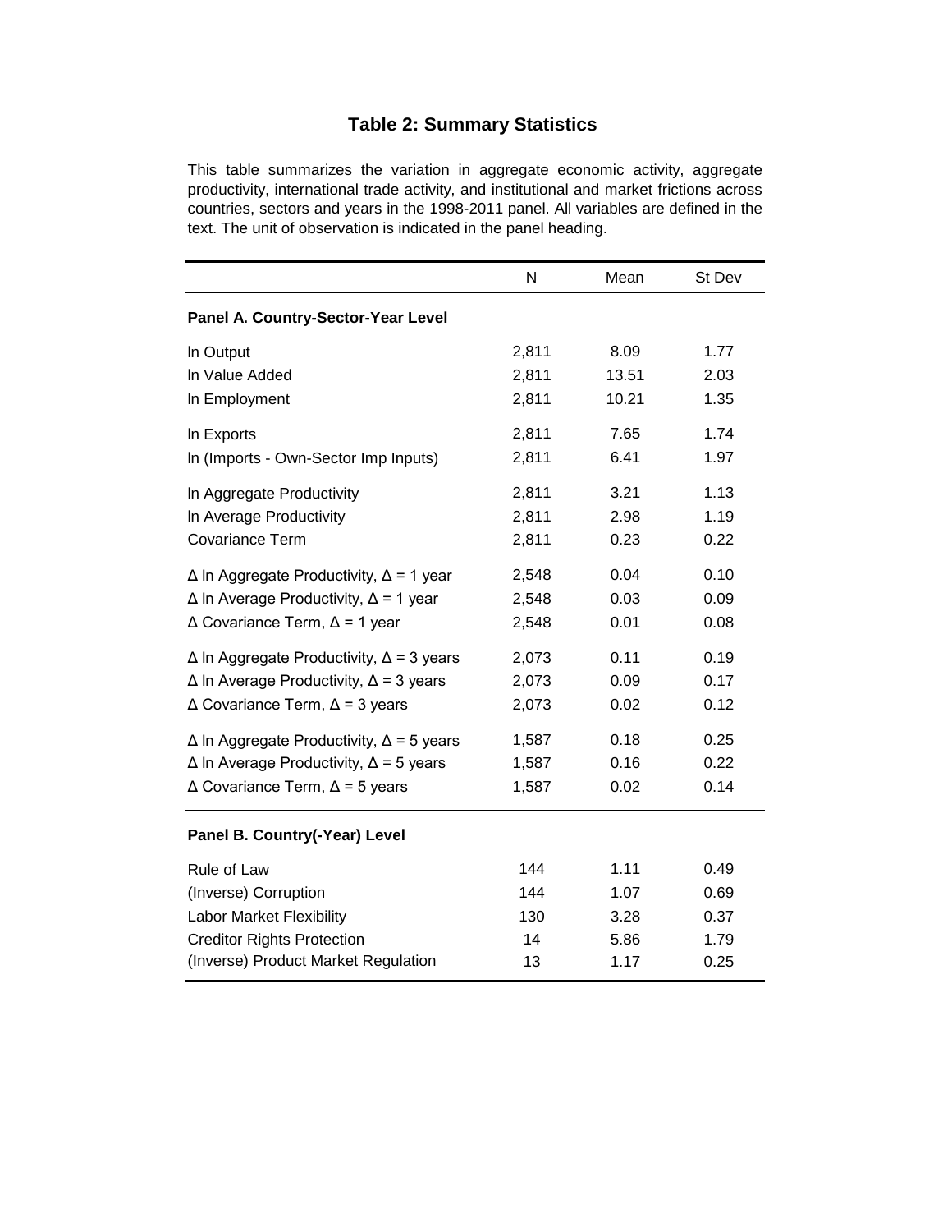# Table 2: Summary Statistics

This table summarizes the variation in aggregate economic activity, aggregate productivity, international trade activity, and institutional and market frictions across countries, sectors and years in the 1998-2011 panel. All variables are defined in the text. The unit of observation is indicated in the panel heading.

| | N | Mean | St Dev |
|---|---|---|---|
| **Panel A. Country-Sector-Year Level** | | | |
| ln Output | 2,811 | 8.09 | 1.77 |
| ln Value Added | 2,811 | 13.51 | 2.03 |
| ln Employment | 2,811 | 10.21 | 1.35 |
| ln Exports | 2,811 | 7.65 | 1.74 |
| ln (Imports - Own-Sector Imp Inputs) | 2,811 | 6.41 | 1.97 |
| ln Aggregate Productivity | 2,811 | 3.21 | 1.13 |
| ln Average Productivity | 2,811 | 2.98 | 1.19 |
| Covariance Term | 2,811 | 0.23 | 0.22 |
| $\Delta$ ln Aggregate Productivity, $\Delta$ = 1 year | 2,548 | 0.04 | 0.10 |
| $\Delta$ ln Average Productivity, $\Delta$ = 1 year | 2,548 | 0.03 | 0.09 |
| $\Delta$ Covariance Term, $\Delta$ = 1 year | 2,548 | 0.01 | 0.08 |
| $\Delta$ ln Aggregate Productivity, $\Delta$ = 3 years | 2,073 | 0.11 | 0.19 |
| $\Delta$ ln Average Productivity, $\Delta$ = 3 years | 2,073 | 0.09 | 0.17 |
| $\Delta$ Covariance Term, $\Delta$ = 3 years | 2,073 | 0.02 | 0.12 |
| $\Delta$ ln Aggregate Productivity, $\Delta$ = 5 years | 1,587 | 0.18 | 0.25 |
| $\Delta$ ln Average Productivity, $\Delta$ = 5 years | 1,587 | 0.16 | 0.22 |
| $\Delta$ Covariance Term, $\Delta$ = 5 years | 1,587 | 0.02 | 0.14 |
| **Panel B. Country(-Year) Level** | | | |
| Rule of Law | 144 | 1.11 | 0.49 |
| (Inverse) Corruption | 144 | 1.07 | 0.69 |
| Labor Market Flexibility | 130 | 3.28 | 0.37 |
| Creditor Rights Protection | 14 | 5.86 | 1.79 |
| (Inverse) Product Market Regulation | 13 | 1.17 | 0.25 |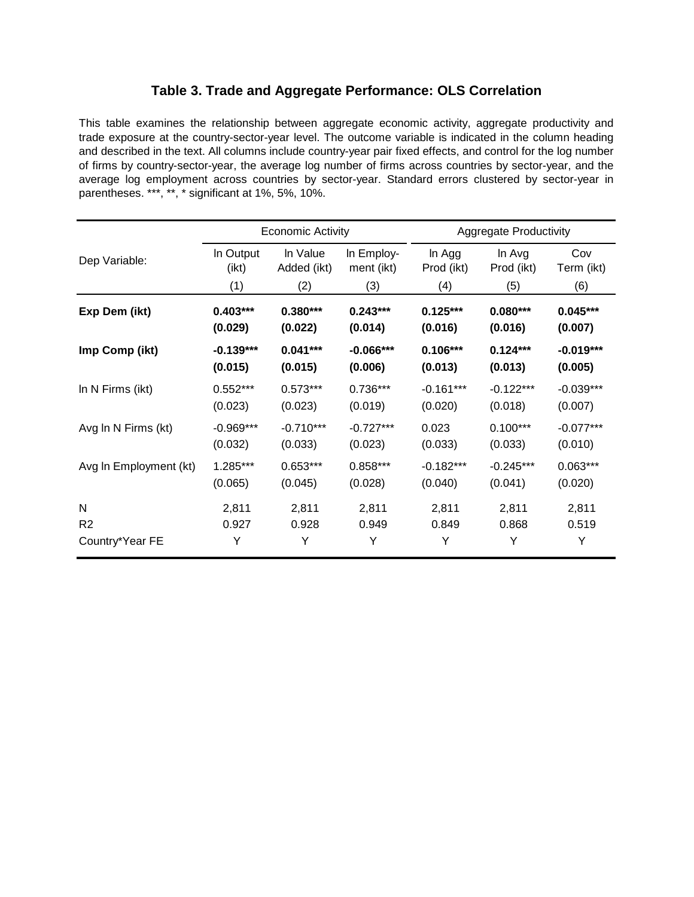## Table 3. Trade and Aggregate Performance: OLS Correlation

This table examines the relationship between aggregate economic activity, aggregate productivity and trade exposure at the country-sector-year level. The outcome variable is indicated in the column heading and described in the text. All columns include country-year pair fixed effects, and control for the log number of firms by country-sector-year, the average log number of firms across countries by sector-year, and the average log employment across countries by sector-year. Standard errors clustered by sector-year in parentheses. ***, **, * significant at 1%, 5%, 10%.

| | Economic Activity | | | Aggregate Productivity | | |
|---|---|---|---|---|---|---|
| Dep Variable: | ln Output (ikt) | ln Value Added (ikt) | ln Employ-ment (ikt) | ln Agg Prod (ikt) | ln Avg Prod (ikt) | Cov Term (ikt) |
| | (1) | (2) | (3) | (4) | (5) | (6) |
| **Exp Dem (ikt)** | **0.403*** ** | **0.380*** ** | **0.243*** ** | **0.125*** ** | **0.080*** ** | **0.045*** ** |
| | **(0.029)** | **(0.022)** | **(0.014)** | **(0.016)** | **(0.016)** | **(0.007)** |
| **Imp Comp (ikt)** | **-0.139*** ** | **0.041*** ** | **-0.066*** ** | **0.106*** ** | **0.124*** ** | **-0.019*** ** |
| | **(0.015)** | **(0.015)** | **(0.006)** | **(0.013)** | **(0.013)** | **(0.005)** |
| ln N Firms (ikt) | 0.552*** | 0.573*** | 0.736*** | -0.161*** | -0.122*** | -0.039*** |
| | (0.023) | (0.023) | (0.019) | (0.020) | (0.018) | (0.007) |
| Avg ln N Firms (kt) | -0.969*** | -0.710*** | -0.727*** | 0.023 | 0.100*** | -0.077*** |
| | (0.032) | (0.033) | (0.023) | (0.033) | (0.033) | (0.010) |
| Avg ln Employment (kt) | 1.285*** | 0.653*** | 0.858*** | -0.182*** | -0.245*** | 0.063*** |
| | (0.065) | (0.045) | (0.028) | (0.040) | (0.041) | (0.020) |
| N | 2,811 | 2,811 | 2,811 | 2,811 | 2,811 | 2,811 |
| R2 | 0.927 | 0.928 | 0.949 | 0.849 | 0.868 | 0.519 |
| Country*Year FE | Y | Y | Y | Y | Y | Y |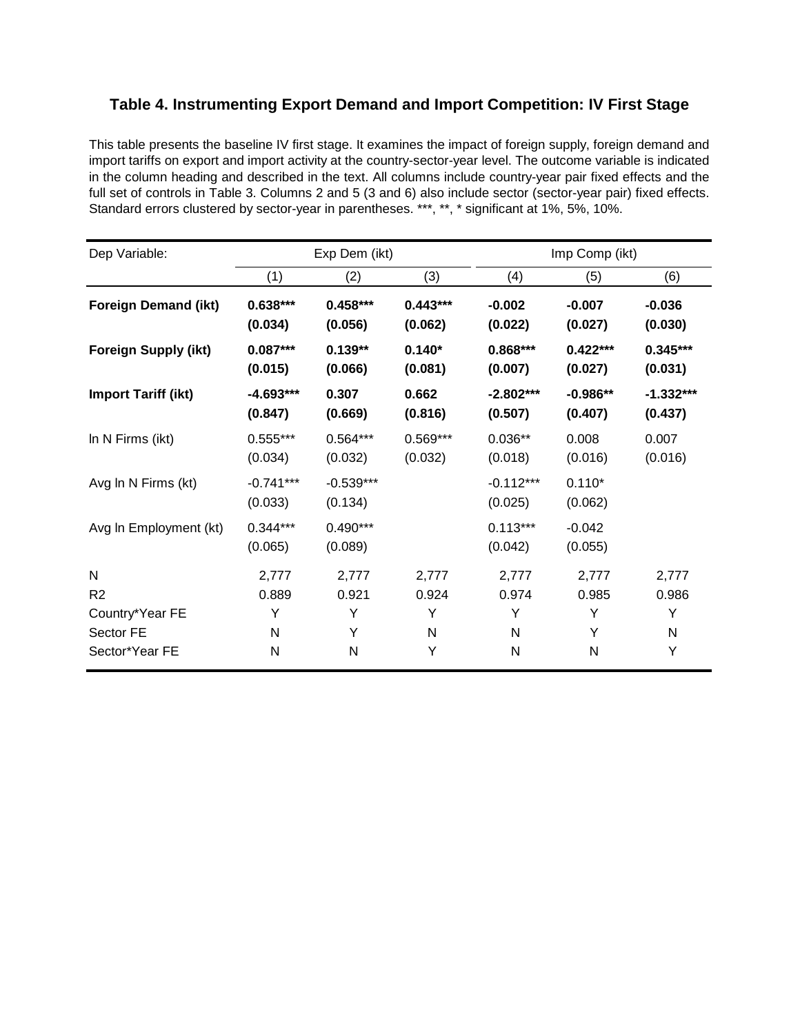# Table 4. Instrumenting Export Demand and Import Competition: IV First Stage

This table presents the baseline IV first stage. It examines the impact of foreign supply, foreign demand and import tariffs on export and import activity at the country-sector-year level. The outcome variable is indicated in the column heading and described in the text. All columns include country-year pair fixed effects and the full set of controls in Table 3. Columns 2 and 5 (3 and 6) also include sector (sector-year pair) fixed effects. Standard errors clustered by sector-year in parentheses. ***, **, * significant at 1%, 5%, 10%.

| Dep Variable: | Exp Dem (ikt) | | | Imp Comp (ikt) | | |
|---|---|---|---|---|---|---|
| | (1) | (2) | (3) | (4) | (5) | (6) |
| **Foreign Demand (ikt)** | **0.638***** | **0.458***** | **0.443***** | **-0.002** | **-0.007** | **-0.036** |
| | **(0.034)** | **(0.056)** | **(0.062)** | **(0.022)** | **(0.027)** | **(0.030)** |
| **Foreign Supply (ikt)** | **0.087***** | **0.139**** | **0.140*** | **0.868***** | **0.422***** | **0.345***** |
| | **(0.015)** | **(0.066)** | **(0.081)** | **(0.007)** | **(0.027)** | **(0.031)** |
| **Import Tariff (ikt)** | **-4.693***** | **0.307** | **0.662** | **-2.802***** | **-0.986**** | **-1.332***** |
| | **(0.847)** | **(0.669)** | **(0.816)** | **(0.507)** | **(0.407)** | **(0.437)** |
| ln N Firms (ikt) | 0.555*** | 0.564*** | 0.569*** | 0.036** | 0.008 | 0.007 |
| | (0.034) | (0.032) | (0.032) | (0.018) | (0.016) | (0.016) |
| Avg ln N Firms (kt) | -0.741*** | -0.539*** | | -0.112*** | 0.110* | |
| | (0.033) | (0.134) | | (0.025) | (0.062) | |
| Avg ln Employment (kt) | 0.344*** | 0.490*** | | 0.113*** | -0.042 | |
| | (0.065) | (0.089) | | (0.042) | (0.055) | |
| N | 2,777 | 2,777 | 2,777 | 2,777 | 2,777 | 2,777 |
| R2 | 0.889 | 0.921 | 0.924 | 0.974 | 0.985 | 0.986 |
| Country*Year FE | Y | Y | Y | Y | Y | Y |
| Sector FE | N | Y | N | N | Y | N |
| Sector*Year FE | N | N | Y | N | N | Y |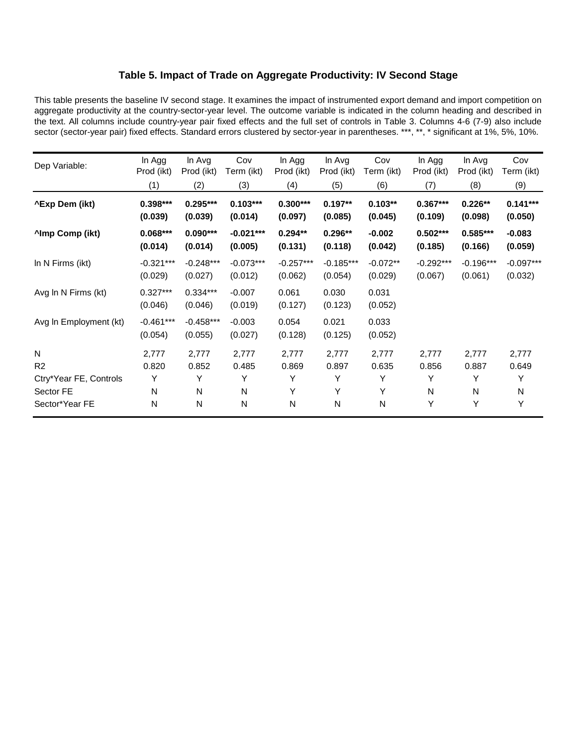## Table 5. Impact of Trade on Aggregate Productivity: IV Second Stage

This table presents the baseline IV second stage. It examines the impact of instrumented export demand and import competition on aggregate productivity at the country-sector-year level. The outcome variable is indicated in the column heading and described in the text. All columns include country-year pair fixed effects and the full set of controls in Table 3. Columns 4-6 (7-9) also include sector (sector-year pair) fixed effects. Standard errors clustered by sector-year in parentheses. ***, **, * significant at 1%, 5%, 10%.

| Dep Variable: | ln Agg Prod (ikt) | ln Avg Prod (ikt) | Cov Term (ikt) | ln Agg Prod (ikt) | ln Avg Prod (ikt) | Cov Term (ikt) | ln Agg Prod (ikt) | ln Avg Prod (ikt) | Cov Term (ikt) |
|---|---|---|---|---|---|---|---|---|---|
| | (1) | (2) | (3) | (4) | (5) | (6) | (7) | (8) | (9) |
| **^Exp Dem (ikt)** | **0.398*** | **0.295*** | **0.103*** | **0.300*** | **0.197** | **0.103** | **0.367*** | **0.226** | **0.141*** |
| | **(0.039)** | **(0.039)** | **(0.014)** | **(0.097)** | **(0.085)** | **(0.045)** | **(0.109)** | **(0.098)** | **(0.050)** |
| **^Imp Comp (ikt)** | **0.068*** | **0.090*** | **-0.021*** | **0.294** | **0.296** | **-0.002** | **0.502*** | **0.585*** | **-0.083** |
| | **(0.014)** | **(0.014)** | **(0.005)** | **(0.131)** | **(0.118)** | **(0.042)** | **(0.185)** | **(0.166)** | **(0.059)** |
| ln N Firms (ikt) | -0.321*** | -0.248*** | -0.073*** | -0.257*** | -0.185*** | -0.072** | -0.292*** | -0.196*** | -0.097*** |
| | (0.029) | (0.027) | (0.012) | (0.062) | (0.054) | (0.029) | (0.067) | (0.061) | (0.032) |
| Avg ln N Firms (kt) | 0.327*** | 0.334*** | -0.007 | 0.061 | 0.030 | 0.031 | | | |
| | (0.046) | (0.046) | (0.019) | (0.127) | (0.123) | (0.052) | | | |
| Avg ln Employment (kt) | -0.461*** | -0.458*** | -0.003 | 0.054 | 0.021 | 0.033 | | | |
| | (0.054) | (0.055) | (0.027) | (0.128) | (0.125) | (0.052) | | | |
| N | 2,777 | 2,777 | 2,777 | 2,777 | 2,777 | 2,777 | 2,777 | 2,777 | 2,777 |
| R2 | 0.820 | 0.852 | 0.485 | 0.869 | 0.897 | 0.635 | 0.856 | 0.887 | 0.649 |
| Ctry*Year FE, Controls | Y | Y | Y | Y | Y | Y | Y | Y | Y |
| Sector FE | N | N | N | Y | Y | Y | N | N | N |
| Sector*Year FE | N | N | N | N | N | N | Y | Y | Y |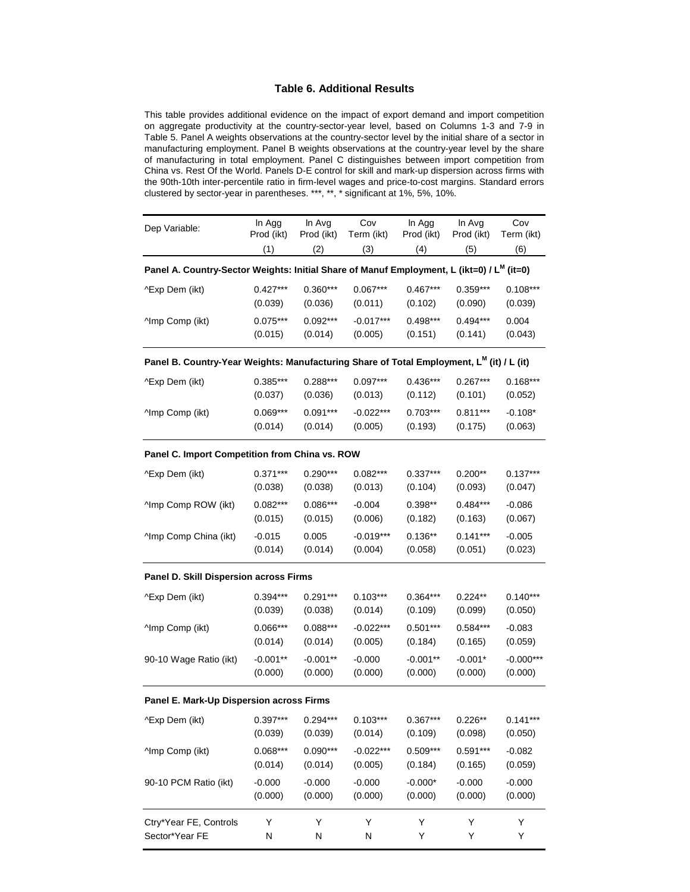### Table 6. Additional Results

This table provides additional evidence on the impact of export demand and import competition on aggregate productivity at the country-sector-year level, based on Columns 1-3 and 7-9 in Table 5. Panel A weights observations at the country-sector level by the initial share of a sector in manufacturing employment. Panel B weights observations at the country-year level by the share of manufacturing in total employment. Panel C distinguishes between import competition from China vs. Rest Of the World. Panels D-E control for skill and mark-up dispersion across firms with the 90th-10th inter-percentile ratio in firm-level wages and price-to-cost margins. Standard errors clustered by sector-year in parentheses. ***, **, * significant at 1%, 5%, 10%.

| Dep Variable: | ln Agg Prod (ikt) | ln Avg Prod (ikt) | Cov Term (ikt) | ln Agg Prod (ikt) | ln Avg Prod (ikt) | Cov Term (ikt) |
|---|---|---|---|---|---|---|
| | (1) | (2) | (3) | (4) | (5) | (6) |
| **Panel A. Country-Sector Weights: Initial Share of Manuf Employment, L (ikt=0) / $L^M$ (it=0)** | | | | | | |
| ^Exp Dem (ikt) | 0.427*** | 0.360*** | 0.067*** | 0.467*** | 0.359*** | 0.108*** |
| | (0.039) | (0.036) | (0.011) | (0.102) | (0.090) | (0.039) |
| ^Imp Comp (ikt) | 0.075*** | 0.092*** | -0.017*** | 0.498*** | 0.494*** | 0.004 |
| | (0.015) | (0.014) | (0.005) | (0.151) | (0.141) | (0.043) |
| **Panel B. Country-Year Weights: Manufacturing Share of Total Employment, $L^M$ (it) / L (it)** | | | | | | |
| ^Exp Dem (ikt) | 0.385*** | 0.288*** | 0.097*** | 0.436*** | 0.267*** | 0.168*** |
| | (0.037) | (0.036) | (0.013) | (0.112) | (0.101) | (0.052) |
| ^Imp Comp (ikt) | 0.069*** | 0.091*** | -0.022*** | 0.703*** | 0.811*** | -0.108* |
| | (0.014) | (0.014) | (0.005) | (0.193) | (0.175) | (0.063) |
| **Panel C. Import Competition from China vs. ROW** | | | | | | |
| ^Exp Dem (ikt) | 0.371*** | 0.290*** | 0.082*** | 0.337*** | 0.200** | 0.137*** |
| | (0.038) | (0.038) | (0.013) | (0.104) | (0.093) | (0.047) |
| ^Imp Comp ROW (ikt) | 0.082*** | 0.086*** | -0.004 | 0.398** | 0.484*** | -0.086 |
| | (0.015) | (0.015) | (0.006) | (0.182) | (0.163) | (0.067) |
| ^Imp Comp China (ikt) | -0.015 | 0.005 | -0.019*** | 0.136** | 0.141*** | -0.005 |
| | (0.014) | (0.014) | (0.004) | (0.058) | (0.051) | (0.023) |
| **Panel D. Skill Dispersion across Firms** | | | | | | |
| ^Exp Dem (ikt) | 0.394*** | 0.291*** | 0.103*** | 0.364*** | 0.224** | 0.140*** |
| | (0.039) | (0.038) | (0.014) | (0.109) | (0.099) | (0.050) |
| ^Imp Comp (ikt) | 0.066*** | 0.088*** | -0.022*** | 0.501*** | 0.584*** | -0.083 |
| | (0.014) | (0.014) | (0.005) | (0.184) | (0.165) | (0.059) |
| 90-10 Wage Ratio (ikt) | -0.001** | -0.001** | -0.000 | -0.001** | -0.001* | -0.000*** |
| | (0.000) | (0.000) | (0.000) | (0.000) | (0.000) | (0.000) |
| **Panel E. Mark-Up Dispersion across Firms** | | | | | | |
| ^Exp Dem (ikt) | 0.397*** | 0.294*** | 0.103*** | 0.367*** | 0.226** | 0.141*** |
| | (0.039) | (0.039) | (0.014) | (0.109) | (0.098) | (0.050) |
| ^Imp Comp (ikt) | 0.068*** | 0.090*** | -0.022*** | 0.509*** | 0.591*** | -0.082 |
| | (0.014) | (0.014) | (0.005) | (0.184) | (0.165) | (0.059) |
| 90-10 PCM Ratio (ikt) | -0.000 | -0.000 | -0.000 | -0.000* | -0.000 | -0.000 |
| | (0.000) | (0.000) | (0.000) | (0.000) | (0.000) | (0.000) |
| Ctry*Year FE, Controls | Y | Y | Y | Y | Y | Y |
| Sector*Year FE | N | N | N | Y | Y | Y |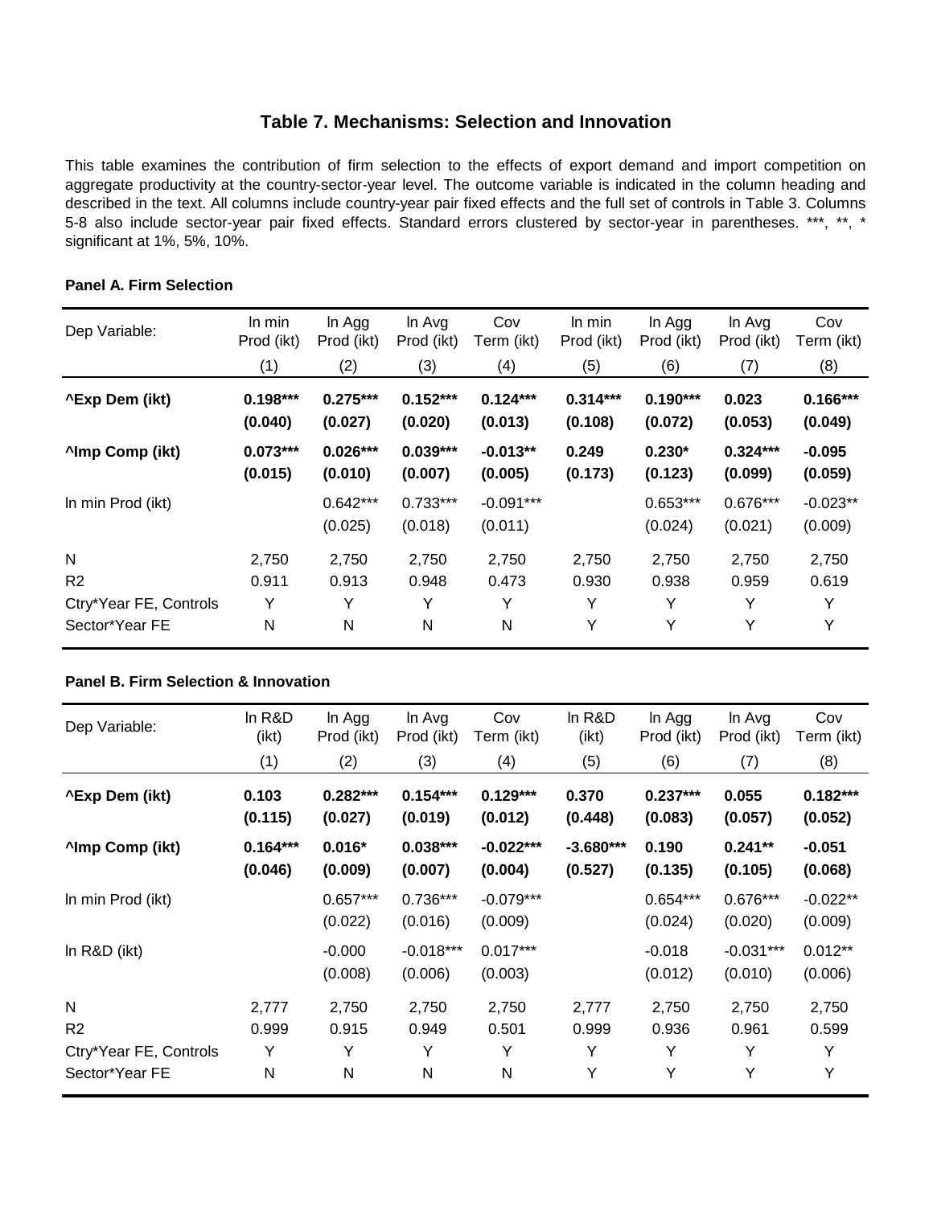## Table 7. Mechanisms: Selection and Innovation

This table examines the contribution of firm selection to the effects of export demand and import competition on aggregate productivity at the country-sector-year level. The outcome variable is indicated in the column heading and described in the text. All columns include country-year pair fixed effects and the full set of controls in Table 3. Columns 5-8 also include sector-year pair fixed effects. Standard errors clustered by sector-year in parentheses. ***, **, * significant at 1%, 5%, 10%.

**Panel A. Firm Selection**

| Dep Variable: | ln min Prod (ikt) | ln Agg Prod (ikt) | ln Avg Prod (ikt) | Cov Term (ikt) | ln min Prod (ikt) | ln Agg Prod (ikt) | ln Avg Prod (ikt) | Cov Term (ikt) |
|---|---|---|---|---|---|---|---|---|
| | (1) | (2) | (3) | (4) | (5) | (6) | (7) | (8) |
| **^Exp Dem (ikt)** | **0.198*** ** | **0.275*** ** | **0.152*** ** | **0.124*** ** | **0.314*** ** | **0.190*** ** | **0.023** | **0.166*** ** |
| | **(0.040)** | **(0.027)** | **(0.020)** | **(0.013)** | **(0.108)** | **(0.072)** | **(0.053)** | **(0.049)** |
| **^Imp Comp (ikt)** | **0.073*** ** | **0.026*** ** | **0.039*** ** | **-0.013** ** | **0.249** | **0.230* ** | **0.324*** ** | **-0.095** |
| | **(0.015)** | **(0.010)** | **(0.007)** | **(0.005)** | **(0.173)** | **(0.123)** | **(0.099)** | **(0.059)** |
| ln min Prod (ikt) | | 0.642*** | 0.733*** | -0.091*** | | 0.653*** | 0.676*** | -0.023** |
| | | (0.025) | (0.018) | (0.011) | | (0.024) | (0.021) | (0.009) |
| N | 2,750 | 2,750 | 2,750 | 2,750 | 2,750 | 2,750 | 2,750 | 2,750 |
| R2 | 0.911 | 0.913 | 0.948 | 0.473 | 0.930 | 0.938 | 0.959 | 0.619 |
| Ctry*Year FE, Controls | Y | Y | Y | Y | Y | Y | Y | Y |
| Sector*Year FE | N | N | N | N | Y | Y | Y | Y |

**Panel B. Firm Selection & Innovation**

| Dep Variable: | ln R&D (ikt) | ln Agg Prod (ikt) | ln Avg Prod (ikt) | Cov Term (ikt) | ln R&D (ikt) | ln Agg Prod (ikt) | ln Avg Prod (ikt) | Cov Term (ikt) |
|---|---|---|---|---|---|---|---|---|
| | (1) | (2) | (3) | (4) | (5) | (6) | (7) | (8) |
| **^Exp Dem (ikt)** | **0.103** | **0.282*** ** | **0.154*** ** | **0.129*** ** | **0.370** | **0.237*** ** | **0.055** | **0.182*** ** |
| | **(0.115)** | **(0.027)** | **(0.019)** | **(0.012)** | **(0.448)** | **(0.083)** | **(0.057)** | **(0.052)** |
| **^Imp Comp (ikt)** | **0.164*** ** | **0.016* ** | **0.038*** ** | **-0.022*** ** | **-3.680*** ** | **0.190** | **0.241** ** | **-0.051** |
| | **(0.046)** | **(0.009)** | **(0.007)** | **(0.004)** | **(0.527)** | **(0.135)** | **(0.105)** | **(0.068)** |
| ln min Prod (ikt) | | 0.657*** | 0.736*** | -0.079*** | | 0.654*** | 0.676*** | -0.022** |
| | | (0.022) | (0.016) | (0.009) | | (0.024) | (0.020) | (0.009) |
| ln R&D (ikt) | | -0.000 | -0.018*** | 0.017*** | | -0.018 | -0.031*** | 0.012** |
| | | (0.008) | (0.006) | (0.003) | | (0.012) | (0.010) | (0.006) |
| N | 2,777 | 2,750 | 2,750 | 2,750 | 2,777 | 2,750 | 2,750 | 2,750 |
| R2 | 0.999 | 0.915 | 0.949 | 0.501 | 0.999 | 0.936 | 0.961 | 0.599 |
| Ctry*Year FE, Controls | Y | Y | Y | Y | Y | Y | Y | Y |
| Sector*Year FE | N | N | N | N | Y | Y | Y | Y |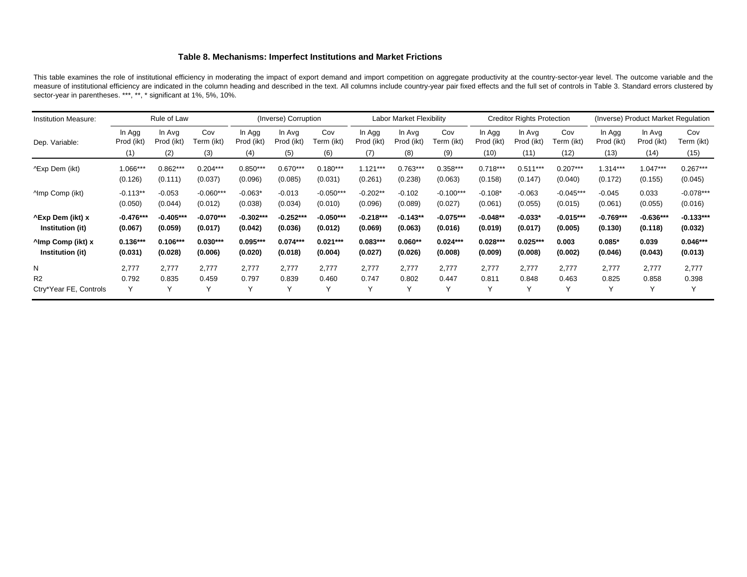### Table 8. Mechanisms: Imperfect Institutions and Market Frictions

This table examines the role of institutional efficiency in moderating the impact of export demand and import competition on aggregate productivity at the country-sector-year level. The outcome variable and the measure of institutional efficiency are indicated in the column heading and described in the text. All columns include country-year pair fixed effects and the full set of controls in Table 3. Standard errors clustered by sector-year in parentheses. ***, **, * significant at 1%, 5%, 10%.

| Institution Measure: | Rule of Law | | | (Inverse) Corruption | | | Labor Market Flexibility | | | Creditor Rights Protection | | | (Inverse) Product Market Regulation | | |
|---|---|---|---|---|---|---|---|---|---|---|---|---|---|---|---|
| Dep. Variable: | ln Agg Prod (ikt) | ln Avg Prod (ikt) | Cov Term (ikt) | ln Agg Prod (ikt) | ln Avg Prod (ikt) | Cov Term (ikt) | ln Agg Prod (ikt) | ln Avg Prod (ikt) | Cov Term (ikt) | ln Agg Prod (ikt) | ln Avg Prod (ikt) | Cov Term (ikt) | ln Agg Prod (ikt) | ln Avg Prod (ikt) | Cov Term (ikt) |
| | (1) | (2) | (3) | (4) | (5) | (6) | (7) | (8) | (9) | (10) | (11) | (12) | (13) | (14) | (15) |
| ^Exp Dem (ikt) | 1.066*** | 0.862*** | 0.204*** | 0.850*** | 0.670*** | 0.180*** | 1.121*** | 0.763*** | 0.358*** | 0.718*** | 0.511*** | 0.207*** | 1.314*** | 1.047*** | 0.267*** |
| | (0.126) | (0.111) | (0.037) | (0.096) | (0.085) | (0.031) | (0.261) | (0.238) | (0.063) | (0.158) | (0.147) | (0.040) | (0.172) | (0.155) | (0.045) |
| ^Imp Comp (ikt) | -0.113** | -0.053 | -0.060*** | -0.063* | -0.013 | -0.050*** | -0.202** | -0.102 | -0.100*** | -0.108* | -0.063 | -0.045*** | -0.045 | 0.033 | -0.078*** |
| | (0.050) | (0.044) | (0.012) | (0.038) | (0.034) | (0.010) | (0.096) | (0.089) | (0.027) | (0.061) | (0.055) | (0.015) | (0.061) | (0.055) | (0.016) |
| **^Exp Dem (ikt) x Institution (it)** | **-0.476*** ** | **-0.405*** ** | **-0.070*** ** | **-0.302*** ** | **-0.252*** ** | **-0.050*** ** | **-0.218*** ** | **-0.143** ** | **-0.075*** ** | **-0.048** ** | **-0.033* ** | **-0.015*** ** | **-0.769*** ** | **-0.636*** ** | **-0.133*** ** |
| | **(0.067)** | **(0.059)** | **(0.017)** | **(0.042)** | **(0.036)** | **(0.012)** | **(0.069)** | **(0.063)** | **(0.016)** | **(0.019)** | **(0.017)** | **(0.005)** | **(0.130)** | **(0.118)** | **(0.032)** |
| **^Imp Comp (ikt) x Institution (it)** | **0.136*** ** | **0.106*** ** | **0.030*** ** | **0.095*** ** | **0.074*** ** | **0.021*** ** | **0.083*** ** | **0.060** ** | **0.024*** ** | **0.028*** ** | **0.025*** ** | **0.003** | **0.085* ** | **0.039** | **0.046*** ** |
| | **(0.031)** | **(0.028)** | **(0.006)** | **(0.020)** | **(0.018)** | **(0.004)** | **(0.027)** | **(0.026)** | **(0.008)** | **(0.009)** | **(0.008)** | **(0.002)** | **(0.046)** | **(0.043)** | **(0.013)** |
| N | 2,777 | 2,777 | 2,777 | 2,777 | 2,777 | 2,777 | 2,777 | 2,777 | 2,777 | 2,777 | 2,777 | 2,777 | 2,777 | 2,777 | 2,777 |
| R2 | 0.792 | 0.835 | 0.459 | 0.797 | 0.839 | 0.460 | 0.747 | 0.802 | 0.447 | 0.811 | 0.848 | 0.463 | 0.825 | 0.858 | 0.398 |
| Ctry*Year FE, Controls | Y | Y | Y | Y | Y | Y | Y | Y | Y | Y | Y | Y | Y | Y | Y |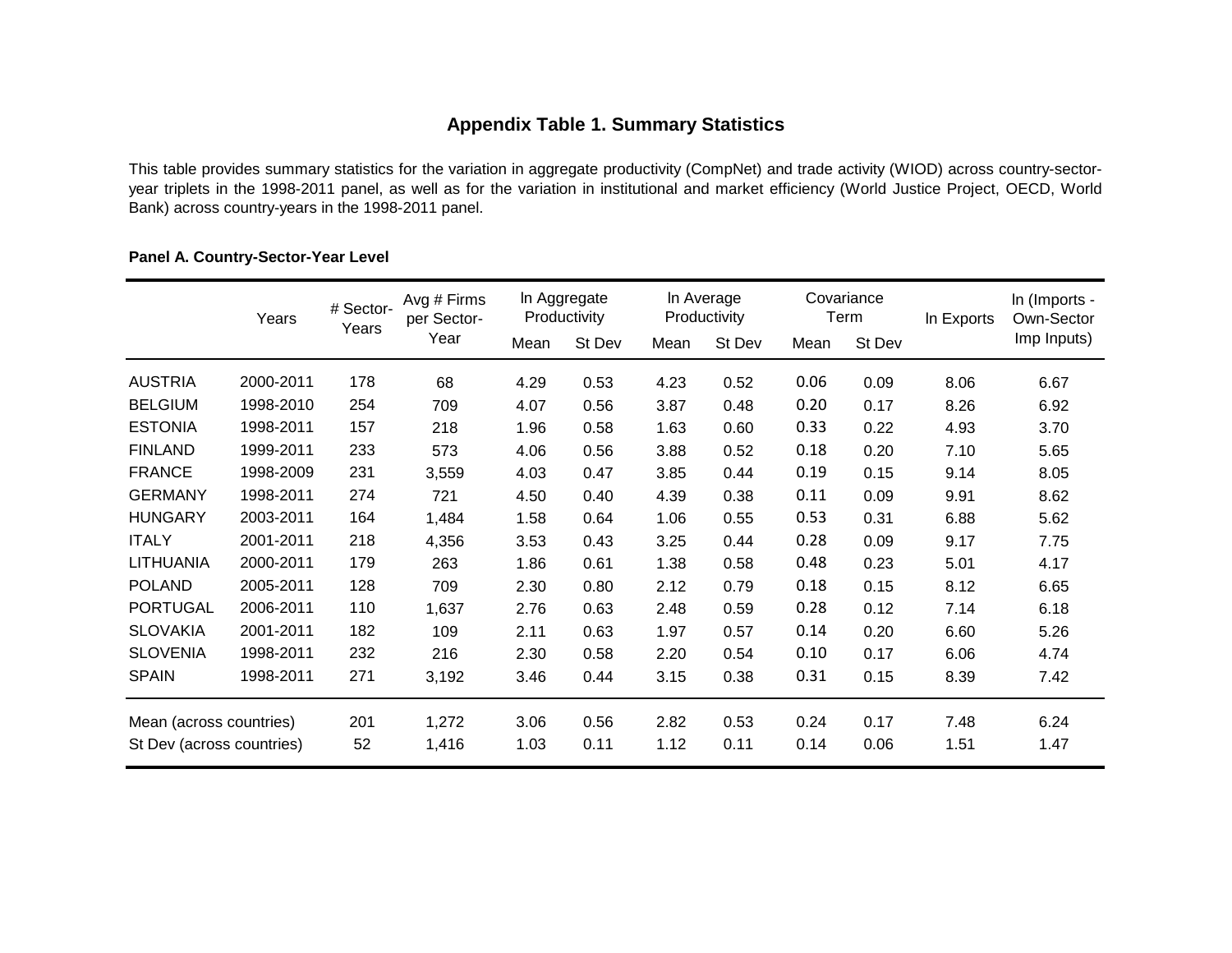## Appendix Table 1. Summary Statistics

This table provides summary statistics for the variation in aggregate productivity (CompNet) and trade activity (WIOD) across country-sector-year triplets in the 1998-2011 panel, as well as for the variation in institutional and market efficiency (World Justice Project, OECD, World Bank) across country-years in the 1998-2011 panel.

**Panel A. Country-Sector-Year Level**

| | Years | # Sector-Years | Avg # Firms per Sector-Year | ln Aggregate Productivity | | ln Average Productivity | | Covariance Term | | ln Exports | ln (Imports - Own-Sector Imp Inputs) |
|---|---|---|---|---|---|---|---|---|---|---|---|
| | | | | Mean | St Dev | Mean | St Dev | Mean | St Dev | | |
| AUSTRIA | 2000-2011 | 178 | 68 | 4.29 | 0.53 | 4.23 | 0.52 | 0.06 | 0.09 | 8.06 | 6.67 |
| BELGIUM | 1998-2010 | 254 | 709 | 4.07 | 0.56 | 3.87 | 0.48 | 0.20 | 0.17 | 8.26 | 6.92 |
| ESTONIA | 1998-2011 | 157 | 218 | 1.96 | 0.58 | 1.63 | 0.60 | 0.33 | 0.22 | 4.93 | 3.70 |
| FINLAND | 1999-2011 | 233 | 573 | 4.06 | 0.56 | 3.88 | 0.52 | 0.18 | 0.20 | 7.10 | 5.65 |
| FRANCE | 1998-2009 | 231 | 3,559 | 4.03 | 0.47 | 3.85 | 0.44 | 0.19 | 0.15 | 9.14 | 8.05 |
| GERMANY | 1998-2011 | 274 | 721 | 4.50 | 0.40 | 4.39 | 0.38 | 0.11 | 0.09 | 9.91 | 8.62 |
| HUNGARY | 2003-2011 | 164 | 1,484 | 1.58 | 0.64 | 1.06 | 0.55 | 0.53 | 0.31 | 6.88 | 5.62 |
| ITALY | 2001-2011 | 218 | 4,356 | 3.53 | 0.43 | 3.25 | 0.44 | 0.28 | 0.09 | 9.17 | 7.75 |
| LITHUANIA | 2000-2011 | 179 | 263 | 1.86 | 0.61 | 1.38 | 0.58 | 0.48 | 0.23 | 5.01 | 4.17 |
| POLAND | 2005-2011 | 128 | 709 | 2.30 | 0.80 | 2.12 | 0.79 | 0.18 | 0.15 | 8.12 | 6.65 |
| PORTUGAL | 2006-2011 | 110 | 1,637 | 2.76 | 0.63 | 2.48 | 0.59 | 0.28 | 0.12 | 7.14 | 6.18 |
| SLOVAKIA | 2001-2011 | 182 | 109 | 2.11 | 0.63 | 1.97 | 0.57 | 0.14 | 0.20 | 6.60 | 5.26 |
| SLOVENIA | 1998-2011 | 232 | 216 | 2.30 | 0.58 | 2.20 | 0.54 | 0.10 | 0.17 | 6.06 | 4.74 |
| SPAIN | 1998-2011 | 271 | 3,192 | 3.46 | 0.44 | 3.15 | 0.38 | 0.31 | 0.15 | 8.39 | 7.42 |
| Mean (across countries) | | 201 | 1,272 | 3.06 | 0.56 | 2.82 | 0.53 | 0.24 | 0.17 | 7.48 | 6.24 |
| St Dev (across countries) | | 52 | 1,416 | 1.03 | 0.11 | 1.12 | 0.11 | 0.14 | 0.06 | 1.51 | 1.47 |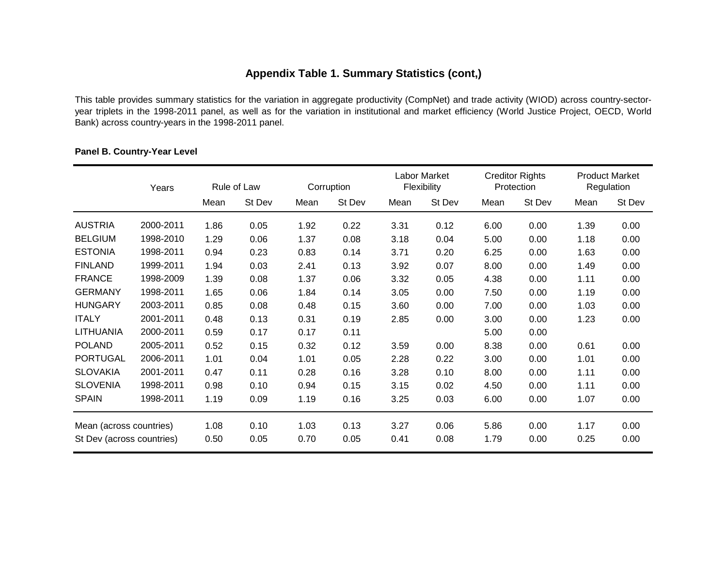# Appendix Table 1. Summary Statistics (cont,)

This table provides summary statistics for the variation in aggregate productivity (CompNet) and trade activity (WIOD) across country-sector-year triplets in the 1998-2011 panel, as well as for the variation in institutional and market efficiency (World Justice Project, OECD, World Bank) across country-years in the 1998-2011 panel.

**Panel B. Country-Year Level**

| | Years | Rule of Law | | Corruption | | Labor Market Flexibility | | Creditor Rights Protection | | Product Market Regulation | |
|---|---|---|---|---|---|---|---|---|---|---|---|
| | | Mean | St Dev | Mean | St Dev | Mean | St Dev | Mean | St Dev | Mean | St Dev |
| AUSTRIA | 2000-2011 | 1.86 | 0.05 | 1.92 | 0.22 | 3.31 | 0.12 | 6.00 | 0.00 | 1.39 | 0.00 |
| BELGIUM | 1998-2010 | 1.29 | 0.06 | 1.37 | 0.08 | 3.18 | 0.04 | 5.00 | 0.00 | 1.18 | 0.00 |
| ESTONIA | 1998-2011 | 0.94 | 0.23 | 0.83 | 0.14 | 3.71 | 0.20 | 6.25 | 0.00 | 1.63 | 0.00 |
| FINLAND | 1999-2011 | 1.94 | 0.03 | 2.41 | 0.13 | 3.92 | 0.07 | 8.00 | 0.00 | 1.49 | 0.00 |
| FRANCE | 1998-2009 | 1.39 | 0.08 | 1.37 | 0.06 | 3.32 | 0.05 | 4.38 | 0.00 | 1.11 | 0.00 |
| GERMANY | 1998-2011 | 1.65 | 0.06 | 1.84 | 0.14 | 3.05 | 0.00 | 7.50 | 0.00 | 1.19 | 0.00 |
| HUNGARY | 2003-2011 | 0.85 | 0.08 | 0.48 | 0.15 | 3.60 | 0.00 | 7.00 | 0.00 | 1.03 | 0.00 |
| ITALY | 2001-2011 | 0.48 | 0.13 | 0.31 | 0.19 | 2.85 | 0.00 | 3.00 | 0.00 | 1.23 | 0.00 |
| LITHUANIA | 2000-2011 | 0.59 | 0.17 | 0.17 | 0.11 | | | 5.00 | 0.00 | | |
| POLAND | 2005-2011 | 0.52 | 0.15 | 0.32 | 0.12 | 3.59 | 0.00 | 8.38 | 0.00 | 0.61 | 0.00 |
| PORTUGAL | 2006-2011 | 1.01 | 0.04 | 1.01 | 0.05 | 2.28 | 0.22 | 3.00 | 0.00 | 1.01 | 0.00 |
| SLOVAKIA | 2001-2011 | 0.47 | 0.11 | 0.28 | 0.16 | 3.28 | 0.10 | 8.00 | 0.00 | 1.11 | 0.00 |
| SLOVENIA | 1998-2011 | 0.98 | 0.10 | 0.94 | 0.15 | 3.15 | 0.02 | 4.50 | 0.00 | 1.11 | 0.00 |
| SPAIN | 1998-2011 | 1.19 | 0.09 | 1.19 | 0.16 | 3.25 | 0.03 | 6.00 | 0.00 | 1.07 | 0.00 |
| Mean (across countries) | | 1.08 | 0.10 | 1.03 | 0.13 | 3.27 | 0.06 | 5.86 | 0.00 | 1.17 | 0.00 |
| St Dev (across countries) | | 0.50 | 0.05 | 0.70 | 0.05 | 0.41 | 0.08 | 1.79 | 0.00 | 0.25 | 0.00 |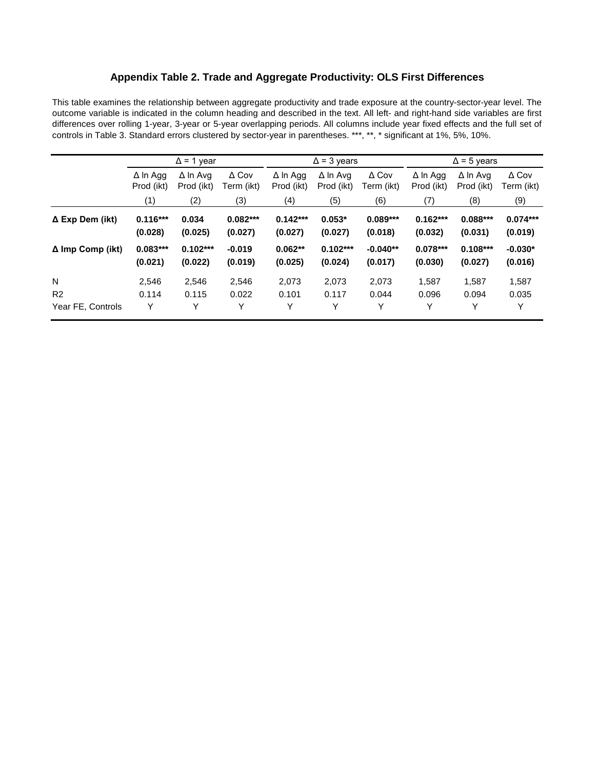**Appendix Table 2. Trade and Aggregate Productivity: OLS First Differences**

This table examines the relationship between aggregate productivity and trade exposure at the country-sector-year level. The outcome variable is indicated in the column heading and described in the text. All left- and right-hand side variables are first differences over rolling 1-year, 3-year or 5-year overlapping periods. All columns include year fixed effects and the full set of controls in Table 3. Standard errors clustered by sector-year in parentheses. \*\*\*, \*\*, \* significant at 1%, 5%, 10%.

| | Δ = 1 year | | | Δ = 3 years | | | Δ = 5 years | | |
|---|---|---|---|---|---|---|---|---|---|
| | Δ ln Agg Prod (ikt) | Δ ln Avg Prod (ikt) | Δ Cov Term (ikt) | Δ ln Agg Prod (ikt) | Δ ln Avg Prod (ikt) | Δ Cov Term (ikt) | Δ ln Agg Prod (ikt) | Δ ln Avg Prod (ikt) | Δ Cov Term (ikt) |
| | (1) | (2) | (3) | (4) | (5) | (6) | (7) | (8) | (9) |
| **Δ Exp Dem (ikt)** | **0.116\*\*\*** | **0.034** | **0.082\*\*\*** | **0.142\*\*\*** | **0.053\*** | **0.089\*\*\*** | **0.162\*\*\*** | **0.088\*\*\*** | **0.074\*\*\*** |
| | **(0.028)** | **(0.025)** | **(0.027)** | **(0.027)** | **(0.027)** | **(0.018)** | **(0.032)** | **(0.031)** | **(0.019)** |
| **Δ Imp Comp (ikt)** | **0.083\*\*\*** | **0.102\*\*\*** | **-0.019** | **0.062\*\*** | **0.102\*\*\*** | **-0.040\*\*** | **0.078\*\*\*** | **0.108\*\*\*** | **-0.030\*** |
| | **(0.021)** | **(0.022)** | **(0.019)** | **(0.025)** | **(0.024)** | **(0.017)** | **(0.030)** | **(0.027)** | **(0.016)** |
| N | 2,546 | 2,546 | 2,546 | 2,073 | 2,073 | 2,073 | 1,587 | 1,587 | 1,587 |
| R2 | 0.114 | 0.115 | 0.022 | 0.101 | 0.117 | 0.044 | 0.096 | 0.094 | 0.035 |
| Year FE, Controls | Y | Y | Y | Y | Y | Y | Y | Y | Y |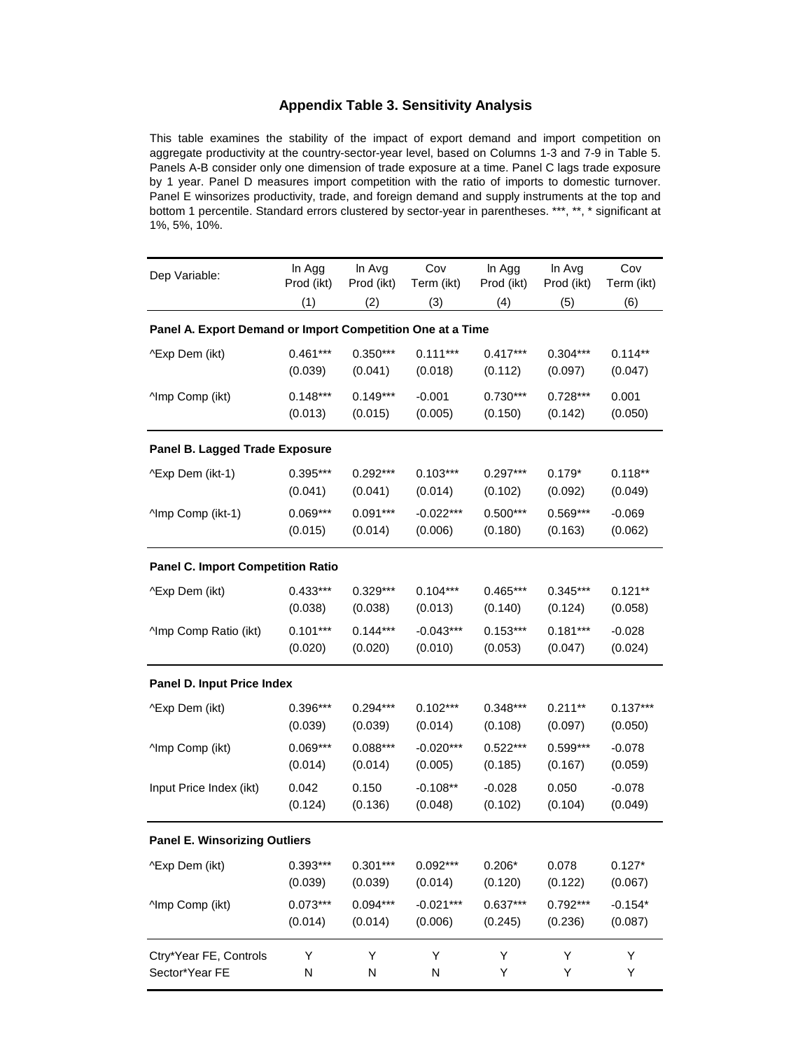# Appendix Table 3. Sensitivity Analysis

This table examines the stability of the impact of export demand and import competition on aggregate productivity at the country-sector-year level, based on Columns 1-3 and 7-9 in Table 5. Panels A-B consider only one dimension of trade exposure at a time. Panel C lags trade exposure by 1 year. Panel D measures import competition with the ratio of imports to domestic turnover. Panel E winsorizes productivity, trade, and foreign demand and supply instruments at the top and bottom 1 percentile. Standard errors clustered by sector-year in parentheses. ***, **, * significant at 1%, 5%, 10%.

| Dep Variable: | ln Agg Prod (ikt) | ln Avg Prod (ikt) | Cov Term (ikt) | ln Agg Prod (ikt) | ln Avg Prod (ikt) | Cov Term (ikt) |
|---|---|---|---|---|---|---|
| | (1) | (2) | (3) | (4) | (5) | (6) |
| **Panel A. Export Demand or Import Competition One at a Time** | | | | | | |
| ^Exp Dem (ikt) | 0.461*** | 0.350*** | 0.111*** | 0.417*** | 0.304*** | 0.114** |
| | (0.039) | (0.041) | (0.018) | (0.112) | (0.097) | (0.047) |
| ^Imp Comp (ikt) | 0.148*** | 0.149*** | -0.001 | 0.730*** | 0.728*** | 0.001 |
| | (0.013) | (0.015) | (0.005) | (0.150) | (0.142) | (0.050) |
| **Panel B. Lagged Trade Exposure** | | | | | | |
| ^Exp Dem (ikt-1) | 0.395*** | 0.292*** | 0.103*** | 0.297*** | 0.179* | 0.118** |
| | (0.041) | (0.041) | (0.014) | (0.102) | (0.092) | (0.049) |
| ^Imp Comp (ikt-1) | 0.069*** | 0.091*** | -0.022*** | 0.500*** | 0.569*** | -0.069 |
| | (0.015) | (0.014) | (0.006) | (0.180) | (0.163) | (0.062) |
| **Panel C. Import Competition Ratio** | | | | | | |
| ^Exp Dem (ikt) | 0.433*** | 0.329*** | 0.104*** | 0.465*** | 0.345*** | 0.121** |
| | (0.038) | (0.038) | (0.013) | (0.140) | (0.124) | (0.058) |
| ^Imp Comp Ratio (ikt) | 0.101*** | 0.144*** | -0.043*** | 0.153*** | 0.181*** | -0.028 |
| | (0.020) | (0.020) | (0.010) | (0.053) | (0.047) | (0.024) |
| **Panel D. Input Price Index** | | | | | | |
| ^Exp Dem (ikt) | 0.396*** | 0.294*** | 0.102*** | 0.348*** | 0.211** | 0.137*** |
| | (0.039) | (0.039) | (0.014) | (0.108) | (0.097) | (0.050) |
| ^Imp Comp (ikt) | 0.069*** | 0.088*** | -0.020*** | 0.522*** | 0.599*** | -0.078 |
| | (0.014) | (0.014) | (0.005) | (0.185) | (0.167) | (0.059) |
| Input Price Index (ikt) | 0.042 | 0.150 | -0.108** | -0.028 | 0.050 | -0.078 |
| | (0.124) | (0.136) | (0.048) | (0.102) | (0.104) | (0.049) |
| **Panel E. Winsorizing Outliers** | | | | | | |
| ^Exp Dem (ikt) | 0.393*** | 0.301*** | 0.092*** | 0.206* | 0.078 | 0.127* |
| | (0.039) | (0.039) | (0.014) | (0.120) | (0.122) | (0.067) |
| ^Imp Comp (ikt) | 0.073*** | 0.094*** | -0.021*** | 0.637*** | 0.792*** | -0.154* |
| | (0.014) | (0.014) | (0.006) | (0.245) | (0.236) | (0.087) |
| Ctry*Year FE, Controls | Y | Y | Y | Y | Y | Y |
| Sector*Year FE | N | N | N | Y | Y | Y |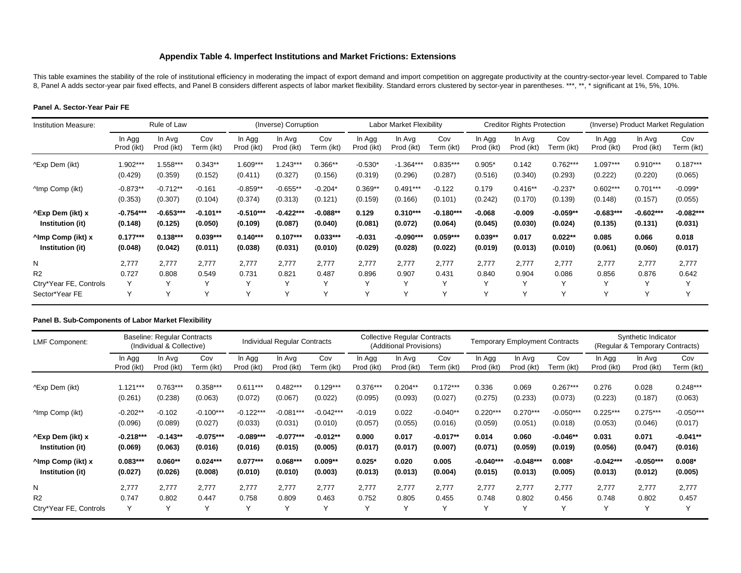### Appendix Table 4. Imperfect Institutions and Market Frictions: Extensions

This table examines the stability of the role of institutional efficiency in moderating the impact of export demand and import competition on aggregate productivity at the country-sector-year level. Compared to Table 8, Panel A adds sector-year pair fixed effects, and Panel B considers different aspects of labor market flexibility. Standard errors clustered by sector-year in parentheses. ***, **, * significant at 1%, 5%, 10%.

**Panel A. Sector-Year Pair FE**

| Institution Measure: | Rule of Law | | | (Inverse) Corruption | | | Labor Market Flexibility | | | Creditor Rights Protection | | | (Inverse) Product Market Regulation | | |
|---|---|---|---|---|---|---|---|---|---|---|---|---|---|---|---|
| | ln Agg Prod (ikt) | ln Avg Prod (ikt) | Cov Term (ikt) | ln Agg Prod (ikt) | ln Avg Prod (ikt) | Cov Term (ikt) | ln Agg Prod (ikt) | ln Avg Prod (ikt) | Cov Term (ikt) | ln Agg Prod (ikt) | ln Avg Prod (ikt) | Cov Term (ikt) | ln Agg Prod (ikt) | ln Avg Prod (ikt) | Cov Term (ikt) |
| ^Exp Dem (ikt) | 1.902*** | 1.558*** | 0.343** | 1.609*** | 1.243*** | 0.366** | -0.530* | -1.364*** | 0.835*** | 0.905* | 0.142 | 0.762*** | 1.097*** | 0.910*** | 0.187*** |
| | (0.429) | (0.359) | (0.152) | (0.411) | (0.327) | (0.156) | (0.319) | (0.296) | (0.287) | (0.516) | (0.340) | (0.293) | (0.222) | (0.220) | (0.065) |
| ^Imp Comp (ikt) | -0.873** | -0.712** | -0.161 | -0.859** | -0.655** | -0.204* | 0.369** | 0.491*** | -0.122 | 0.179 | 0.416** | -0.237* | 0.602*** | 0.701*** | -0.099* |
| | (0.353) | (0.307) | (0.104) | (0.374) | (0.313) | (0.121) | (0.159) | (0.166) | (0.101) | (0.242) | (0.170) | (0.139) | (0.148) | (0.157) | (0.055) |
| **^Exp Dem (ikt) x Institution (it)** | **-0.754***** | **-0.653***** | **-0.101**** | **-0.510***** | **-0.422***** | **-0.088**** | **0.129** | **0.310***** | **-0.180***** | **-0.068** | **-0.009** | **-0.059**** | **-0.683***** | **-0.602***** | **-0.082***** |
| | **(0.148)** | **(0.125)** | **(0.050)** | **(0.109)** | **(0.087)** | **(0.040)** | **(0.081)** | **(0.072)** | **(0.064)** | **(0.045)** | **(0.030)** | **(0.024)** | **(0.135)** | **(0.131)** | **(0.031)** |
| **^Imp Comp (ikt) x Institution (it)** | **0.177***** | **0.138***** | **0.039***** | **0.140***** | **0.107***** | **0.033***** | **-0.031** | **-0.090***** | **0.059***** | **0.039**** | **0.017** | **0.022**** | **0.085** | **0.066** | **0.018** |
| | **(0.048)** | **(0.042)** | **(0.011)** | **(0.038)** | **(0.031)** | **(0.010)** | **(0.029)** | **(0.028)** | **(0.022)** | **(0.019)** | **(0.013)** | **(0.010)** | **(0.061)** | **(0.060)** | **(0.017)** |
| N | 2,777 | 2,777 | 2,777 | 2,777 | 2,777 | 2,777 | 2,777 | 2,777 | 2,777 | 2,777 | 2,777 | 2,777 | 2,777 | 2,777 | 2,777 |
| R2 | 0.727 | 0.808 | 0.549 | 0.731 | 0.821 | 0.487 | 0.896 | 0.907 | 0.431 | 0.840 | 0.904 | 0.086 | 0.856 | 0.876 | 0.642 |
| Ctry*Year FE, Controls | Y | Y | Y | Y | Y | Y | Y | Y | Y | Y | Y | Y | Y | Y | Y |
| Sector*Year FE | Y | Y | Y | Y | Y | Y | Y | Y | Y | Y | Y | Y | Y | Y | Y |

**Panel B. Sub-Components of Labor Market Flexibility**

| LMF Component: | Baseline: Regular Contracts (Individual & Collective) | | | Individual Regular Contracts | | | Collective Regular Contracts (Additional Provisions) | | | Temporary Employment Contracts | | | Synthetic Indicator (Regular & Temporary Contracts) | | |
|---|---|---|---|---|---|---|---|---|---|---|---|---|---|---|---|
| | ln Agg Prod (ikt) | ln Avg Prod (ikt) | Cov Term (ikt) | ln Agg Prod (ikt) | ln Avg Prod (ikt) | Cov Term (ikt) | ln Agg Prod (ikt) | ln Avg Prod (ikt) | Cov Term (ikt) | ln Agg Prod (ikt) | ln Avg Prod (ikt) | Cov Term (ikt) | ln Agg Prod (ikt) | ln Avg Prod (ikt) | Cov Term (ikt) |
| ^Exp Dem (ikt) | 1.121*** | 0.763*** | 0.358*** | 0.611*** | 0.482*** | 0.129*** | 0.376*** | 0.204** | 0.172*** | 0.336 | 0.069 | 0.267*** | 0.276 | 0.028 | 0.248*** |
| | (0.261) | (0.238) | (0.063) | (0.072) | (0.067) | (0.022) | (0.095) | (0.093) | (0.027) | (0.275) | (0.233) | (0.073) | (0.223) | (0.187) | (0.063) |
| ^Imp Comp (ikt) | -0.202** | -0.102 | -0.100*** | -0.122*** | -0.081*** | -0.042*** | -0.019 | 0.022 | -0.040** | 0.220*** | 0.270*** | -0.050*** | 0.225*** | 0.275*** | -0.050*** |
| | (0.096) | (0.089) | (0.027) | (0.033) | (0.031) | (0.010) | (0.057) | (0.055) | (0.016) | (0.059) | (0.051) | (0.018) | (0.053) | (0.046) | (0.017) |
| **^Exp Dem (ikt) x Institution (it)** | **-0.218***** | **-0.143**** | **-0.075***** | **-0.089***** | **-0.077***** | **-0.012**** | **0.000** | **0.017** | **-0.017**** | **0.014** | **0.060** | **-0.046**** | **0.031** | **0.071** | **-0.041**** |
| | **(0.069)** | **(0.063)** | **(0.016)** | **(0.016)** | **(0.015)** | **(0.005)** | **(0.017)** | **(0.017)** | **(0.007)** | **(0.071)** | **(0.059)** | **(0.019)** | **(0.056)** | **(0.047)** | **(0.016)** |
| **^Imp Comp (ikt) x Institution (it)** | **0.083***** | **0.060**** | **0.024***** | **0.077***** | **0.068***** | **0.009**** | **0.025*** | **0.020** | **0.005** | **-0.040***** | **-0.048***** | **0.008*** | **-0.042***** | **-0.050***** | **0.008*** |
| | **(0.027)** | **(0.026)** | **(0.008)** | **(0.010)** | **(0.010)** | **(0.003)** | **(0.013)** | **(0.013)** | **(0.004)** | **(0.015)** | **(0.013)** | **(0.005)** | **(0.013)** | **(0.012)** | **(0.005)** |
| N | 2,777 | 2,777 | 2,777 | 2,777 | 2,777 | 2,777 | 2,777 | 2,777 | 2,777 | 2,777 | 2,777 | 2,777 | 2,777 | 2,777 | 2,777 |
| R2 | 0.747 | 0.802 | 0.447 | 0.758 | 0.809 | 0.463 | 0.752 | 0.805 | 0.455 | 0.748 | 0.802 | 0.456 | 0.748 | 0.802 | 0.457 |
| Ctry*Year FE, Controls | Y | Y | Y | Y | Y | Y | Y | Y | Y | Y | Y | Y | Y | Y | Y |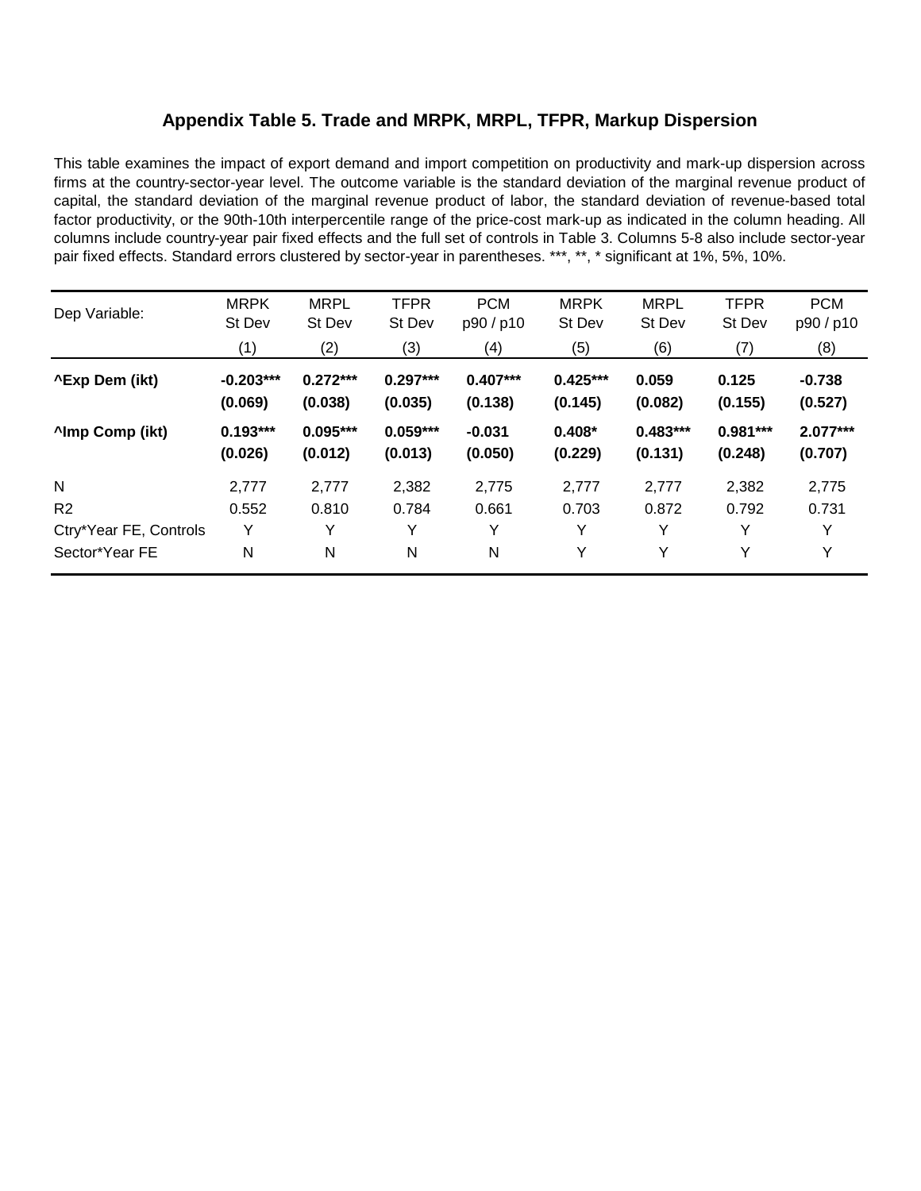# Appendix Table 5. Trade and MRPK, MRPL, TFPR, Markup Dispersion

This table examines the impact of export demand and import competition on productivity and mark-up dispersion across firms at the country-sector-year level. The outcome variable is the standard deviation of the marginal revenue product of capital, the standard deviation of the marginal revenue product of labor, the standard deviation of revenue-based total factor productivity, or the 90th-10th interpercentile range of the price-cost mark-up as indicated in the column heading. All columns include country-year pair fixed effects and the full set of controls in Table 3. Columns 5-8 also include sector-year pair fixed effects. Standard errors clustered by sector-year in parentheses. ***, **, * significant at 1%, 5%, 10%.

| Dep Variable: | MRPK St Dev | MRPL St Dev | TFPR St Dev | PCM p90 / p10 | MRPK St Dev | MRPL St Dev | TFPR St Dev | PCM p90 / p10 |
|---|---|---|---|---|---|---|---|---|
| | (1) | (2) | (3) | (4) | (5) | (6) | (7) | (8) |
| **^Exp Dem (ikt)** | **-0.203*** ** | **0.272*** ** | **0.297*** ** | **0.407*** ** | **0.425*** ** | **0.059** | **0.125** | **-0.738** |
| | **(0.069)** | **(0.038)** | **(0.035)** | **(0.138)** | **(0.145)** | **(0.082)** | **(0.155)** | **(0.527)** |
| **^Imp Comp (ikt)** | **0.193*** ** | **0.095*** ** | **0.059*** ** | **-0.031** | **0.408* ** | **0.483*** ** | **0.981*** ** | **2.077*** ** |
| | **(0.026)** | **(0.012)** | **(0.013)** | **(0.050)** | **(0.229)** | **(0.131)** | **(0.248)** | **(0.707)** |
| N | 2,777 | 2,777 | 2,382 | 2,775 | 2,777 | 2,777 | 2,382 | 2,775 |
| R2 | 0.552 | 0.810 | 0.784 | 0.661 | 0.703 | 0.872 | 0.792 | 0.731 |
| Ctry*Year FE, Controls | Y | Y | Y | Y | Y | Y | Y | Y |
| Sector*Year FE | N | N | N | N | Y | Y | Y | Y |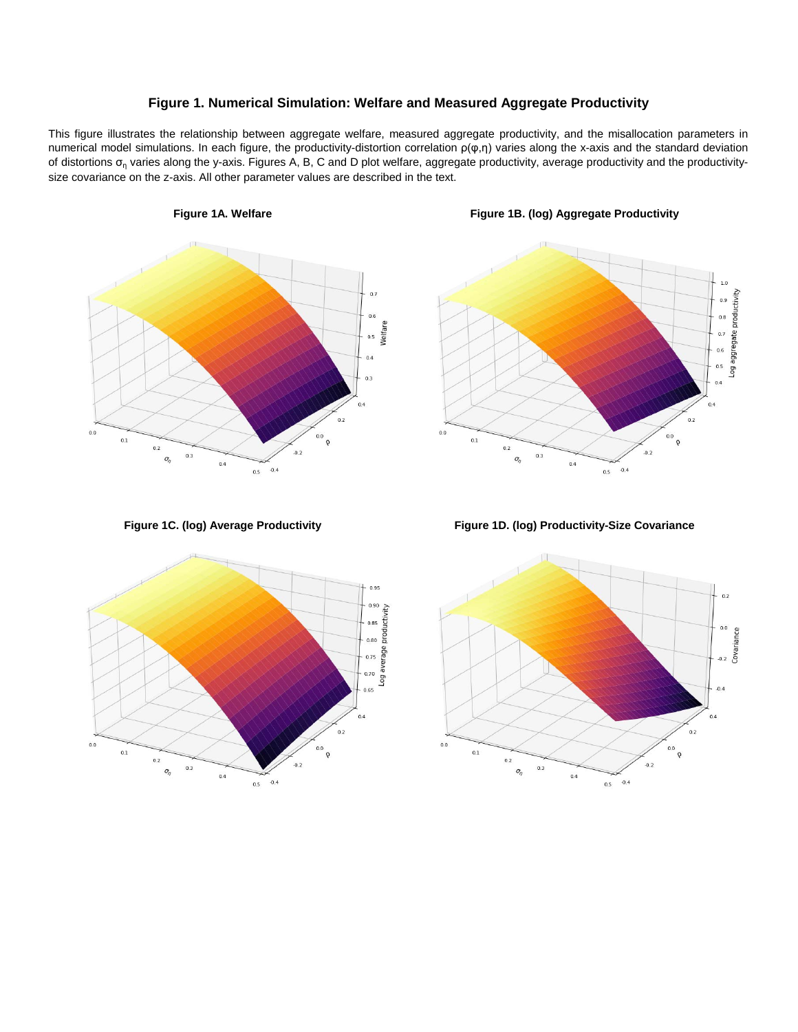## Figure 1. Numerical Simulation: Welfare and Measured Aggregate Productivity

This figure illustrates the relationship between aggregate welfare, measured aggregate productivity, and the misallocation parameters in numerical model simulations. In each figure, the productivity-distortion correlation $\rho(\varphi,\eta)$ varies along the x-axis and the standard deviation of distortions $\sigma_\eta$ varies along the y-axis. Figures A, B, C and D plot welfare, aggregate productivity, average productivity and the productivity-size covariance on the z-axis. All other parameter values are described in the text.

**Figure 1A. Welfare**

**Figure 1B. (log) Aggregate Productivity**

**Figure 1C. (log) Average Productivity**

**Figure 1D. (log) Productivity-Size Covariance**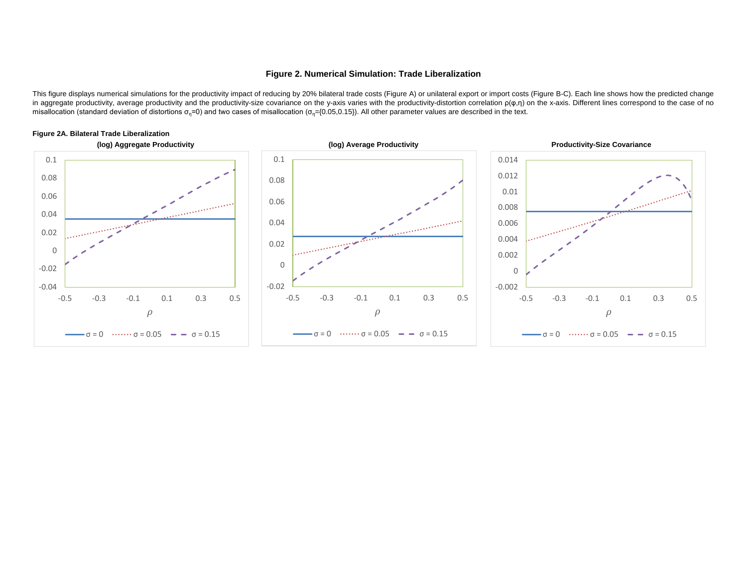# Figure 2. Numerical Simulation: Trade Liberalization

This figure displays numerical simulations for the productivity impact of reducing by 20% bilateral trade costs (Figure A) or unilateral export or import costs (Figure B-C). Each line shows how the predicted change in aggregate productivity, average productivity and the productivity-size covariance on the y-axis varies with the productivity-distortion correlation $\rho(\varphi,\eta)$ on the x-axis. Different lines correspond to the case of no misallocation (standard deviation of distortions $\sigma_\eta$=0) and two cases of misallocation ($\sigma_\eta$={0.05,0.15}). All other parameter values are described in the text.

**Figure 2A. Bilateral Trade Liberalization**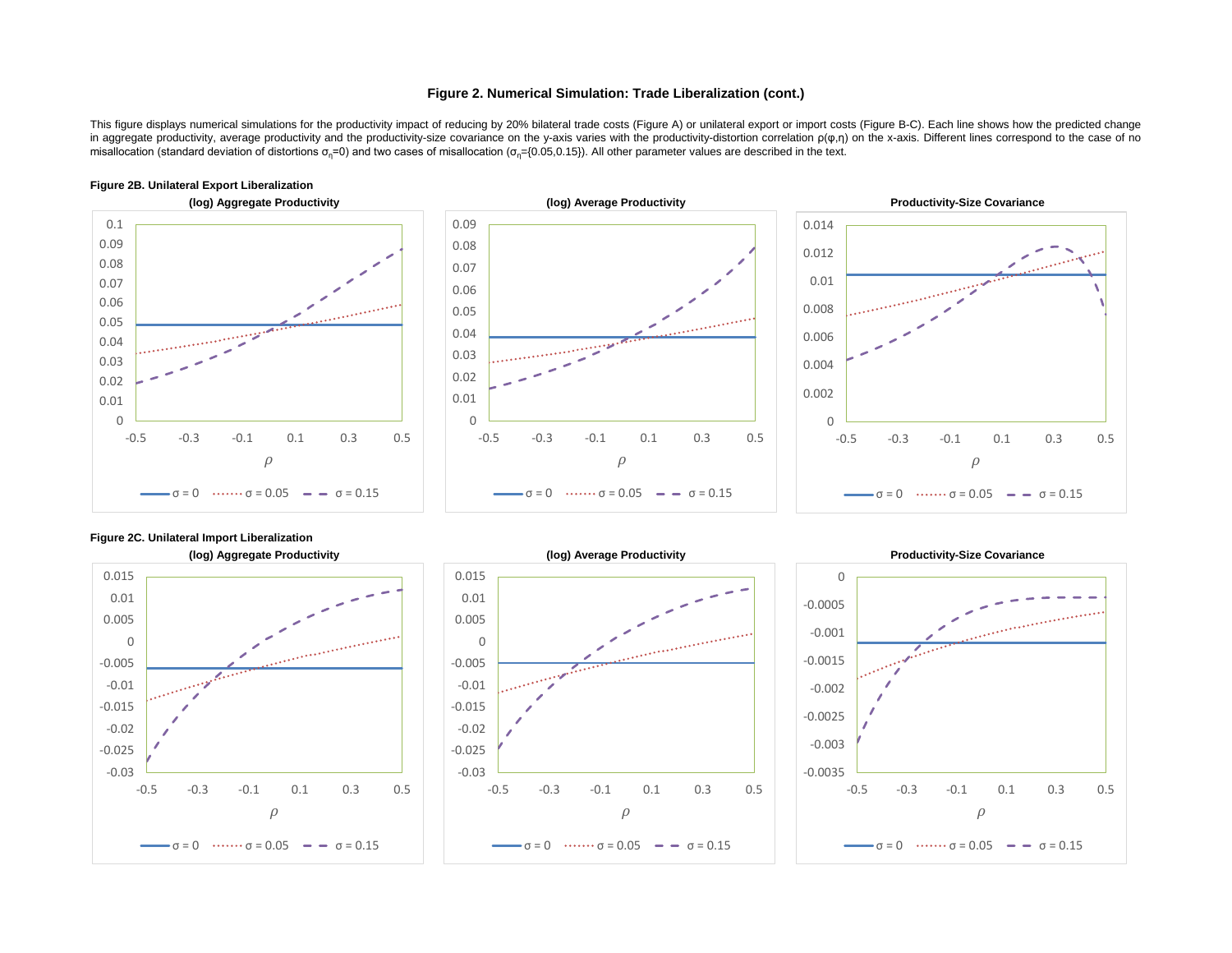## Figure 2. Numerical Simulation: Trade Liberalization (cont.)

This figure displays numerical simulations for the productivity impact of reducing by 20% bilateral trade costs (Figure A) or unilateral export or import costs (Figure B-C). Each line shows how the predicted change in aggregate productivity, average productivity and the productivity-size covariance on the y-axis varies with the productivity-distortion correlation $\rho(\varphi,\eta)$ on the x-axis. Different lines correspond to the case of no misallocation (standard deviation of distortions $\sigma_\eta$=0) and two cases of misallocation ($\sigma_\eta$={0.05,0.15}). All other parameter values are described in the text.

**Figure 2B. Unilateral Export Liberalization**

**(log) Aggregate Productivity**

**(log) Average Productivity**

**Productivity-Size Covariance**

**Figure 2C. Unilateral Import Liberalization**

**(log) Aggregate Productivity**

**(log) Average Productivity**

**Productivity-Size Covariance**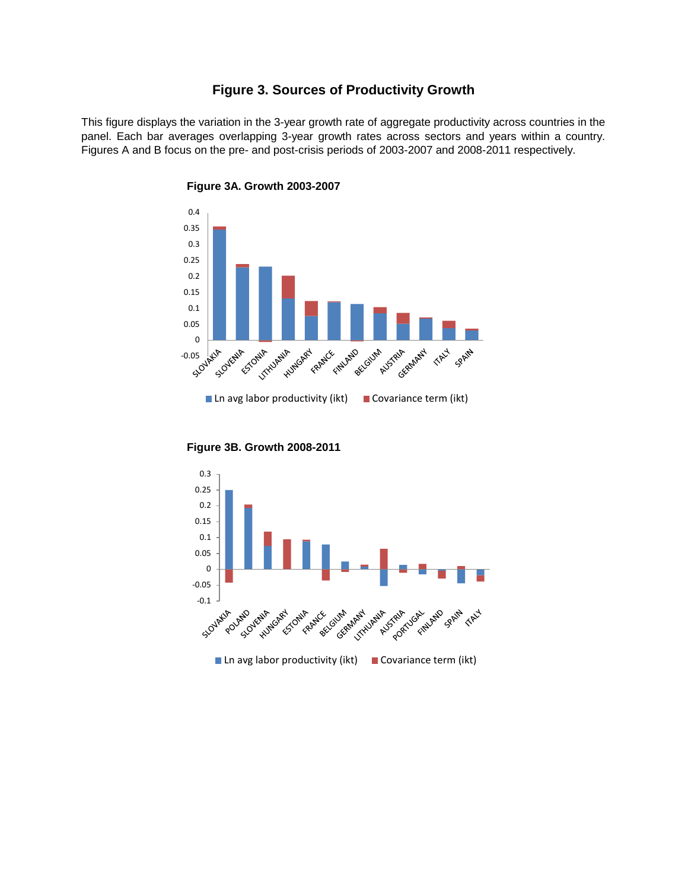# Figure 3. Sources of Productivity Growth

This figure displays the variation in the 3-year growth rate of aggregate productivity across countries in the panel. Each bar averages overlapping 3-year growth rates across sectors and years within a country. Figures A and B focus on the pre- and post-crisis periods of 2003-2007 and 2008-2011 respectively.

### Figure 3A. Growth 2003-2007

### Figure 3B. Growth 2008-2011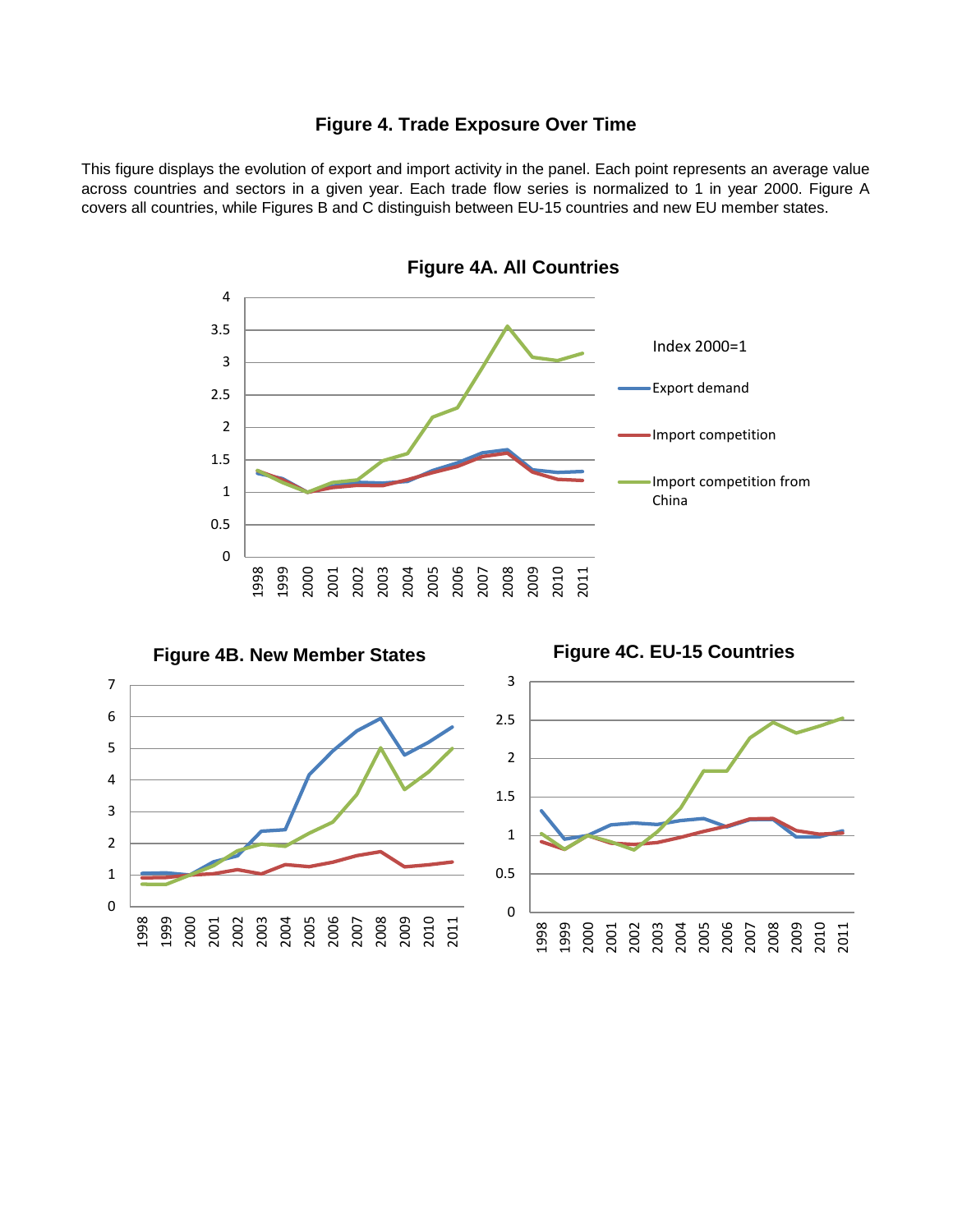# Figure 4. Trade Exposure Over Time

This figure displays the evolution of export and import activity in the panel. Each point represents an average value across countries and sectors in a given year. Each trade flow series is normalized to 1 in year 2000. Figure A covers all countries, while Figures B and C distinguish between EU-15 countries and new EU member states.

## Figure 4A. All Countries

## Figure 4B. New Member States

## Figure 4C. EU-15 Countries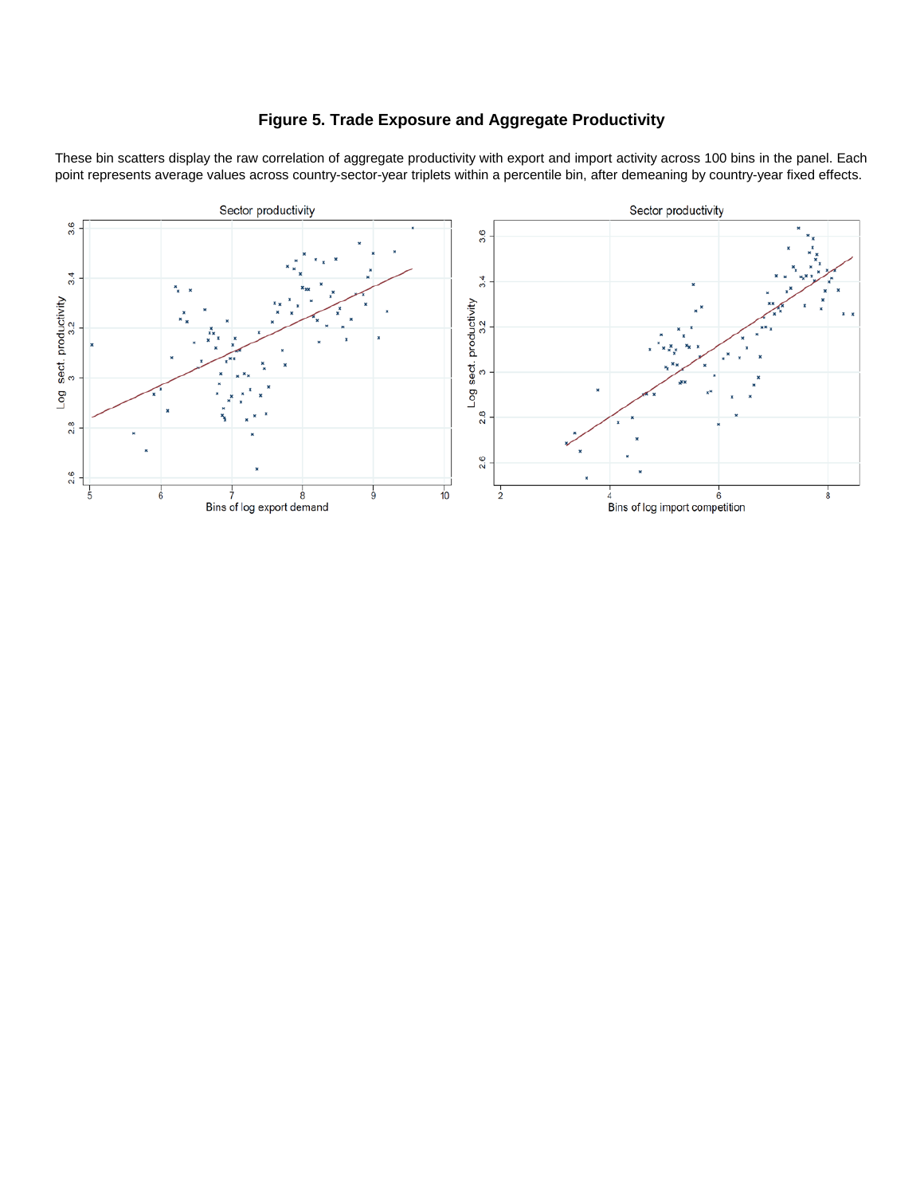### Figure 5. Trade Exposure and Aggregate Productivity

These bin scatters display the raw correlation of aggregate productivity with export and import activity across 100 bins in the panel. Each point represents average values across country-sector-year triplets within a percentile bin, after demeaning by country-year fixed effects.

Sector productivity

Log sect. productivity

3.6
3.4
3.2
3
2.8
2.6

5
6
7
8
9
10

Bins of log export demand

Sector productivity

Log sect. productivity

3.6
3.4
3.2
3
2.8
2.6

2
4
6
8

Bins of log import competition